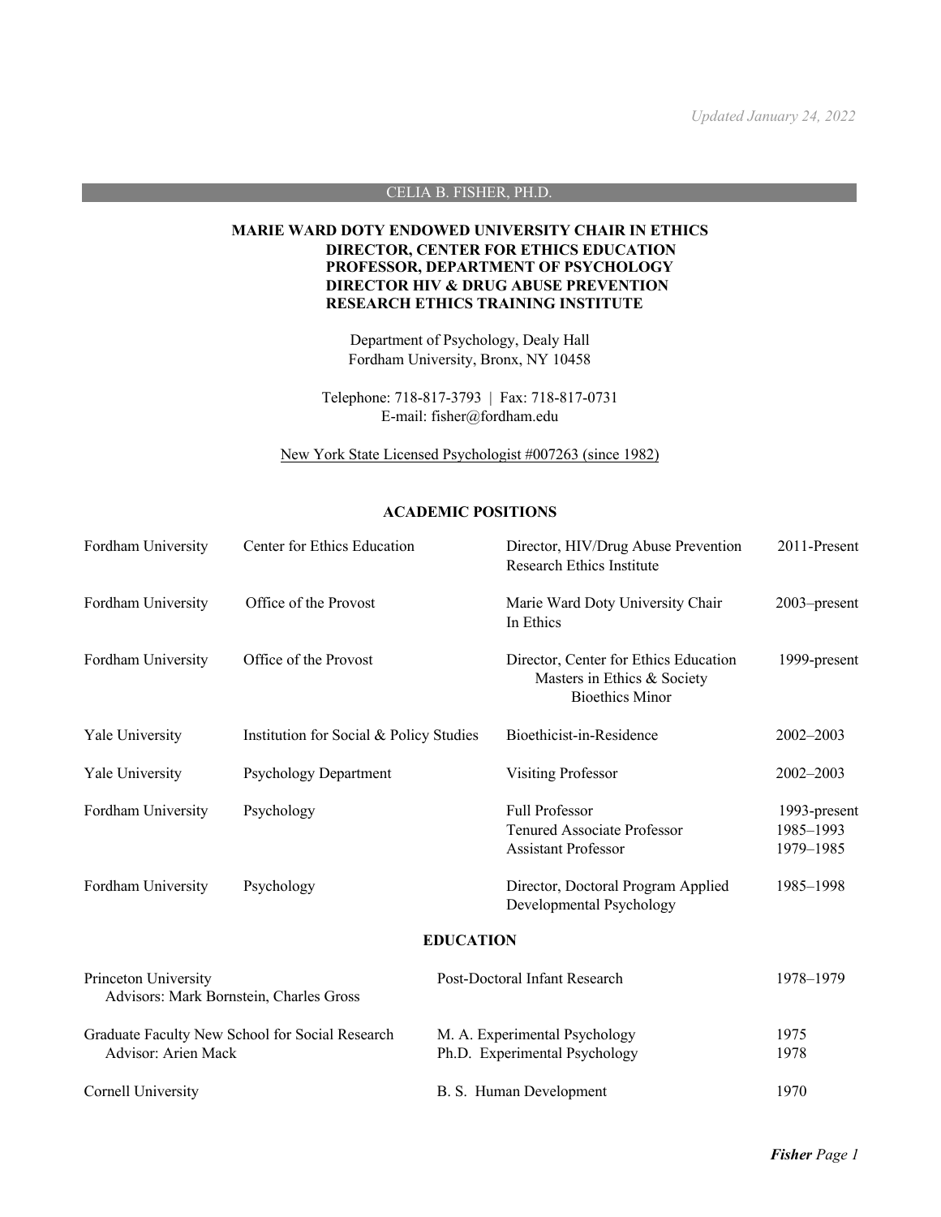*Updated January 24, 2022*

# CELIA B. FISHER, PH.D.

**MARIE WARD DOTY ENDOWED UNIVERSITY CHAIR IN ETHICS**
**DIRECTOR, CENTER FOR ETHICS EDUCATION**
**PROFESSOR, DEPARTMENT OF PSYCHOLOGY**
**DIRECTOR HIV & DRUG ABUSE PREVENTION RESEARCH ETHICS TRAINING INSTITUTE**

Department of Psychology, Dealy Hall
Fordham University, Bronx, NY 10458

Telephone: 718-817-3793 | Fax: 718-817-0731
E-mail: fisher@fordham.edu

New York State Licensed Psychologist #007263 (since 1982)

## ACADEMIC POSITIONS

| | | | |
|---|---|---|---|
| Fordham University | Center for Ethics Education | Director, HIV/Drug Abuse Prevention Research Ethics Institute | 2011-Present |
| Fordham University | Office of the Provost | Marie Ward Doty University Chair In Ethics | 2003–present |
| Fordham University | Office of the Provost | Director, Center for Ethics Education<br>Masters in Ethics & Society<br>Bioethics Minor | 1999-present |
| Yale University | Institution for Social & Policy Studies | Bioethicist-in-Residence | 2002–2003 |
| Yale University | Psychology Department | Visiting Professor | 2002–2003 |
| Fordham University | Psychology | Full Professor<br>Tenured Associate Professor<br>Assistant Professor | 1993-present<br>1985–1993<br>1979–1985 |
| Fordham University | Psychology | Director, Doctoral Program Applied Developmental Psychology | 1985–1998 |

## EDUCATION

| | | |
|---|---|---|
| Princeton University<br>Advisors: Mark Bornstein, Charles Gross | Post-Doctoral Infant Research | 1978–1979 |
| Graduate Faculty New School for Social Research<br>Advisor: Arien Mack | M. A. Experimental Psychology<br>Ph.D. Experimental Psychology | 1975<br>1978 |
| Cornell University | B. S. Human Development | 1970 |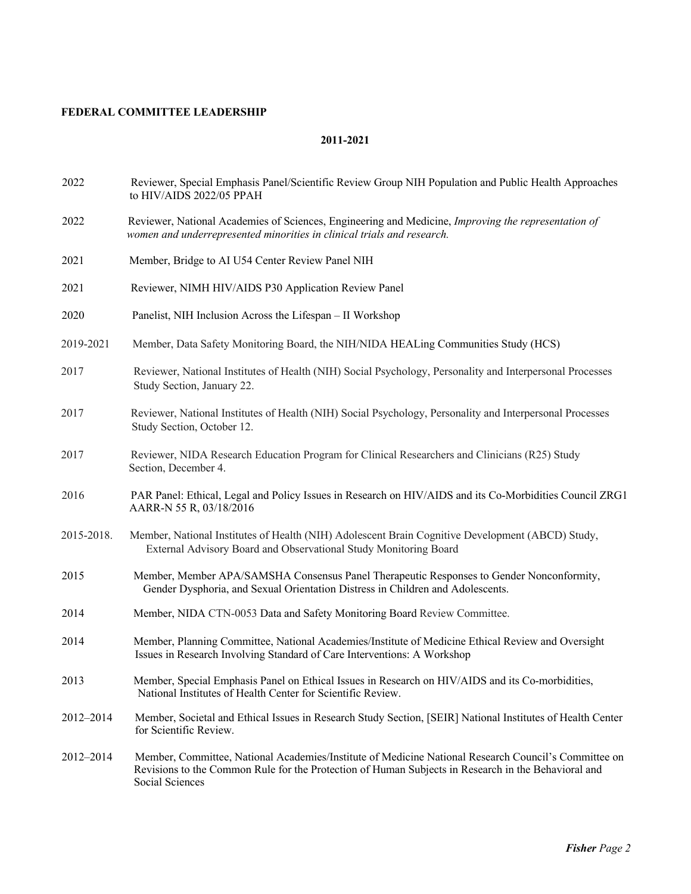**FEDERAL COMMITTEE LEADERSHIP**

**2011-2021**

| | |
|---|---|
| 2022 | Reviewer, Special Emphasis Panel/Scientific Review Group NIH Population and Public Health Approaches to HIV/AIDS 2022/05 PPAH |
| 2022 | Reviewer, National Academies of Sciences, Engineering and Medicine, *Improving the representation of women and underrepresented minorities in clinical trials and research.* |
| 2021 | Member, Bridge to AI U54 Center Review Panel NIH |
| 2021 | Reviewer, NIMH HIV/AIDS P30 Application Review Panel |
| 2020 | Panelist, NIH Inclusion Across the Lifespan – II Workshop |
| 2019-2021 | Member, Data Safety Monitoring Board, the NIH/NIDA HEALing Communities Study (HCS) |
| 2017 | Reviewer, National Institutes of Health (NIH) Social Psychology, Personality and Interpersonal Processes Study Section, January 22. |
| 2017 | Reviewer, National Institutes of Health (NIH) Social Psychology, Personality and Interpersonal Processes Study Section, October 12. |
| 2017 | Reviewer, NIDA Research Education Program for Clinical Researchers and Clinicians (R25) Study Section, December 4. |
| 2016 | PAR Panel: Ethical, Legal and Policy Issues in Research on HIV/AIDS and its Co-Morbidities Council ZRG1 AARR-N 55 R, 03/18/2016 |
| 2015-2018. | Member, National Institutes of Health (NIH) Adolescent Brain Cognitive Development (ABCD) Study, External Advisory Board and Observational Study Monitoring Board |
| 2015 | Member, Member APA/SAMSHA Consensus Panel Therapeutic Responses to Gender Nonconformity, Gender Dysphoria, and Sexual Orientation Distress in Children and Adolescents. |
| 2014 | Member, NIDA CTN-0053 Data and Safety Monitoring Board Review Committee. |
| 2014 | Member, Planning Committee, National Academies/Institute of Medicine Ethical Review and Oversight Issues in Research Involving Standard of Care Interventions: A Workshop |
| 2013 | Member, Special Emphasis Panel on Ethical Issues in Research on HIV/AIDS and its Co-morbidities, National Institutes of Health Center for Scientific Review. |
| 2012–2014 | Member, Societal and Ethical Issues in Research Study Section, [SEIR] National Institutes of Health Center for Scientific Review. |
| 2012–2014 | Member, Committee, National Academies/Institute of Medicine National Research Council's Committee on Revisions to the Common Rule for the Protection of Human Subjects in Research in the Behavioral and Social Sciences |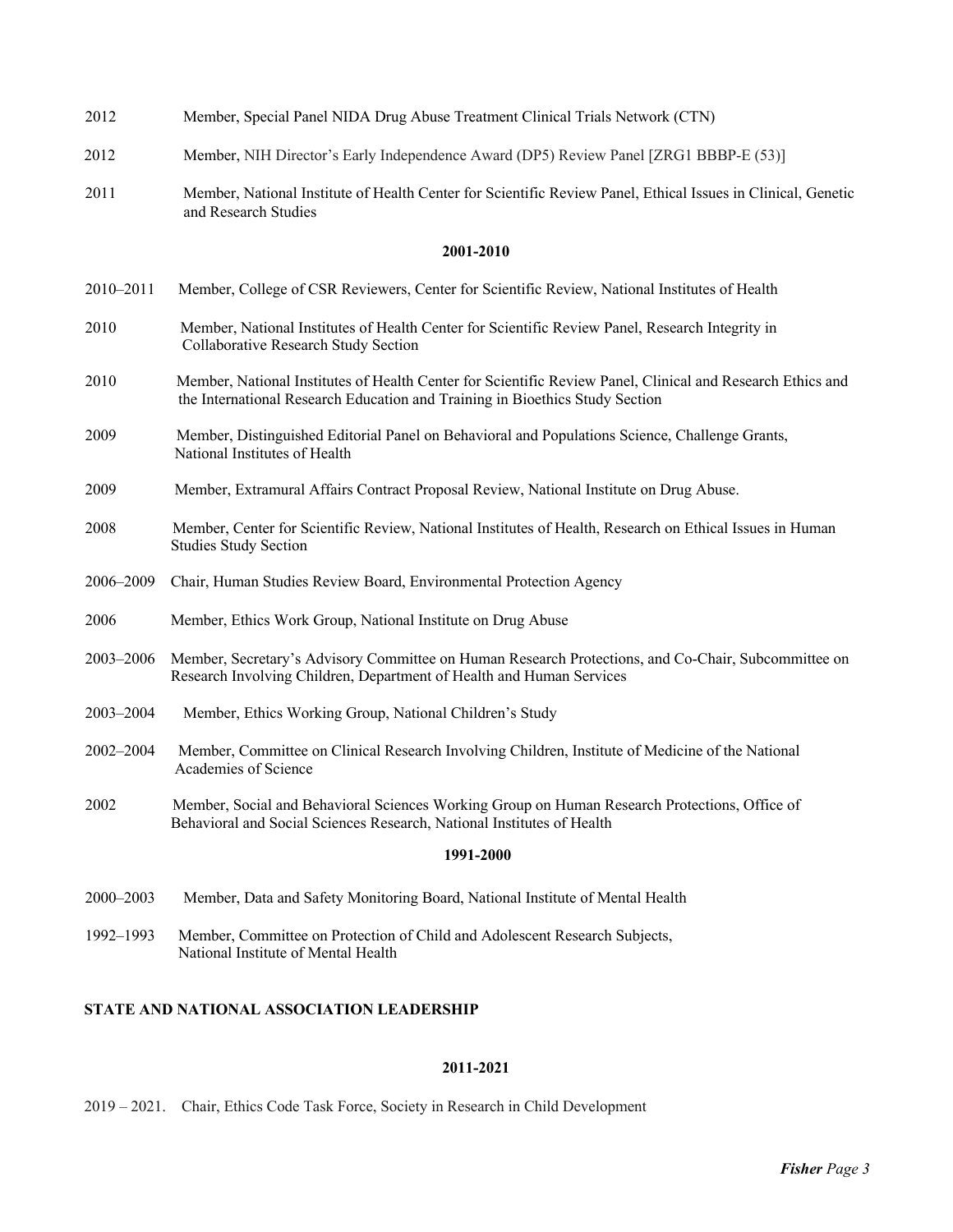2012 Member, Special Panel NIDA Drug Abuse Treatment Clinical Trials Network (CTN)

2012 Member, NIH Director's Early Independence Award (DP5) Review Panel [ZRG1 BBBP-E (53)]

2011 Member, National Institute of Health Center for Scientific Review Panel, Ethical Issues in Clinical, Genetic and Research Studies

**2001-2010**

2010–2011 Member, College of CSR Reviewers, Center for Scientific Review, National Institutes of Health

2010 Member, National Institutes of Health Center for Scientific Review Panel, Research Integrity in Collaborative Research Study Section

2010 Member, National Institutes of Health Center for Scientific Review Panel, Clinical and Research Ethics and the International Research Education and Training in Bioethics Study Section

2009 Member, Distinguished Editorial Panel on Behavioral and Populations Science, Challenge Grants, National Institutes of Health

2009 Member, Extramural Affairs Contract Proposal Review, National Institute on Drug Abuse.

2008 Member, Center for Scientific Review, National Institutes of Health, Research on Ethical Issues in Human Studies Study Section

2006–2009 Chair, Human Studies Review Board, Environmental Protection Agency

2006 Member, Ethics Work Group, National Institute on Drug Abuse

2003–2006 Member, Secretary's Advisory Committee on Human Research Protections, and Co-Chair, Subcommittee on Research Involving Children, Department of Health and Human Services

2003–2004 Member, Ethics Working Group, National Children's Study

2002–2004 Member, Committee on Clinical Research Involving Children, Institute of Medicine of the National Academies of Science

2002 Member, Social and Behavioral Sciences Working Group on Human Research Protections, Office of Behavioral and Social Sciences Research, National Institutes of Health

**1991-2000**

2000–2003 Member, Data and Safety Monitoring Board, National Institute of Mental Health

1992–1993 Member, Committee on Protection of Child and Adolescent Research Subjects, National Institute of Mental Health

## STATE AND NATIONAL ASSOCIATION LEADERSHIP

**2011-2021**

2019 – 2021. Chair, Ethics Code Task Force, Society in Research in Child Development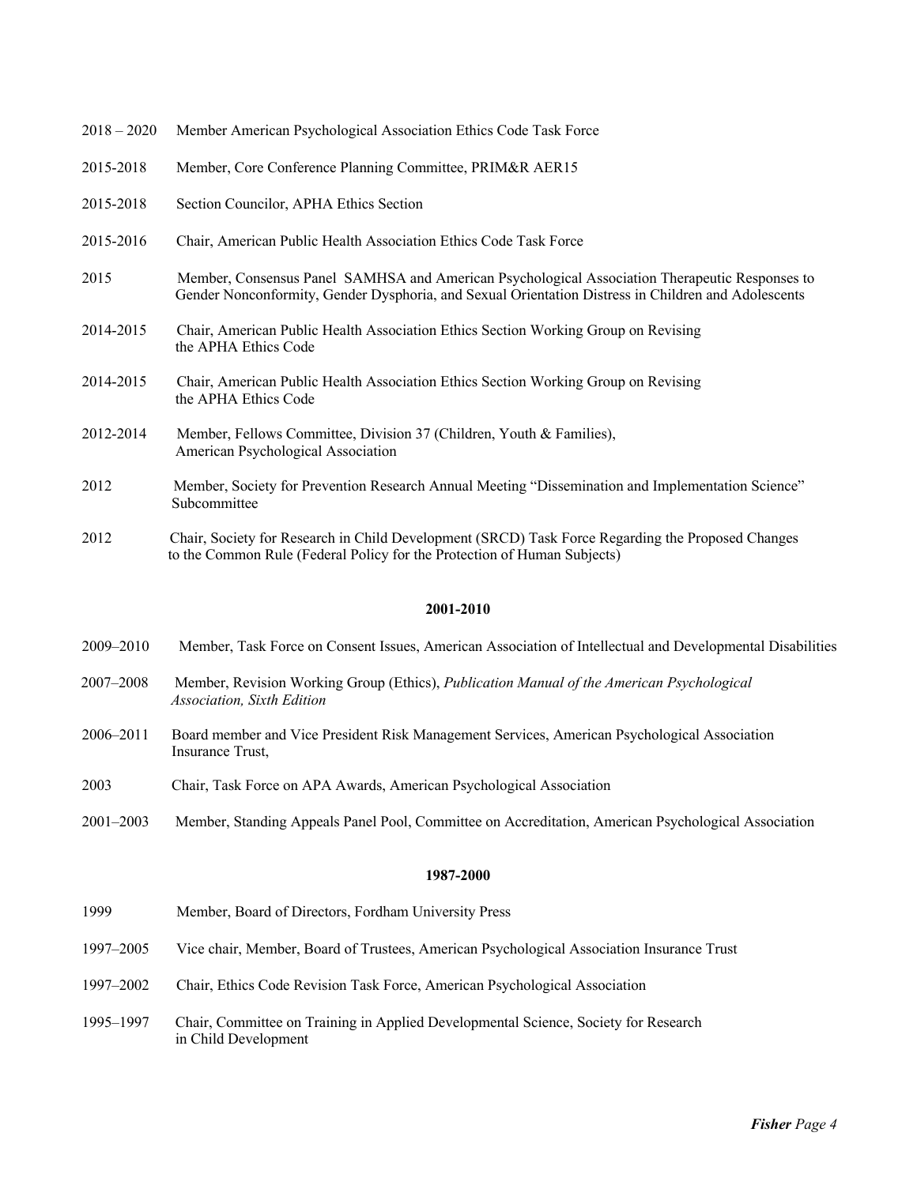2018 – 2020 Member American Psychological Association Ethics Code Task Force

2015-2018 Member, Core Conference Planning Committee, PRIM&R AER15

2015-2018 Section Councilor, APHA Ethics Section

2015-2016 Chair, American Public Health Association Ethics Code Task Force

2015 Member, Consensus Panel SAMHSA and American Psychological Association Therapeutic Responses to Gender Nonconformity, Gender Dysphoria, and Sexual Orientation Distress in Children and Adolescents

2014-2015 Chair, American Public Health Association Ethics Section Working Group on Revising the APHA Ethics Code

2014-2015 Chair, American Public Health Association Ethics Section Working Group on Revising the APHA Ethics Code

2012-2014 Member, Fellows Committee, Division 37 (Children, Youth & Families), American Psychological Association

2012 Member, Society for Prevention Research Annual Meeting "Dissemination and Implementation Science" Subcommittee

2012 Chair, Society for Research in Child Development (SRCD) Task Force Regarding the Proposed Changes to the Common Rule (Federal Policy for the Protection of Human Subjects)

**2001-2010**

2009–2010 Member, Task Force on Consent Issues, American Association of Intellectual and Developmental Disabilities

2007–2008 Member, Revision Working Group (Ethics), *Publication Manual of the American Psychological Association, Sixth Edition*

2006–2011 Board member and Vice President Risk Management Services, American Psychological Association Insurance Trust,

2003 Chair, Task Force on APA Awards, American Psychological Association

2001–2003 Member, Standing Appeals Panel Pool, Committee on Accreditation, American Psychological Association

**1987-2000**

1999 Member, Board of Directors, Fordham University Press

1997–2005 Vice chair, Member, Board of Trustees, American Psychological Association Insurance Trust

1997–2002 Chair, Ethics Code Revision Task Force, American Psychological Association

1995–1997 Chair, Committee on Training in Applied Developmental Science, Society for Research in Child Development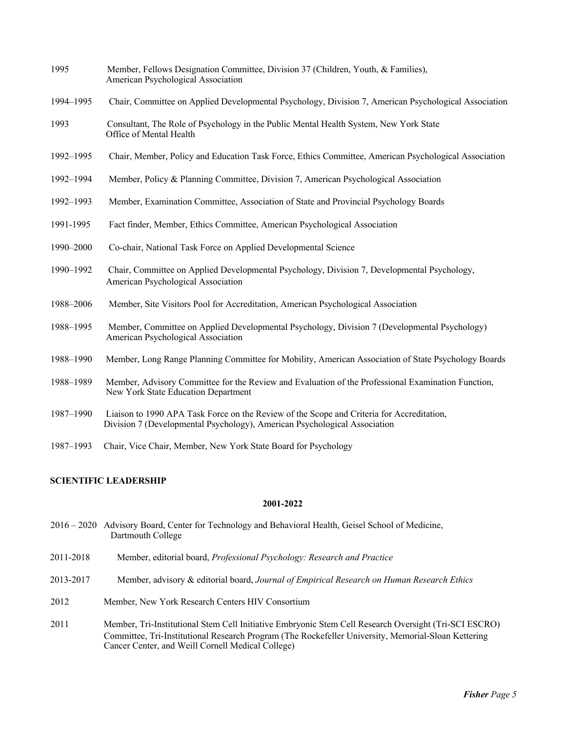1995 Member, Fellows Designation Committee, Division 37 (Children, Youth, & Families), American Psychological Association

1994–1995 Chair, Committee on Applied Developmental Psychology, Division 7, American Psychological Association

1993 Consultant, The Role of Psychology in the Public Mental Health System, New York State Office of Mental Health

1992–1995 Chair, Member, Policy and Education Task Force, Ethics Committee, American Psychological Association

1992–1994 Member, Policy & Planning Committee, Division 7, American Psychological Association

1992–1993 Member, Examination Committee, Association of State and Provincial Psychology Boards

1991-1995 Fact finder, Member, Ethics Committee, American Psychological Association

1990–2000 Co-chair, National Task Force on Applied Developmental Science

1990–1992 Chair, Committee on Applied Developmental Psychology, Division 7, Developmental Psychology, American Psychological Association

1988–2006 Member, Site Visitors Pool for Accreditation, American Psychological Association

1988–1995 Member, Committee on Applied Developmental Psychology, Division 7 (Developmental Psychology) American Psychological Association

1988–1990 Member, Long Range Planning Committee for Mobility, American Association of State Psychology Boards

1988–1989 Member, Advisory Committee for the Review and Evaluation of the Professional Examination Function, New York State Education Department

1987–1990 Liaison to 1990 APA Task Force on the Review of the Scope and Criteria for Accreditation, Division 7 (Developmental Psychology), American Psychological Association

1987–1993 Chair, Vice Chair, Member, New York State Board for Psychology

**SCIENTIFIC LEADERSHIP**

**2001-2022**

2016 – 2020 Advisory Board, Center for Technology and Behavioral Health, Geisel School of Medicine, Dartmouth College

2011-2018 Member, editorial board, *Professional Psychology: Research and Practice*

2013-2017 Member, advisory & editorial board, *Journal of Empirical Research on Human Research Ethics*

2012 Member, New York Research Centers HIV Consortium

2011 Member, Tri-Institutional Stem Cell Initiative Embryonic Stem Cell Research Oversight (Tri-SCI ESCRO) Committee, Tri-Institutional Research Program (The Rockefeller University, Memorial-Sloan Kettering Cancer Center, and Weill Cornell Medical College)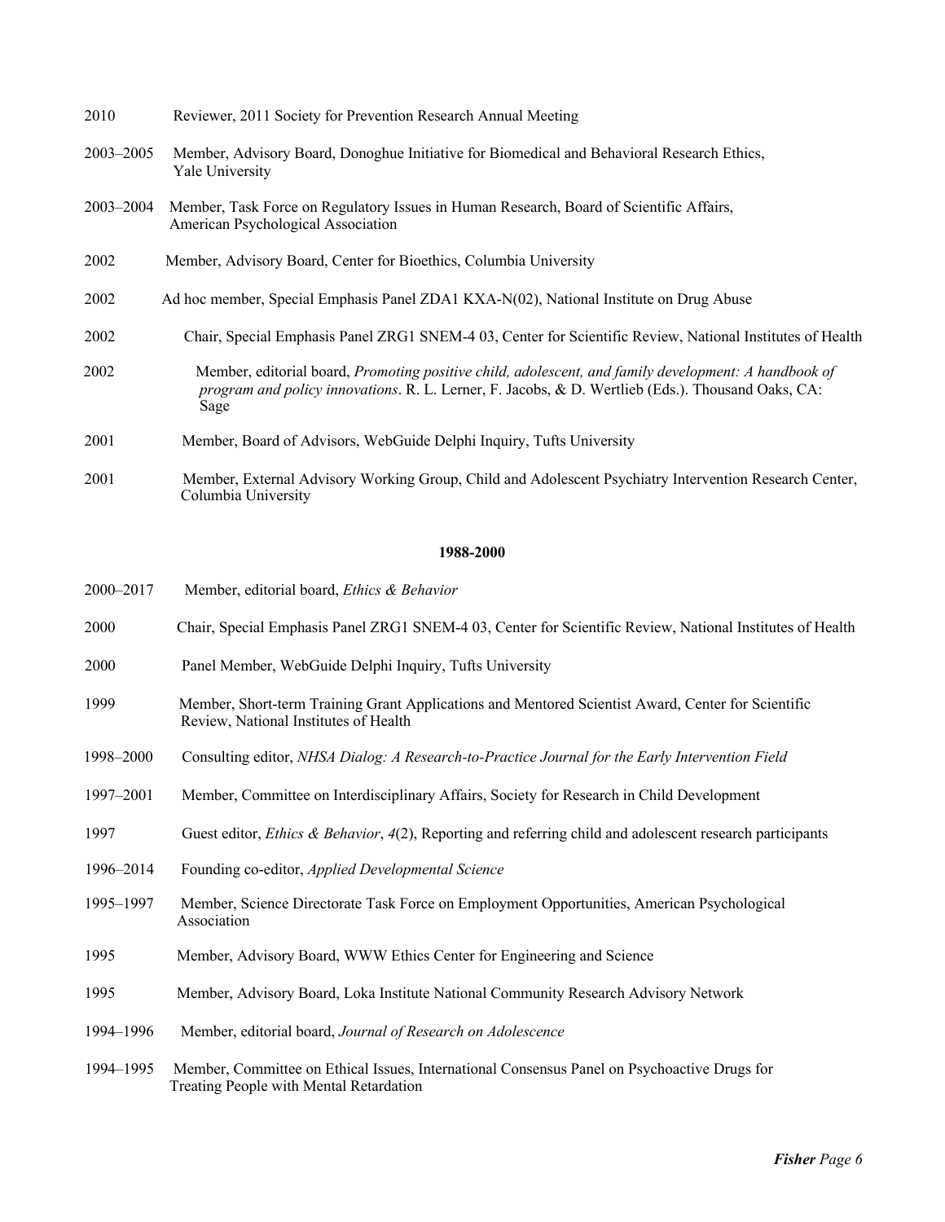2010 Reviewer, 2011 Society for Prevention Research Annual Meeting

2003–2005 Member, Advisory Board, Donoghue Initiative for Biomedical and Behavioral Research Ethics, Yale University

2003–2004 Member, Task Force on Regulatory Issues in Human Research, Board of Scientific Affairs, American Psychological Association

2002 Member, Advisory Board, Center for Bioethics, Columbia University

2002 Ad hoc member, Special Emphasis Panel ZDA1 KXA-N(02), National Institute on Drug Abuse

2002 Chair, Special Emphasis Panel ZRG1 SNEM-4 03, Center for Scientific Review, National Institutes of Health

2002 Member, editorial board, *Promoting positive child, adolescent, and family development: A handbook of program and policy innovations*. R. L. Lerner, F. Jacobs, & D. Wertlieb (Eds.). Thousand Oaks, CA: Sage

2001 Member, Board of Advisors, WebGuide Delphi Inquiry, Tufts University

2001 Member, External Advisory Working Group, Child and Adolescent Psychiatry Intervention Research Center, Columbia University

**1988-2000**

2000–2017 Member, editorial board, *Ethics & Behavior*

2000 Chair, Special Emphasis Panel ZRG1 SNEM-4 03, Center for Scientific Review, National Institutes of Health

2000 Panel Member, WebGuide Delphi Inquiry, Tufts University

1999 Member, Short-term Training Grant Applications and Mentored Scientist Award, Center for Scientific Review, National Institutes of Health

1998–2000 Consulting editor, *NHSA Dialog: A Research-to-Practice Journal for the Early Intervention Field*

1997–2001 Member, Committee on Interdisciplinary Affairs, Society for Research in Child Development

1997 Guest editor, *Ethics & Behavior*, *4*(2), Reporting and referring child and adolescent research participants

1996–2014 Founding co-editor, *Applied Developmental Science*

1995–1997 Member, Science Directorate Task Force on Employment Opportunities, American Psychological Association

1995 Member, Advisory Board, WWW Ethics Center for Engineering and Science

1995 Member, Advisory Board, Loka Institute National Community Research Advisory Network

1994–1996 Member, editorial board, *Journal of Research on Adolescence*

1994–1995 Member, Committee on Ethical Issues, International Consensus Panel on Psychoactive Drugs for Treating People with Mental Retardation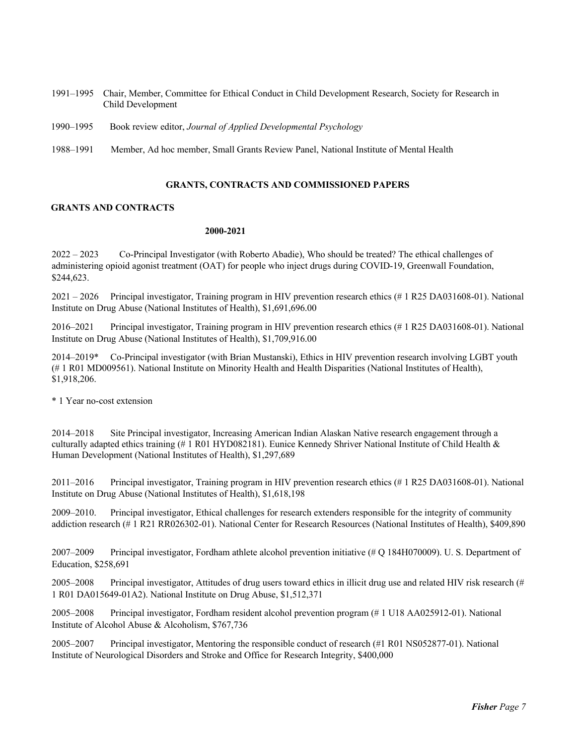1991–1995 Chair, Member, Committee for Ethical Conduct in Child Development Research, Society for Research in Child Development

1990–1995 Book review editor, *Journal of Applied Developmental Psychology*

1988–1991 Member, Ad hoc member, Small Grants Review Panel, National Institute of Mental Health

## GRANTS, CONTRACTS AND COMMISSIONED PAPERS

### GRANTS AND CONTRACTS

#### 2000-2021

2022 – 2023 Co-Principal Investigator (with Roberto Abadie), Who should be treated? The ethical challenges of administering opioid agonist treatment (OAT) for people who inject drugs during COVID-19, Greenwall Foundation, $244,623.

2021 – 2026 Principal investigator, Training program in HIV prevention research ethics (# 1 R25 DA031608-01). National Institute on Drug Abuse (National Institutes of Health), $1,691,696.00

2016–2021 Principal investigator, Training program in HIV prevention research ethics (# 1 R25 DA031608-01). National Institute on Drug Abuse (National Institutes of Health), $1,709,916.00

2014–2019* Co-Principal investigator (with Brian Mustanski), Ethics in HIV prevention research involving LGBT youth (# 1 R01 MD009561). National Institute on Minority Health and Health Disparities (National Institutes of Health), $1,918,206.

* 1 Year no-cost extension

2014–2018 Site Principal investigator, Increasing American Indian Alaskan Native research engagement through a culturally adapted ethics training (# 1 R01 HYD082181). Eunice Kennedy Shriver National Institute of Child Health & Human Development (National Institutes of Health), $1,297,689

2011–2016 Principal investigator, Training program in HIV prevention research ethics (# 1 R25 DA031608-01). National Institute on Drug Abuse (National Institutes of Health), $1,618,198

2009–2010. Principal investigator, Ethical challenges for research extenders responsible for the integrity of community addiction research (# 1 R21 RR026302-01). National Center for Research Resources (National Institutes of Health), $409,890

2007–2009 Principal investigator, Fordham athlete alcohol prevention initiative (# Q 184H070009). U. S. Department of Education, $258,691

2005–2008 Principal investigator, Attitudes of drug users toward ethics in illicit drug use and related HIV risk research (# 1 R01 DA015649-01A2). National Institute on Drug Abuse, $1,512,371

2005–2008 Principal investigator, Fordham resident alcohol prevention program (# 1 U18 AA025912-01). National Institute of Alcohol Abuse & Alcoholism, $767,736

2005–2007 Principal investigator, Mentoring the responsible conduct of research (#1 R01 NS052877-01). National Institute of Neurological Disorders and Stroke and Office for Research Integrity, $400,000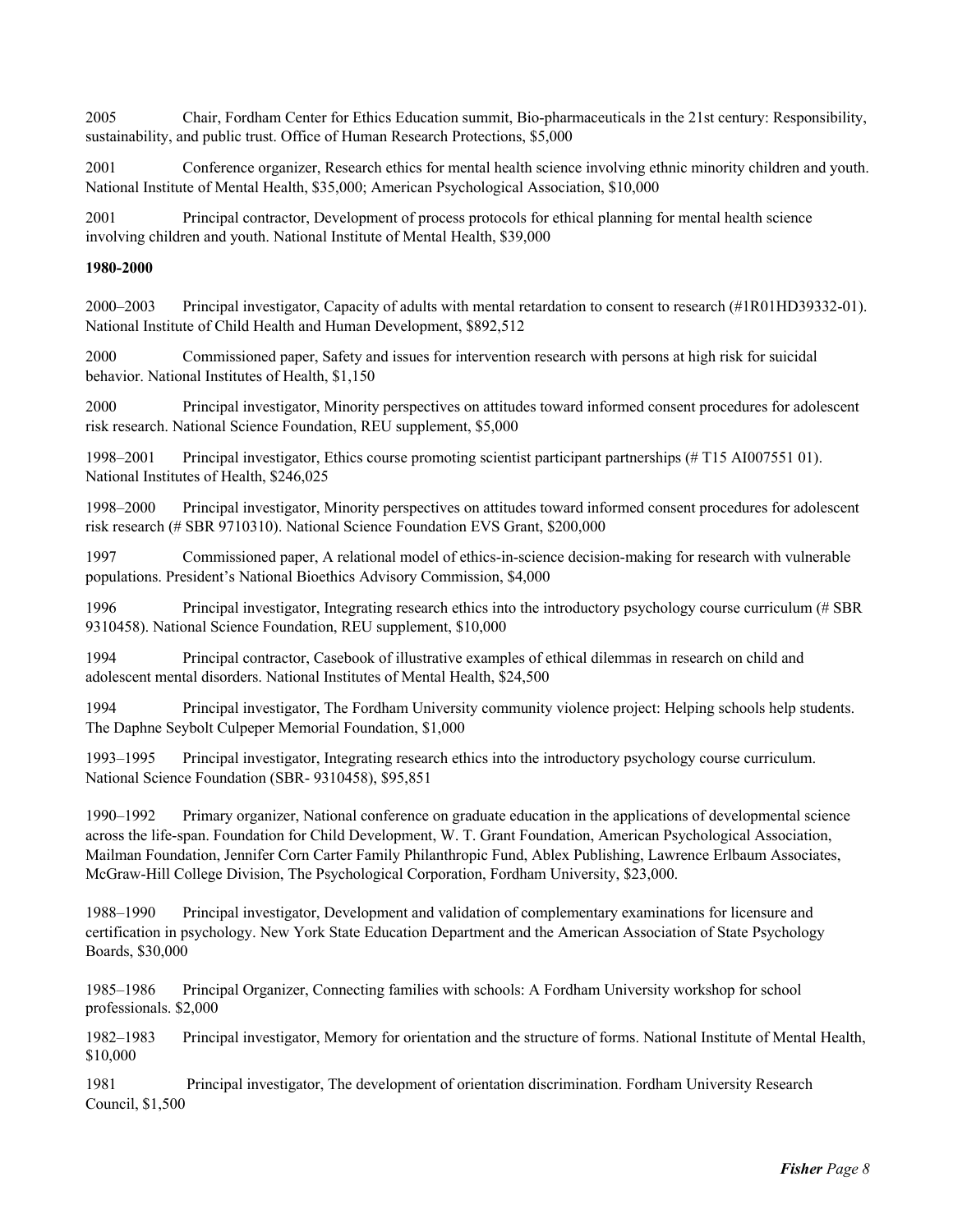2005 Chair, Fordham Center for Ethics Education summit, Bio-pharmaceuticals in the 21st century: Responsibility, sustainability, and public trust. Office of Human Research Protections, $5,000

2001 Conference organizer, Research ethics for mental health science involving ethnic minority children and youth. National Institute of Mental Health, $35,000; American Psychological Association, $10,000

2001 Principal contractor, Development of process protocols for ethical planning for mental health science involving children and youth. National Institute of Mental Health, $39,000

**1980-2000**

2000–2003 Principal investigator, Capacity of adults with mental retardation to consent to research (#1R01HD39332-01). National Institute of Child Health and Human Development, $892,512

2000 Commissioned paper, Safety and issues for intervention research with persons at high risk for suicidal behavior. National Institutes of Health, $1,150

2000 Principal investigator, Minority perspectives on attitudes toward informed consent procedures for adolescent risk research. National Science Foundation, REU supplement, $5,000

1998–2001 Principal investigator, Ethics course promoting scientist participant partnerships (# T15 AI007551 01). National Institutes of Health, $246,025

1998–2000 Principal investigator, Minority perspectives on attitudes toward informed consent procedures for adolescent risk research (# SBR 9710310). National Science Foundation EVS Grant, $200,000

1997 Commissioned paper, A relational model of ethics-in-science decision-making for research with vulnerable populations. President's National Bioethics Advisory Commission, $4,000

1996 Principal investigator, Integrating research ethics into the introductory psychology course curriculum (# SBR 9310458). National Science Foundation, REU supplement, $10,000

1994 Principal contractor, Casebook of illustrative examples of ethical dilemmas in research on child and adolescent mental disorders. National Institutes of Mental Health, $24,500

1994 Principal investigator, The Fordham University community violence project: Helping schools help students. The Daphne Seybolt Culpeper Memorial Foundation, $1,000

1993–1995 Principal investigator, Integrating research ethics into the introductory psychology course curriculum. National Science Foundation (SBR- 9310458), $95,851

1990–1992 Primary organizer, National conference on graduate education in the applications of developmental science across the life-span. Foundation for Child Development, W. T. Grant Foundation, American Psychological Association, Mailman Foundation, Jennifer Corn Carter Family Philanthropic Fund, Ablex Publishing, Lawrence Erlbaum Associates, McGraw-Hill College Division, The Psychological Corporation, Fordham University, $23,000.

1988–1990 Principal investigator, Development and validation of complementary examinations for licensure and certification in psychology. New York State Education Department and the American Association of State Psychology Boards, $30,000

1985–1986 Principal Organizer, Connecting families with schools: A Fordham University workshop for school professionals. $2,000

1982–1983 Principal investigator, Memory for orientation and the structure of forms. National Institute of Mental Health, $10,000

1981 Principal investigator, The development of orientation discrimination. Fordham University Research Council, $1,500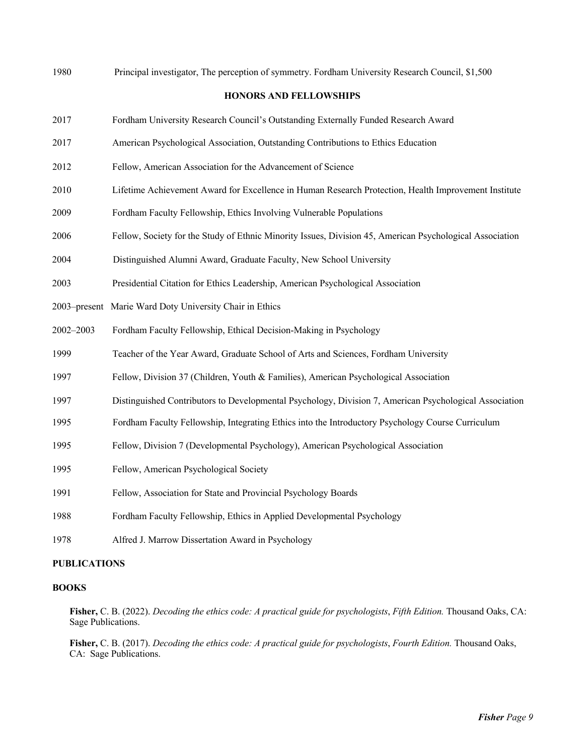1980 Principal investigator, The perception of symmetry. Fordham University Research Council, $1,500

### HONORS AND FELLOWSHIPS

2017 Fordham University Research Council's Outstanding Externally Funded Research Award

2017 American Psychological Association, Outstanding Contributions to Ethics Education

2012 Fellow, American Association for the Advancement of Science

2010 Lifetime Achievement Award for Excellence in Human Research Protection, Health Improvement Institute

2009 Fordham Faculty Fellowship, Ethics Involving Vulnerable Populations

2006 Fellow, Society for the Study of Ethnic Minority Issues, Division 45, American Psychological Association

2004 Distinguished Alumni Award, Graduate Faculty, New School University

2003 Presidential Citation for Ethics Leadership, American Psychological Association

2003–present Marie Ward Doty University Chair in Ethics

2002–2003 Fordham Faculty Fellowship, Ethical Decision-Making in Psychology

1999 Teacher of the Year Award, Graduate School of Arts and Sciences, Fordham University

1997 Fellow, Division 37 (Children, Youth & Families), American Psychological Association

1997 Distinguished Contributors to Developmental Psychology, Division 7, American Psychological Association

1995 Fordham Faculty Fellowship, Integrating Ethics into the Introductory Psychology Course Curriculum

1995 Fellow, Division 7 (Developmental Psychology), American Psychological Association

1995 Fellow, American Psychological Society

1991 Fellow, Association for State and Provincial Psychology Boards

1988 Fordham Faculty Fellowship, Ethics in Applied Developmental Psychology

1978 Alfred J. Marrow Dissertation Award in Psychology

### PUBLICATIONS

### BOOKS

**Fisher,** C. B. (2022). *Decoding the ethics code: A practical guide for psychologists*, *Fifth Edition.* Thousand Oaks, CA: Sage Publications.

**Fisher,** C. B. (2017). *Decoding the ethics code: A practical guide for psychologists*, *Fourth Edition.* Thousand Oaks, CA: Sage Publications.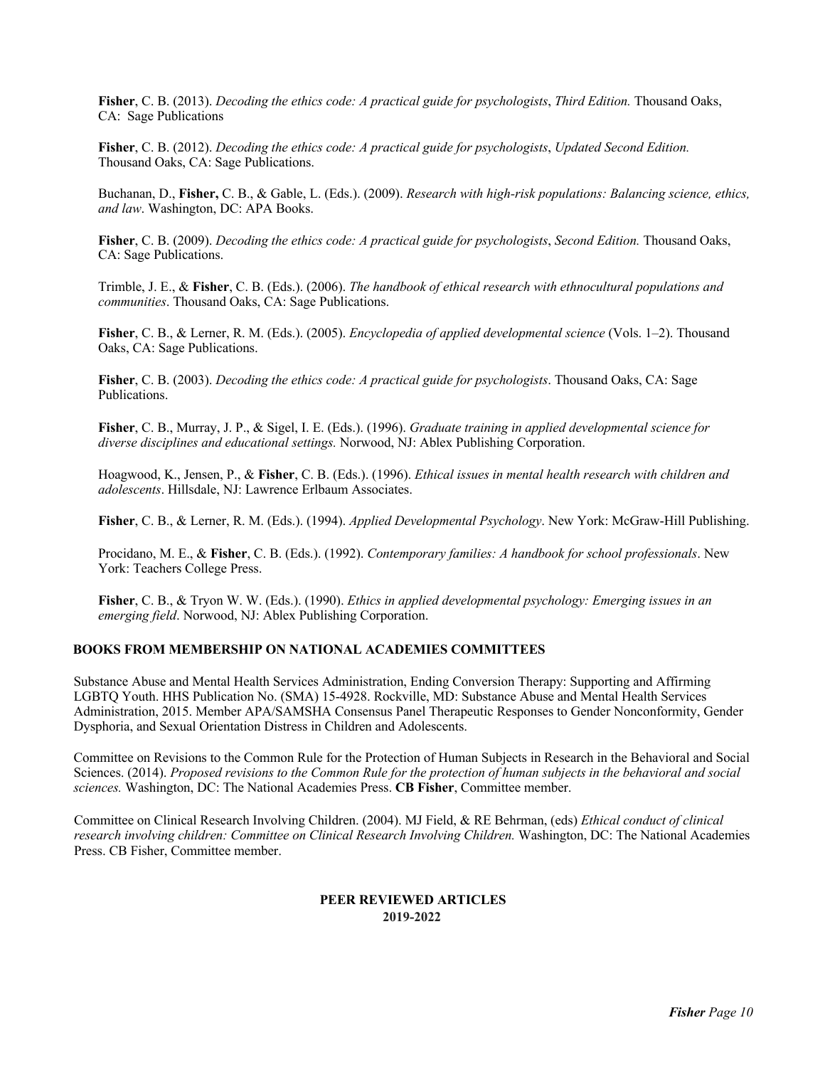**Fisher**, C. B. (2013). *Decoding the ethics code: A practical guide for psychologists*, *Third Edition.* Thousand Oaks, CA: Sage Publications

**Fisher**, C. B. (2012). *Decoding the ethics code: A practical guide for psychologists*, *Updated Second Edition.* Thousand Oaks, CA: Sage Publications.

Buchanan, D., **Fisher,** C. B., & Gable, L. (Eds.). (2009). *Research with high-risk populations: Balancing science, ethics, and law*. Washington, DC: APA Books.

**Fisher**, C. B. (2009). *Decoding the ethics code: A practical guide for psychologists*, *Second Edition.* Thousand Oaks, CA: Sage Publications.

Trimble, J. E., & **Fisher**, C. B. (Eds.). (2006). *The handbook of ethical research with ethnocultural populations and communities*. Thousand Oaks, CA: Sage Publications.

**Fisher**, C. B., & Lerner, R. M. (Eds.). (2005). *Encyclopedia of applied developmental science* (Vols. 1–2). Thousand Oaks, CA: Sage Publications.

**Fisher**, C. B. (2003). *Decoding the ethics code: A practical guide for psychologists*. Thousand Oaks, CA: Sage Publications.

**Fisher**, C. B., Murray, J. P., & Sigel, I. E. (Eds.). (1996). *Graduate training in applied developmental science for diverse disciplines and educational settings.* Norwood, NJ: Ablex Publishing Corporation.

Hoagwood, K., Jensen, P., & **Fisher**, C. B. (Eds.). (1996). *Ethical issues in mental health research with children and adolescents*. Hillsdale, NJ: Lawrence Erlbaum Associates.

**Fisher**, C. B., & Lerner, R. M. (Eds.). (1994). *Applied Developmental Psychology*. New York: McGraw-Hill Publishing.

Procidano, M. E., & **Fisher**, C. B. (Eds.). (1992). *Contemporary families: A handbook for school professionals*. New York: Teachers College Press.

**Fisher**, C. B., & Tryon W. W. (Eds.). (1990). *Ethics in applied developmental psychology: Emerging issues in an emerging field*. Norwood, NJ: Ablex Publishing Corporation.

### BOOKS FROM MEMBERSHIP ON NATIONAL ACADEMIES COMMITTEES

Substance Abuse and Mental Health Services Administration, Ending Conversion Therapy: Supporting and Affirming LGBTQ Youth. HHS Publication No. (SMA) 15-4928. Rockville, MD: Substance Abuse and Mental Health Services Administration, 2015. Member APA/SAMSHA Consensus Panel Therapeutic Responses to Gender Nonconformity, Gender Dysphoria, and Sexual Orientation Distress in Children and Adolescents.

Committee on Revisions to the Common Rule for the Protection of Human Subjects in Research in the Behavioral and Social Sciences. (2014). *Proposed revisions to the Common Rule for the protection of human subjects in the behavioral and social sciences.* Washington, DC: The National Academies Press. **CB Fisher**, Committee member.

Committee on Clinical Research Involving Children. (2004). MJ Field, & RE Behrman, (eds) *Ethical conduct of clinical research involving children: Committee on Clinical Research Involving Children.* Washington, DC: The National Academies Press. CB Fisher, Committee member.

### PEER REVIEWED ARTICLES
### 2019-2022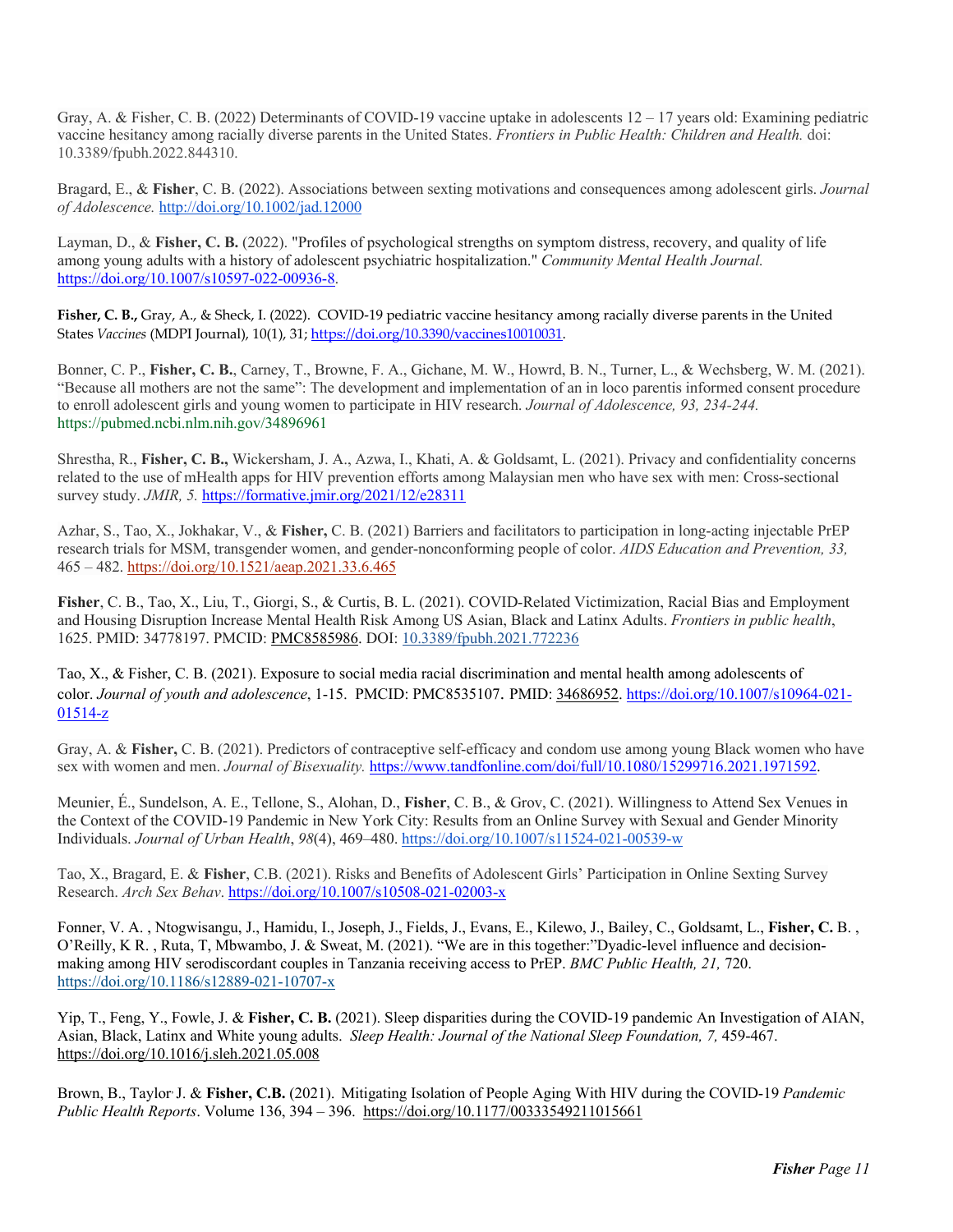Gray, A. & Fisher, C. B. (2022) Determinants of COVID-19 vaccine uptake in adolescents 12 – 17 years old: Examining pediatric vaccine hesitancy among racially diverse parents in the United States. *Frontiers in Public Health: Children and Health.* doi: 10.3389/fpubh.2022.844310.

Bragard, E., & **Fisher**, C. B. (2022). Associations between sexting motivations and consequences among adolescent girls. *Journal of Adolescence.* http://doi.org/10.1002/jad.12000

Layman, D., & **Fisher, C. B.** (2022). "Profiles of psychological strengths on symptom distress, recovery, and quality of life among young adults with a history of adolescent psychiatric hospitalization." *Community Mental Health Journal.* https://doi.org/10.1007/s10597-022-00936-8.

**Fisher, C. B.,** Gray, A., & Sheck, I. (2022). COVID-19 pediatric vaccine hesitancy among racially diverse parents in the United States *Vaccines* (MDPI Journal), 10(1), 31; https://doi.org/10.3390/vaccines10010031.

Bonner, C. P., **Fisher, C. B.**, Carney, T., Browne, F. A., Gichane, M. W., Howrd, B. N., Turner, L., & Wechsberg, W. M. (2021). "Because all mothers are not the same": The development and implementation of an in loco parentis informed consent procedure to enroll adolescent girls and young women to participate in HIV research. *Journal of Adolescence, 93, 234-244.* https://pubmed.ncbi.nlm.nih.gov/34896961

Shrestha, R., **Fisher, C. B.,** Wickersham, J. A., Azwa, I., Khati, A. & Goldsamt, L. (2021). Privacy and confidentiality concerns related to the use of mHealth apps for HIV prevention efforts among Malaysian men who have sex with men: Cross-sectional survey study. *JMIR, 5.* https://formative.jmir.org/2021/12/e28311

Azhar, S., Tao, X., Jokhakar, V., & **Fisher,** C. B. (2021) Barriers and facilitators to participation in long-acting injectable PrEP research trials for MSM, transgender women, and gender-nonconforming people of color. *AIDS Education and Prevention, 33,* 465 – 482. https://doi.org/10.1521/aeap.2021.33.6.465

**Fisher**, C. B., Tao, X., Liu, T., Giorgi, S., & Curtis, B. L. (2021). COVID-Related Victimization, Racial Bias and Employment and Housing Disruption Increase Mental Health Risk Among US Asian, Black and Latinx Adults. *Frontiers in public health*, 1625. PMID: 34778197. PMCID: PMC8585986. DOI: 10.3389/fpubh.2021.772236

Tao, X., & Fisher, C. B. (2021). Exposure to social media racial discrimination and mental health among adolescents of color. *Journal of youth and adolescence*, 1-15. PMCID: PMC8535107. PMID: 34686952. https://doi.org/10.1007/s10964-021-01514-z

Gray, A. & **Fisher,** C. B. (2021). Predictors of contraceptive self-efficacy and condom use among young Black women who have sex with women and men. *Journal of Bisexuality.* https://www.tandfonline.com/doi/full/10.1080/15299716.2021.1971592.

Meunier, É., Sundelson, A. E., Tellone, S., Alohan, D., **Fisher**, C. B., & Grov, C. (2021). Willingness to Attend Sex Venues in the Context of the COVID-19 Pandemic in New York City: Results from an Online Survey with Sexual and Gender Minority Individuals. *Journal of Urban Health*, *98*(4), 469–480. https://doi.org/10.1007/s11524-021-00539-w

Tao, X., Bragard, E. & **Fisher**, C.B. (2021). Risks and Benefits of Adolescent Girls' Participation in Online Sexting Survey Research. *Arch Sex Behav*. https://doi.org/10.1007/s10508-021-02003-x

Fonner, V. A. , Ntogwisangu, J., Hamidu, I., Joseph, J., Fields, J., Evans, E., Kilewo, J., Bailey, C., Goldsamt, L., **Fisher, C.** B. , O'Reilly, K R. , Ruta, T, Mbwambo, J. & Sweat, M. (2021). "We are in this together:"Dyadic-level influence and decision-making among HIV serodiscordant couples in Tanzania receiving access to PrEP. *BMC Public Health, 21,* 720. https://doi.org/10.1186/s12889-021-10707-x

Yip, T., Feng, Y., Fowle, J. & **Fisher, C. B.** (2021). Sleep disparities during the COVID-19 pandemic An Investigation of AIAN, Asian, Black, Latinx and White young adults. *Sleep Health: Journal of the National Sleep Foundation, 7,* 459-467. https://doi.org/10.1016/j.sleh.2021.05.008

Brown, B., Taylor, J. & **Fisher, C.B.** (2021). Mitigating Isolation of People Aging With HIV during the COVID-19 *Pandemic Public Health Reports*. Volume 136, 394 – 396. https://doi.org/10.1177/00333549211015661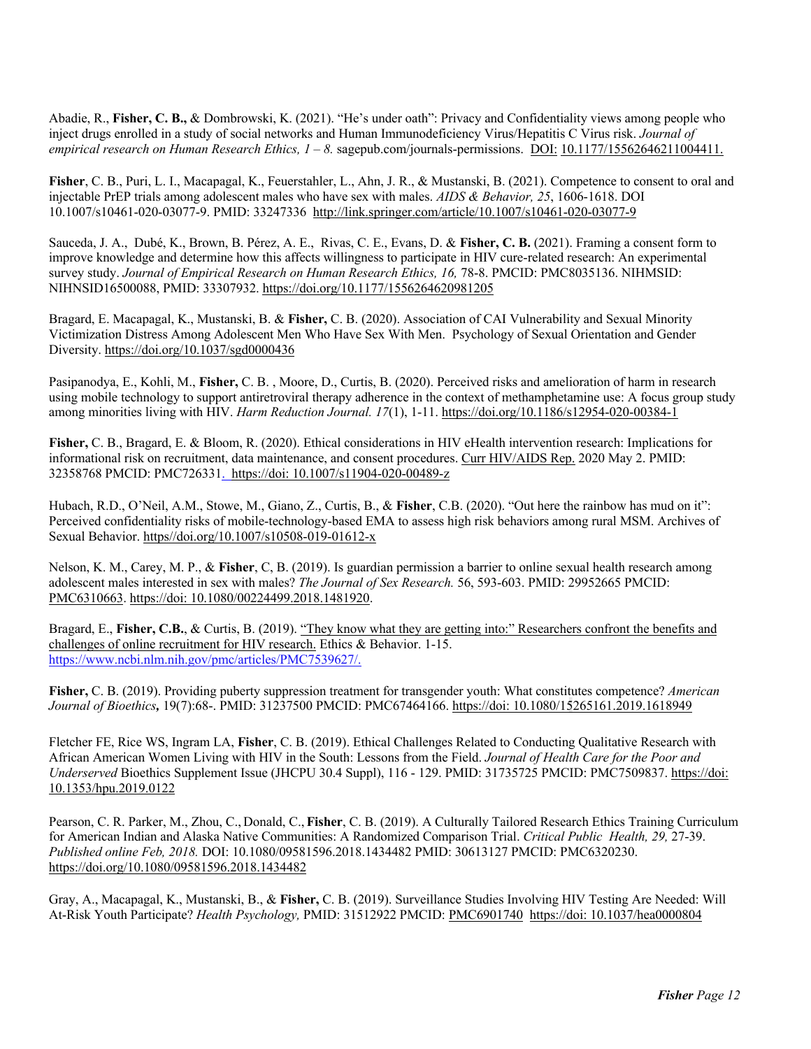Abadie, R., **Fisher, C. B.,** & Dombrowski, K. (2021). "He's under oath": Privacy and Confidentiality views among people who inject drugs enrolled in a study of social networks and Human Immunodeficiency Virus/Hepatitis C Virus risk. *Journal of empirical research on Human Research Ethics, 1 – 8.* sagepub.com/journals-permissions. DOI: 10.1177/15562646211004411.

**Fisher**, C. B., Puri, L. I., Macapagal, K., Feuerstahler, L., Ahn, J. R., & Mustanski, B. (2021). Competence to consent to oral and injectable PrEP trials among adolescent males who have sex with males. *AIDS & Behavior, 25*, 1606-1618. DOI 10.1007/s10461-020-03077-9. PMID: 33247336 http://link.springer.com/article/10.1007/s10461-020-03077-9

Sauceda, J. A., Dubé, K., Brown, B. Pérez, A. E., Rivas, C. E., Evans, D. & **Fisher, C. B.** (2021). Framing a consent form to improve knowledge and determine how this affects willingness to participate in HIV cure-related research: An experimental survey study. *Journal of Empirical Research on Human Research Ethics, 16,* 78-8. PMCID: PMC8035136. NIHMSID: NIHNSID16500088, PMID: 33307932. https://doi.org/10.1177/1556264620981205

Bragard, E. Macapagal, K., Mustanski, B. & **Fisher,** C. B. (2020). Association of CAI Vulnerability and Sexual Minority Victimization Distress Among Adolescent Men Who Have Sex With Men. Psychology of Sexual Orientation and Gender Diversity. https://doi.org/10.1037/sgd0000436

Pasipanodya, E., Kohli, M., **Fisher,** C. B. , Moore, D., Curtis, B. (2020). Perceived risks and amelioration of harm in research using mobile technology to support antiretroviral therapy adherence in the context of methamphetamine use: A focus group study among minorities living with HIV. *Harm Reduction Journal. 17*(1), 1-11. https://doi.org/10.1186/s12954-020-00384-1

**Fisher,** C. B., Bragard, E. & Bloom, R. (2020). Ethical considerations in HIV eHealth intervention research: Implications for informational risk on recruitment, data maintenance, and consent procedures. Curr HIV/AIDS Rep. 2020 May 2. PMID: 32358768 PMCID: PMC726331. https://doi: 10.1007/s11904-020-00489-z

Hubach, R.D., O'Neil, A.M., Stowe, M., Giano, Z., Curtis, B., & **Fisher**, C.B. (2020). "Out here the rainbow has mud on it": Perceived confidentiality risks of mobile-technology-based EMA to assess high risk behaviors among rural MSM. Archives of Sexual Behavior. https//doi.org/10.1007/s10508-019-01612-x

Nelson, K. M., Carey, M. P., & **Fisher**, C, B. (2019). Is guardian permission a barrier to online sexual health research among adolescent males interested in sex with males? *The Journal of Sex Research.* 56, 593-603. PMID: 29952665 PMCID: PMC6310663. https://doi: 10.1080/00224499.2018.1481920.

Bragard, E., **Fisher, C.B.**, & Curtis, B. (2019). "They know what they are getting into:" Researchers confront the benefits and challenges of online recruitment for HIV research. Ethics & Behavior. 1-15. https://www.ncbi.nlm.nih.gov/pmc/articles/PMC7539627/.

**Fisher,** C. B. (2019). Providing puberty suppression treatment for transgender youth: What constitutes competence? *American Journal of Bioethics,* 19(7):68-. PMID: 31237500 PMCID: PMC67464166. https://doi: 10.1080/15265161.2019.1618949

Fletcher FE, Rice WS, Ingram LA, **Fisher**, C. B. (2019). Ethical Challenges Related to Conducting Qualitative Research with African American Women Living with HIV in the South: Lessons from the Field. *Journal of Health Care for the Poor and Underserved* Bioethics Supplement Issue (JHCPU 30.4 Suppl), 116 - 129. PMID: 31735725 PMCID: PMC7509837. https://doi: 10.1353/hpu.2019.0122

Pearson, C. R. Parker, M., Zhou, C., Donald, C., **Fisher**, C. B. (2019). A Culturally Tailored Research Ethics Training Curriculum for American Indian and Alaska Native Communities: A Randomized Comparison Trial. *Critical Public Health, 29,* 27-39. *Published online Feb, 2018.* DOI: 10.1080/09581596.2018.1434482 PMID: 30613127 PMCID: PMC6320230. https://doi.org/10.1080/09581596.2018.1434482

Gray, A., Macapagal, K., Mustanski, B., & **Fisher,** C. B. (2019). Surveillance Studies Involving HIV Testing Are Needed: Will At-Risk Youth Participate? *Health Psychology,* PMID: 31512922 PMCID: PMC6901740 https://doi: 10.1037/hea0000804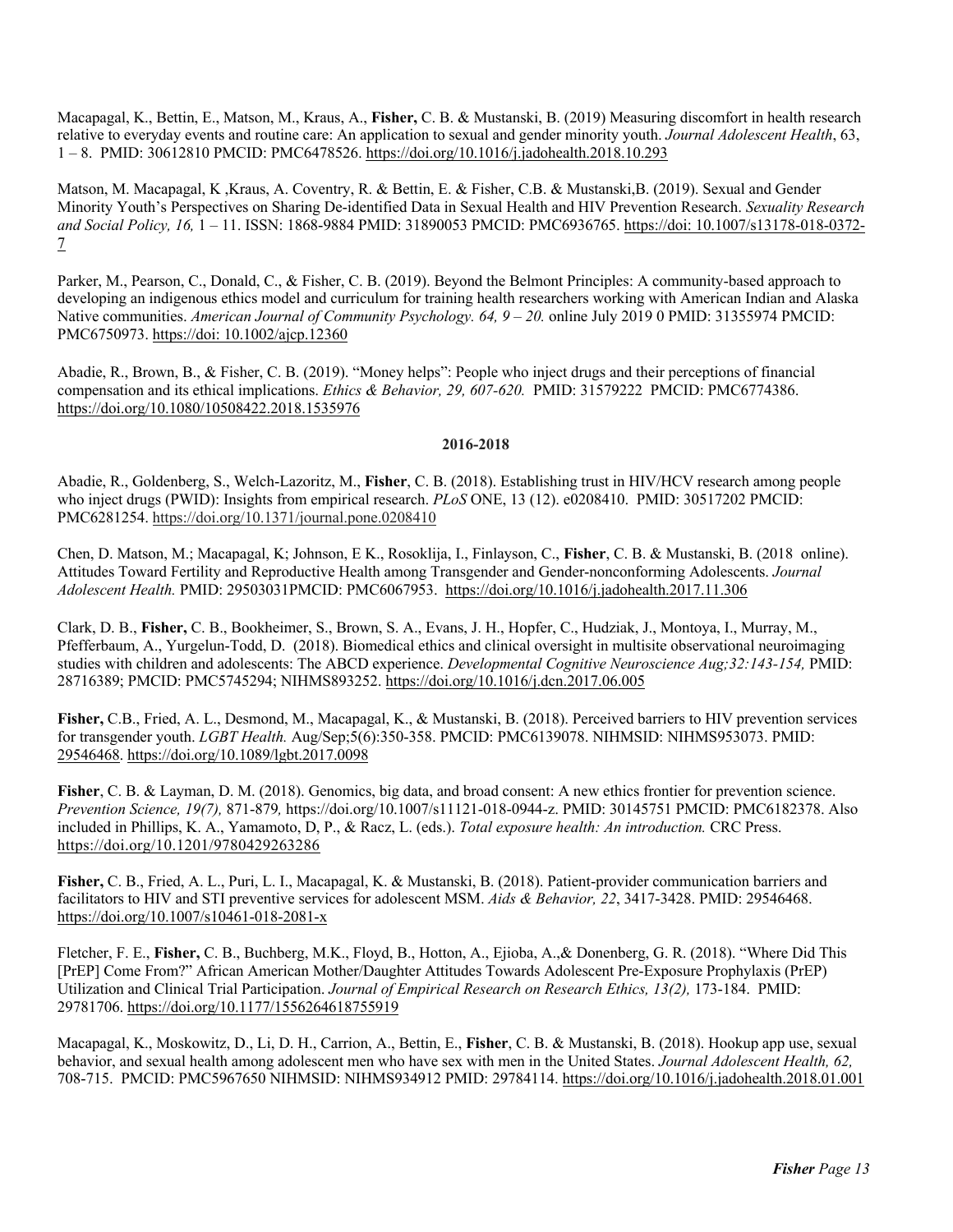Macapagal, K., Bettin, E., Matson, M., Kraus, A., **Fisher,** C. B. & Mustanski, B. (2019) Measuring discomfort in health research relative to everyday events and routine care: An application to sexual and gender minority youth. *Journal Adolescent Health*, 63, 1 – 8. PMID: 30612810 PMCID: PMC6478526. https://doi.org/10.1016/j.jadohealth.2018.10.293

Matson, M. Macapagal, K ,Kraus, A. Coventry, R. & Bettin, E. & Fisher, C.B. & Mustanski,B. (2019). Sexual and Gender Minority Youth's Perspectives on Sharing De-identified Data in Sexual Health and HIV Prevention Research. *Sexuality Research and Social Policy, 16,* 1 – 11. ISSN: 1868-9884 PMID: 31890053 PMCID: PMC6936765. https://doi: 10.1007/s13178-018-0372-7

Parker, M., Pearson, C., Donald, C., & Fisher, C. B. (2019). Beyond the Belmont Principles: A community-based approach to developing an indigenous ethics model and curriculum for training health researchers working with American Indian and Alaska Native communities. *American Journal of Community Psychology. 64, 9 – 20.* online July 2019 0 PMID: 31355974 PMCID: PMC6750973. https://doi: 10.1002/ajcp.12360

Abadie, R., Brown, B., & Fisher, C. B. (2019). "Money helps": People who inject drugs and their perceptions of financial compensation and its ethical implications. *Ethics & Behavior, 29, 607-620.* PMID: 31579222 PMCID: PMC6774386. https://doi.org/10.1080/10508422.2018.1535976

**2016-2018**

Abadie, R., Goldenberg, S., Welch-Lazoritz, M., **Fisher**, C. B. (2018). Establishing trust in HIV/HCV research among people who inject drugs (PWID): Insights from empirical research. *PLoS* ONE, 13 (12). e0208410. PMID: 30517202 PMCID: PMC6281254. https://doi.org/10.1371/journal.pone.0208410

Chen, D. Matson, M.; Macapagal, K; Johnson, E K., Rosoklija, I., Finlayson, C., **Fisher**, C. B. & Mustanski, B. (2018 online). Attitudes Toward Fertility and Reproductive Health among Transgender and Gender-nonconforming Adolescents. *Journal Adolescent Health.* PMID: 29503031PMCID: PMC6067953. https://doi.org/10.1016/j.jadohealth.2017.11.306

Clark, D. B., **Fisher,** C. B., Bookheimer, S., Brown, S. A., Evans, J. H., Hopfer, C., Hudziak, J., Montoya, I., Murray, M., Pfefferbaum, A., Yurgelun-Todd, D. (2018). Biomedical ethics and clinical oversight in multisite observational neuroimaging studies with children and adolescents: The ABCD experience. *Developmental Cognitive Neuroscience Aug;32:143-154,* PMID: 28716389; PMCID: PMC5745294; NIHMS893252. https://doi.org/10.1016/j.dcn.2017.06.005

**Fisher,** C.B., Fried, A. L., Desmond, M., Macapagal, K., & Mustanski, B. (2018). Perceived barriers to HIV prevention services for transgender youth. *LGBT Health.* Aug/Sep;5(6):350-358. PMCID: PMC6139078. NIHMSID: NIHMS953073. PMID: 29546468. https://doi.org/10.1089/lgbt.2017.0098

**Fisher**, C. B. & Layman, D. M. (2018). Genomics, big data, and broad consent: A new ethics frontier for prevention science. *Prevention Science, 19(7),* 871-879*,* https://doi.org/10.1007/s11121-018-0944-z. PMID: 30145751 PMCID: PMC6182378. Also included in Phillips, K. A., Yamamoto, D, P., & Racz, L. (eds.). *Total exposure health: An introduction.* CRC Press. https://doi.org/10.1201/9780429263286

**Fisher,** C. B., Fried, A. L., Puri, L. I., Macapagal, K. & Mustanski, B. (2018). Patient-provider communication barriers and facilitators to HIV and STI preventive services for adolescent MSM. *Aids & Behavior, 22*, 3417-3428. PMID: 29546468. https://doi.org/10.1007/s10461-018-2081-x

Fletcher, F. E., **Fisher,** C. B., Buchberg, M.K., Floyd, B., Hotton, A., Ejioba, A.,& Donenberg, G. R. (2018). "Where Did This [PrEP] Come From?" African American Mother/Daughter Attitudes Towards Adolescent Pre-Exposure Prophylaxis (PrEP) Utilization and Clinical Trial Participation. *Journal of Empirical Research on Research Ethics, 13(2),* 173-184. PMID: 29781706. https://doi.org/10.1177/1556264618755919

Macapagal, K., Moskowitz, D., Li, D. H., Carrion, A., Bettin, E., **Fisher**, C. B. & Mustanski, B. (2018). Hookup app use, sexual behavior, and sexual health among adolescent men who have sex with men in the United States. *Journal Adolescent Health, 62,* 708-715. PMCID: PMC5967650 NIHMSID: NIHMS934912 PMID: 29784114. https://doi.org/10.1016/j.jadohealth.2018.01.001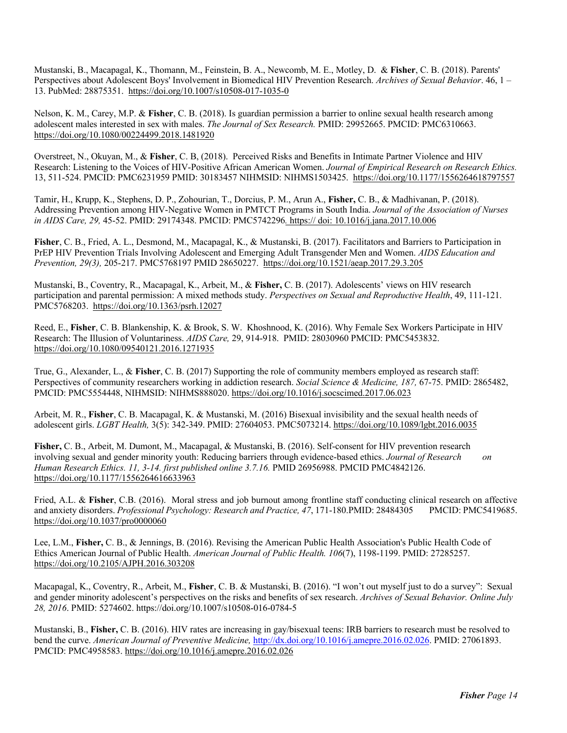Mustanski, B., Macapagal, K., Thomann, M., Feinstein, B. A., Newcomb, M. E., Motley, D. & **Fisher**, C. B. (2018). Parents' Perspectives about Adolescent Boys' Involvement in Biomedical HIV Prevention Research. *Archives of Sexual Behavior*. 46, 1 – 13. PubMed: 28875351. https://doi.org/10.1007/s10508-017-1035-0

Nelson, K. M., Carey, M.P. & **Fisher**, C. B. (2018). Is guardian permission a barrier to online sexual health research among adolescent males interested in sex with males. *The Journal of Sex Research.* PMID: 29952665. PMCID: PMC6310663. https://doi.org/10.1080/00224499.2018.1481920

Overstreet, N., Okuyan, M., & **Fisher**, C. B, (2018). Perceived Risks and Benefits in Intimate Partner Violence and HIV Research: Listening to the Voices of HIV-Positive African American Women. *Journal of Empirical Research on Research Ethics.* 13, 511-524. PMCID: PMC6231959 PMID: 30183457 NIHMSID: NIHMS1503425. https://doi.org/10.1177/1556264618797557

Tamir, H., Krupp, K., Stephens, D. P., Zohourian, T., Dorcius, P. M., Arun A., **Fisher,** C. B., & Madhivanan, P. (2018). Addressing Prevention among HIV-Negative Women in PMTCT Programs in South India. *Journal of the Association of Nurses in AIDS Care, 29,* 45-52. PMID: 29174348. PMCID: PMC5742296. https:// doi: 10.1016/j.jana.2017.10.006

**Fisher**, C. B., Fried, A. L., Desmond, M., Macapagal, K., & Mustanski, B. (2017). Facilitators and Barriers to Participation in PrEP HIV Prevention Trials Involving Adolescent and Emerging Adult Transgender Men and Women. *AIDS Education and Prevention, 29(3),* 205-217. PMC5768197 PMID 28650227. https://doi.org/10.1521/aeap.2017.29.3.205

Mustanski, B., Coventry, R., Macapagal, K., Arbeit, M., & **Fisher,** C. B. (2017). Adolescents' views on HIV research participation and parental permission: A mixed methods study. *Perspectives on Sexual and Reproductive Health*, 49, 111-121. PMC5768203. https://doi.org/10.1363/psrh.12027

Reed, E., **Fisher**, C. B. Blankenship, K. & Brook, S. W. Khoshnood, K. (2016). Why Female Sex Workers Participate in HIV Research: The Illusion of Voluntariness. *AIDS Care,* 29, 914-918. PMID: 28030960 PMCID: PMC5453832. https://doi.org/10.1080/09540121.2016.1271935

True, G., Alexander, L., & **Fisher**, C. B. (2017) Supporting the role of community members employed as research staff: Perspectives of community researchers working in addiction research. *Social Science & Medicine, 187,* 67-75. PMID: 2865482, PMCID: PMC5554448, NIHMSID: NIHMS888020. https://doi.org/10.1016/j.socscimed.2017.06.023

Arbeit, M. R., **Fisher**, C. B. Macapagal, K. & Mustanski, M. (2016) Bisexual invisibility and the sexual health needs of adolescent girls. *LGBT Health,* 3(5): 342-349. PMID: 27604053. PMC5073214. https://doi.org/10.1089/lgbt.2016.0035

**Fisher,** C. B., Arbeit, M. Dumont, M., Macapagal, & Mustanski, B. (2016). Self-consent for HIV prevention research involving sexual and gender minority youth: Reducing barriers through evidence-based ethics. *Journal of Research on Human Research Ethics. 11, 3-14. first published online 3.7.16.* PMID 26956988. PMCID PMC4842126. https://doi.org/10.1177/1556264616633963

Fried, A.L. & **Fisher**, C.B. (2016). Moral stress and job burnout among frontline staff conducting clinical research on affective and anxiety disorders. *Professional Psychology: Research and Practice, 47*, 171-180.PMID: 28484305 PMCID: PMC5419685. https://doi.org/10.1037/pro0000060

Lee, L.M., **Fisher,** C. B., & Jennings, B. (2016). Revising the American Public Health Association's Public Health Code of Ethics American Journal of Public Health. *American Journal of Public Health. 106*(7), 1198-1199. PMID: 27285257. https://doi.org/10.2105/AJPH.2016.303208

Macapagal, K., Coventry, R., Arbeit, M., **Fisher**, C. B. & Mustanski, B. (2016). "I won't out myself just to do a survey": Sexual and gender minority adolescent's perspectives on the risks and benefits of sex research. *Archives of Sexual Behavior. Online July 28, 2016*. PMID: 5274602. https://doi.org/10.1007/s10508-016-0784-5

Mustanski, B., **Fisher,** C. B. (2016). HIV rates are increasing in gay/bisexual teens: IRB barriers to research must be resolved to bend the curve. *American Journal of Preventive Medicine,* http://dx.doi.org/10.1016/j.amepre.2016.02.026. PMID: 27061893. PMCID: PMC4958583. https://doi.org/10.1016/j.amepre.2016.02.026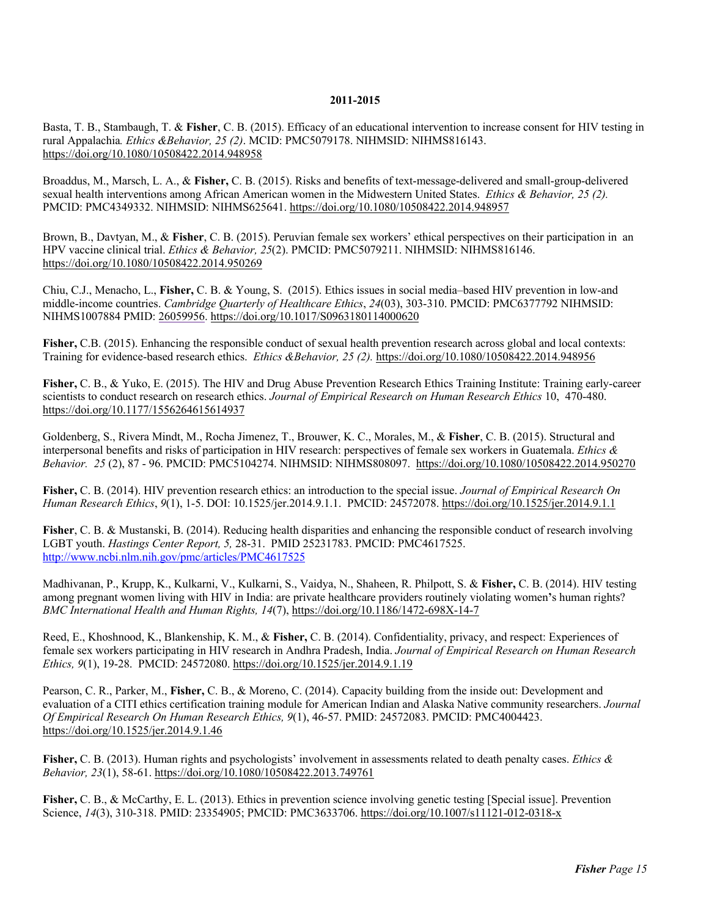**2011-2015**

Basta, T. B., Stambaugh, T. & **Fisher**, C. B. (2015). Efficacy of an educational intervention to increase consent for HIV testing in rural Appalachia*. Ethics &Behavior, 25 (2)*. MCID: PMC5079178. NIHMSID: NIHMS816143. https://doi.org/10.1080/10508422.2014.948958

Broaddus, M., Marsch, L. A., & **Fisher,** C. B. (2015). Risks and benefits of text-message-delivered and small-group-delivered sexual health interventions among African American women in the Midwestern United States. *Ethics & Behavior, 25 (2).* PMCID: PMC4349332. NIHMSID: NIHMS625641. https://doi.org/10.1080/10508422.2014.948957

Brown, B., Davtyan, M., & **Fisher**, C. B. (2015). Peruvian female sex workers' ethical perspectives on their participation in an HPV vaccine clinical trial. *Ethics & Behavior, 25*(2). PMCID: PMC5079211. NIHMSID: NIHMS816146. https://doi.org/10.1080/10508422.2014.950269

Chiu, C.J., Menacho, L., **Fisher,** C. B. & Young, S. (2015). Ethics issues in social media–based HIV prevention in low-and middle-income countries. *Cambridge Quarterly of Healthcare Ethics*, *24*(03), 303-310. PMCID: PMC6377792 NIHMSID: NIHMS1007884 PMID: 26059956. https://doi.org/10.1017/S0963180114000620

**Fisher,** C.B. (2015). Enhancing the responsible conduct of sexual health prevention research across global and local contexts: Training for evidence-based research ethics. *Ethics &Behavior, 25 (2).* https://doi.org/10.1080/10508422.2014.948956

**Fisher,** C. B., & Yuko, E. (2015). The HIV and Drug Abuse Prevention Research Ethics Training Institute: Training early-career scientists to conduct research on research ethics. *Journal of Empirical Research on Human Research Ethics* 10, 470-480. https://doi.org/10.1177/1556264615614937

Goldenberg, S., Rivera Mindt, M., Rocha Jimenez, T., Brouwer, K. C., Morales, M., & **Fisher**, C. B. (2015). Structural and interpersonal benefits and risks of participation in HIV research: perspectives of female sex workers in Guatemala. *Ethics & Behavior. 25* (2), 87 - 96. PMCID: PMC5104274. NIHMSID: NIHMS808097. https://doi.org/10.1080/10508422.2014.950270

**Fisher,** C. B. (2014). HIV prevention research ethics: an introduction to the special issue. *Journal of Empirical Research On Human Research Ethics*, *9*(1), 1-5. DOI: 10.1525/jer.2014.9.1.1. PMCID: 24572078. https://doi.org/10.1525/jer.2014.9.1.1

**Fisher**, C. B. & Mustanski, B. (2014). Reducing health disparities and enhancing the responsible conduct of research involving LGBT youth. *Hastings Center Report, 5,* 28-31. PMID 25231783. PMCID: PMC4617525. http://www.ncbi.nlm.nih.gov/pmc/articles/PMC4617525

Madhivanan, P., Krupp, K., Kulkarni, V., Kulkarni, S., Vaidya, N., Shaheen, R. Philpott, S. & **Fisher,** C. B. (2014). HIV testing among pregnant women living with HIV in India: are private healthcare providers routinely violating women**'**s human rights? *BMC International Health and Human Rights, 14*(7), https://doi.org/10.1186/1472-698X-14-7

Reed, E., Khoshnood, K., Blankenship, K. M., & **Fisher,** C. B. (2014). Confidentiality, privacy, and respect: Experiences of female sex workers participating in HIV research in Andhra Pradesh, India. *Journal of Empirical Research on Human Research Ethics, 9*(1), 19-28. PMCID: 24572080. https://doi.org/10.1525/jer.2014.9.1.19

Pearson, C. R., Parker, M., **Fisher,** C. B., & Moreno, C. (2014). Capacity building from the inside out: Development and evaluation of a CITI ethics certification training module for American Indian and Alaska Native community researchers. *Journal Of Empirical Research On Human Research Ethics, 9*(1), 46-57. PMID: 24572083. PMCID: PMC4004423. https://doi.org/10.1525/jer.2014.9.1.46

**Fisher,** C. B. (2013). Human rights and psychologists' involvement in assessments related to death penalty cases. *Ethics & Behavior, 23*(1), 58-61. https://doi.org/10.1080/10508422.2013.749761

**Fisher,** C. B., & McCarthy, E. L. (2013). Ethics in prevention science involving genetic testing [Special issue]. Prevention Science, *14*(3), 310-318. PMID: 23354905; PMCID: PMC3633706. https://doi.org/10.1007/s11121-012-0318-x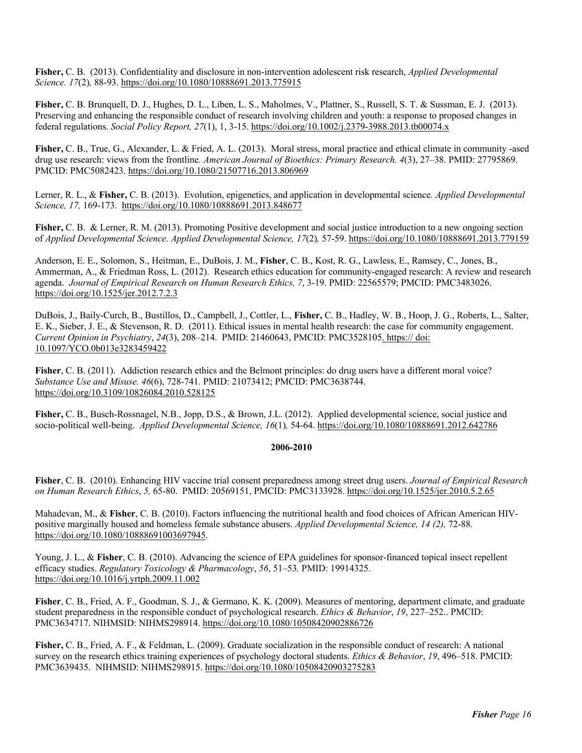**Fisher,** C. B. (2013). Confidentiality and disclosure in non-intervention adolescent risk research, *Applied Developmental Science. 17*(2)*,* 88-93. https://doi.org/10.1080/10888691.2013.775915

**Fisher,** C. B. Brunquell, D. J., Hughes, D. L., Liben, L. S., Maholmes, V., Plattner, S., Russell, S. T. & Sussman, E. J. (2013). Preserving and enhancing the responsible conduct of research involving children and youth: a response to proposed changes in federal regulations. *Social Policy Report, 27*(1), 1, 3-15. https://doi.org/10.1002/j.2379-3988.2013.tb00074.x

**Fisher,** C. B., True, G., Alexander, L. & Fried, A. L. (2013). Moral stress, moral practice and ethical climate in community -ased drug use research: views from the frontline*. American Journal of Bioethics: Primary Research. 4*(3), 27–38. PMID: 27795869. PMCID: PMC5082423. https://doi.org/10.1080/21507716.2013.806969

Lerner, R. L., & **Fisher,** C. B. (2013). Evolution, epigenetics, and application in developmental science*. Applied Developmental Science, 17,* 169-173. https://doi.org/10.1080/10888691.2013.848677

**Fisher,** C. B. & Lerner, R. M. (2013). Promoting Positive development and social justice introduction to a new ongoing section of *Applied Developmental Science. Applied Developmental Science, 17*(2)*,* 57-59. https://doi.org/10.1080/10888691.2013.779159

Anderson, E. E., Solomon, S., Heitman, E., DuBois, J. M., **Fisher**, C. B., Kost, R. G., Lawless, E., Ramsey, C., Jones, B., Ammerman, A., & Friedman Ross, L. (2012). Research ethics education for community-engaged research: A review and research agenda. *Journal of Empirical Research on Human Research Ethics, 7*, 3-19. PMID: 22565579; PMCID: PMC3483026. https://doi.org/10.1525/jer.2012.7.2.3

DuBois, J., Baily-Curch, B., Bustillos, D., Campbell, J., Cottler, L., **Fisher,** C. B., Hadley, W. B., Hoop, J. G., Roberts, L., Salter, E. K., Sieber, J. E., & Stevenson, R. D. (2011). Ethical issues in mental health research: the case for community engagement. *Current Opinion in Psychiatry*, *24*(3), 208–214. PMID: 21460643, PMCID: PMC3528105. https:// doi: 10.1097/YCO.0b013e3283459422

**Fisher**, C. B. (2011). Addiction research ethics and the Belmont principles: do drug users have a different moral voice? *Substance Use and Misuse. 46*(6), 728-741*.* PMID: 21073412; PMCID: PMC3638744. https://doi.org/10.3109/10826084.2010.528125

**Fisher,** C. B., Busch-Rossnagel, N.B., Jopp, D.S., & Brown, J.L. (2012). Applied developmental science, social justice and socio-political well-being. *Applied Developmental Science, 16*(1)*,* 54-64. https://doi.org/10.1080/10888691.2012.642786

**2006-2010**

**Fisher**, C. B. (2010). Enhancing HIV vaccine trial consent preparedness among street drug users. *Journal of Empirical Research on Human Research Ethics*, *5,* 65-80. PMID: 20569151, PMCID: PMC3133928. https://doi.org/10.1525/jer.2010.5.2.65

Mahadevan, M., & **Fisher**, C. B. (2010). Factors influencing the nutritional health and food choices of African American HIV-positive marginally housed and homeless female substance abusers. *Applied Developmental Science, 14 (2),* 72-88*.* https://doi.org/10.1080/10888691003697945.

Young, J. L., & **Fisher**, C. B. (2010). Advancing the science of EPA guidelines for sponsor-financed topical insect repellent efficacy studies. *Regulatory Toxicology & Pharmacology*, *56*, 51–53*.* PMID: 19914325. https://doi.org/10.1016/j.yrtph.2009.11.002

**Fisher**, C. B., Fried, A. F., Goodman, S. J., & Germano, K. K. (2009). Measures of mentoring, department climate, and graduate student preparedness in the responsible conduct of psychological research. *Ethics & Behavior*, *19*, 227–252.. PMCID: PMC3634717. NIHMSID: NIHMS298914. https://doi.org/10.1080/10508420902886726

**Fisher,** C. B., Fried, A. F., & Feldman, L. (2009). Graduate socialization in the responsible conduct of research: A national survey on the research ethics training experiences of psychology doctoral students. *Ethics & Behavior*, *19*, 496–518. PMCID: PMC3639435. NIHMSID: NIHMS298915. https://doi.org/10.1080/10508420903275283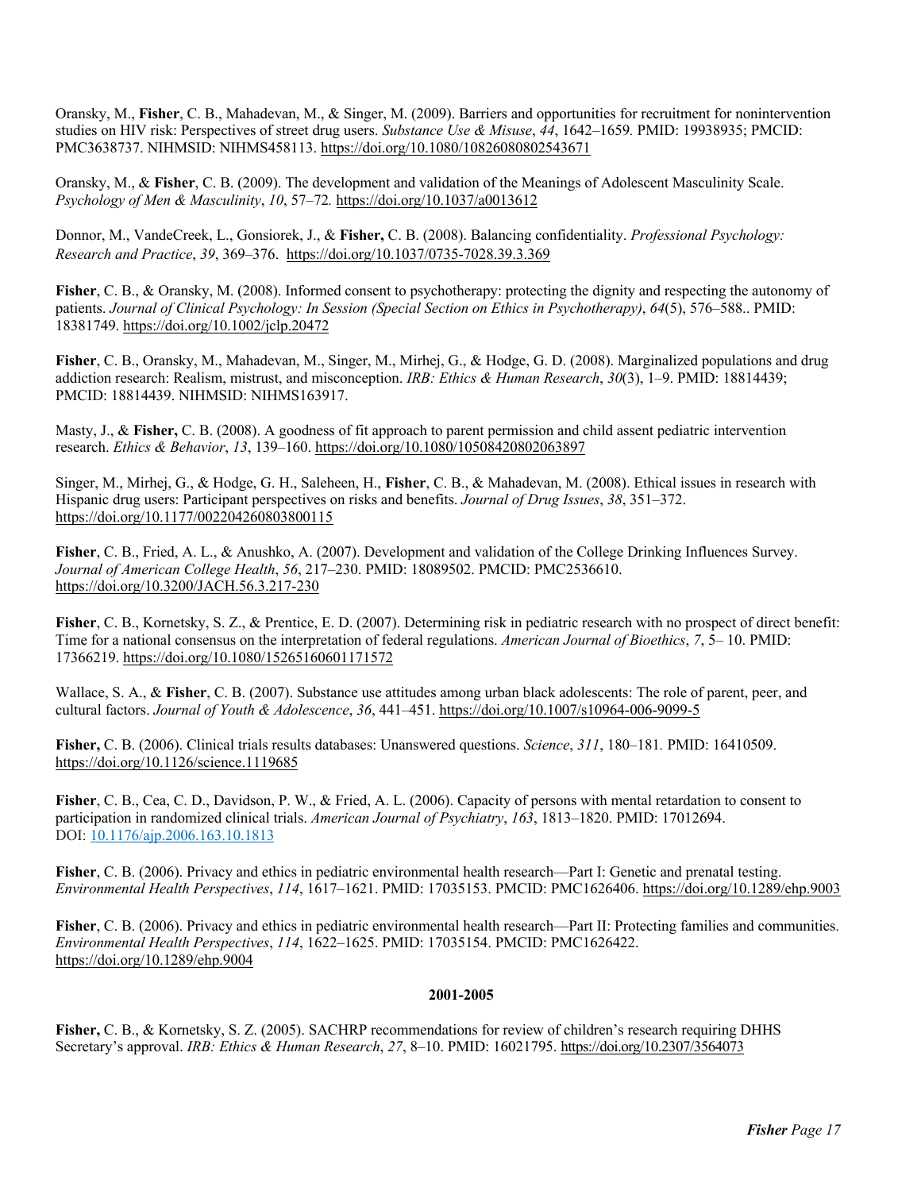Oransky, M., **Fisher**, C. B., Mahadevan, M., & Singer, M. (2009). Barriers and opportunities for recruitment for nonintervention studies on HIV risk: Perspectives of street drug users. *Substance Use & Misuse*, *44*, 1642–1659*.* PMID: 19938935; PMCID: PMC3638737. NIHMSID: NIHMS458113. https://doi.org/10.1080/10826080802543671

Oransky, M., & **Fisher**, C. B. (2009). The development and validation of the Meanings of Adolescent Masculinity Scale. *Psychology of Men & Masculinity*, *10*, 57–72*.* https://doi.org/10.1037/a0013612

Donnor, M., VandeCreek, L., Gonsiorek, J., & **Fisher,** C. B. (2008). Balancing confidentiality. *Professional Psychology: Research and Practice*, *39*, 369–376. https://doi.org/10.1037/0735-7028.39.3.369

**Fisher**, C. B., & Oransky, M. (2008). Informed consent to psychotherapy: protecting the dignity and respecting the autonomy of patients. *Journal of Clinical Psychology: In Session (Special Section on Ethics in Psychotherapy)*, *64*(5), 576–588.. PMID: 18381749. https://doi.org/10.1002/jclp.20472

**Fisher**, C. B., Oransky, M., Mahadevan, M., Singer, M., Mirhej, G., & Hodge, G. D. (2008). Marginalized populations and drug addiction research: Realism, mistrust, and misconception. *IRB: Ethics & Human Research*, *30*(3), 1–9. PMID: 18814439; PMCID: 18814439. NIHMSID: NIHMS163917.

Masty, J., & **Fisher,** C. B. (2008). A goodness of fit approach to parent permission and child assent pediatric intervention research. *Ethics & Behavior*, *13*, 139–160. https://doi.org/10.1080/10508420802063897

Singer, M., Mirhej, G., & Hodge, G. H., Saleheen, H., **Fisher**, C. B., & Mahadevan, M. (2008). Ethical issues in research with Hispanic drug users: Participant perspectives on risks and benefits. *Journal of Drug Issues*, *38*, 351–372. https://doi.org/10.1177/002204260803800115

**Fisher**, C. B., Fried, A. L., & Anushko, A. (2007). Development and validation of the College Drinking Influences Survey. *Journal of American College Health*, *56*, 217–230. PMID: 18089502. PMCID: PMC2536610. https://doi.org/10.3200/JACH.56.3.217-230

**Fisher**, C. B., Kornetsky, S. Z., & Prentice, E. D. (2007). Determining risk in pediatric research with no prospect of direct benefit: Time for a national consensus on the interpretation of federal regulations. *American Journal of Bioethics*, *7*, 5– 10. PMID: 17366219. https://doi.org/10.1080/15265160601171572

Wallace, S. A., & **Fisher**, C. B. (2007). Substance use attitudes among urban black adolescents: The role of parent, peer, and cultural factors. *Journal of Youth & Adolescence*, *36*, 441–451. https://doi.org/10.1007/s10964-006-9099-5

**Fisher,** C. B. (2006). Clinical trials results databases: Unanswered questions. *Science*, *311*, 180–181*.* PMID: 16410509. https://doi.org/10.1126/science.1119685

**Fisher**, C. B., Cea, C. D., Davidson, P. W., & Fried, A. L. (2006). Capacity of persons with mental retardation to consent to participation in randomized clinical trials. *American Journal of Psychiatry*, *163*, 1813–1820. PMID: 17012694. DOI: 10.1176/ajp.2006.163.10.1813

**Fisher**, C. B. (2006). Privacy and ethics in pediatric environmental health research—Part I: Genetic and prenatal testing. *Environmental Health Perspectives*, *114*, 1617–1621. PMID: 17035153. PMCID: PMC1626406. https://doi.org/10.1289/ehp.9003

**Fisher**, C. B. (2006). Privacy and ethics in pediatric environmental health research—Part II: Protecting families and communities. *Environmental Health Perspectives*, *114*, 1622–1625. PMID: 17035154. PMCID: PMC1626422. https://doi.org/10.1289/ehp.9004

**2001-2005**

**Fisher,** C. B., & Kornetsky, S. Z. (2005). SACHRP recommendations for review of children's research requiring DHHS Secretary's approval. *IRB: Ethics & Human Research*, *27*, 8–10. PMID: 16021795. https://doi.org/10.2307/3564073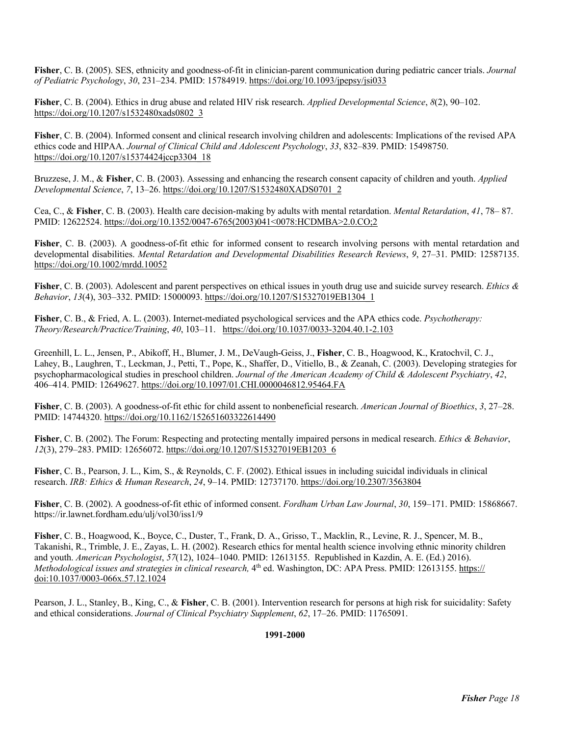**Fisher**, C. B. (2005). SES, ethnicity and goodness-of-fit in clinician-parent communication during pediatric cancer trials. *Journal of Pediatric Psychology*, *30*, 231–234. PMID: 15784919. https://doi.org/10.1093/jpepsy/jsi033

**Fisher**, C. B. (2004). Ethics in drug abuse and related HIV risk research. *Applied Developmental Science*, *8*(2), 90–102. https://doi.org/10.1207/s1532480xads0802_3

**Fisher**, C. B. (2004). Informed consent and clinical research involving children and adolescents: Implications of the revised APA ethics code and HIPAA. *Journal of Clinical Child and Adolescent Psychology*, *33*, 832–839. PMID: 15498750. https://doi.org/10.1207/s15374424jccp3304_18

Bruzzese, J. M., & **Fisher**, C. B. (2003). Assessing and enhancing the research consent capacity of children and youth. *Applied Developmental Science*, *7*, 13–26. https://doi.org/10.1207/S1532480XADS0701_2

Cea, C., & **Fisher**, C. B. (2003). Health care decision-making by adults with mental retardation. *Mental Retardation*, *41*, 78– 87. PMID: 12622524. https://doi.org/10.1352/0047-6765(2003)041<0078:HCDMBA>2.0.CO;2

**Fisher**, C. B. (2003). A goodness-of-fit ethic for informed consent to research involving persons with mental retardation and developmental disabilities. *Mental Retardation and Developmental Disabilities Research Reviews*, *9*, 27–31. PMID: 12587135. https://doi.org/10.1002/mrdd.10052

**Fisher**, C. B. (2003). Adolescent and parent perspectives on ethical issues in youth drug use and suicide survey research. *Ethics & Behavior*, *13*(4), 303–332. PMID: 15000093. https://doi.org/10.1207/S15327019EB1304_1

**Fisher**, C. B., & Fried, A. L. (2003). Internet-mediated psychological services and the APA ethics code. *Psychotherapy: Theory/Research/Practice/Training*, *40*, 103–11. https://doi.org/10.1037/0033-3204.40.1-2.103

Greenhill, L. L., Jensen, P., Abikoff, H., Blumer, J. M., DeVaugh-Geiss, J., **Fisher**, C. B., Hoagwood, K., Kratochvil, C. J., Lahey, B., Laughren, T., Leckman, J., Petti, T., Pope, K., Shaffer, D., Vitiello, B., & Zeanah, C. (2003). Developing strategies for psychopharmacological studies in preschool children. *Journal of the American Academy of Child & Adolescent Psychiatry*, *42*, 406–414. PMID: 12649627. https://doi.org/10.1097/01.CHI.0000046812.95464.FA

**Fisher**, C. B. (2003). A goodness-of-fit ethic for child assent to nonbeneficial research. *American Journal of Bioethics*, *3*, 27–28. PMID: 14744320. https://doi.org/10.1162/152651603322614490

**Fisher**, C. B. (2002). The Forum: Respecting and protecting mentally impaired persons in medical research. *Ethics & Behavior*, *12*(3), 279–283. PMID: 12656072. https://doi.org/10.1207/S15327019EB1203_6

**Fisher**, C. B., Pearson, J. L., Kim, S., & Reynolds, C. F. (2002). Ethical issues in including suicidal individuals in clinical research. *IRB: Ethics & Human Research*, *24*, 9–14. PMID: 12737170. https://doi.org/10.2307/3563804

**Fisher**, C. B. (2002). A goodness-of-fit ethic of informed consent. *Fordham Urban Law Journal*, *30*, 159–171. PMID: 15868667. https://ir.lawnet.fordham.edu/ulj/vol30/iss1/9

**Fisher**, C. B., Hoagwood, K., Boyce, C., Duster, T., Frank, D. A., Grisso, T., Macklin, R., Levine, R. J., Spencer, M. B., Takanishi, R., Trimble, J. E., Zayas, L. H. (2002). Research ethics for mental health science involving ethnic minority children and youth. *American Psychologist*, *57*(12), 1024–1040. PMID: 12613155. Republished in Kazdin, A. E. (Ed.) 2016). *Methodological issues and strategies in clinical research,* 4th ed. Washington, DC: APA Press. PMID: 12613155. https:// doi:10.1037/0003-066x.57.12.1024

Pearson, J. L., Stanley, B., King, C., & **Fisher**, C. B. (2001). Intervention research for persons at high risk for suicidality: Safety and ethical considerations. *Journal of Clinical Psychiatry Supplement*, *62*, 17–26. PMID: 11765091.

**1991-2000**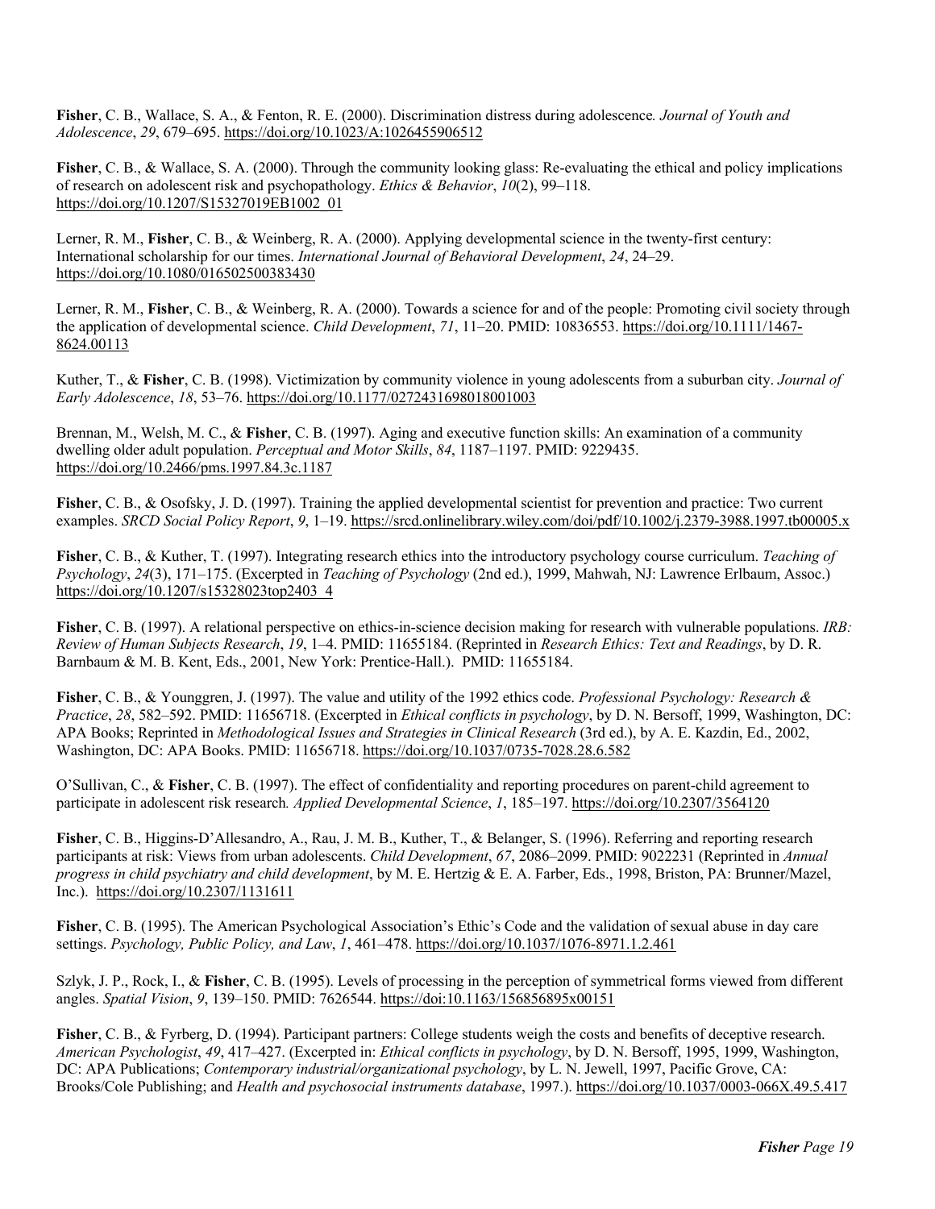**Fisher**, C. B., Wallace, S. A., & Fenton, R. E. (2000). Discrimination distress during adolescence*. Journal of Youth and Adolescence*, *29*, 679–695. https://doi.org/10.1023/A:1026455906512

**Fisher**, C. B., & Wallace, S. A. (2000). Through the community looking glass: Re-evaluating the ethical and policy implications of research on adolescent risk and psychopathology. *Ethics & Behavior*, *10*(2), 99–118. https://doi.org/10.1207/S15327019EB1002_01

Lerner, R. M., **Fisher**, C. B., & Weinberg, R. A. (2000). Applying developmental science in the twenty-first century: International scholarship for our times. *International Journal of Behavioral Development*, *24*, 24–29. https://doi.org/10.1080/016502500383430

Lerner, R. M., **Fisher**, C. B., & Weinberg, R. A. (2000). Towards a science for and of the people: Promoting civil society through the application of developmental science. *Child Development*, *71*, 11–20. PMID: 10836553. https://doi.org/10.1111/1467-8624.00113

Kuther, T., & **Fisher**, C. B. (1998). Victimization by community violence in young adolescents from a suburban city. *Journal of Early Adolescence*, *18*, 53–76. https://doi.org/10.1177/0272431698018001003

Brennan, M., Welsh, M. C., & **Fisher**, C. B. (1997). Aging and executive function skills: An examination of a community dwelling older adult population. *Perceptual and Motor Skills*, *84*, 1187–1197. PMID: 9229435. https://doi.org/10.2466/pms.1997.84.3c.1187

**Fisher**, C. B., & Osofsky, J. D. (1997). Training the applied developmental scientist for prevention and practice: Two current examples. *SRCD Social Policy Report*, *9*, 1–19. https://srcd.onlinelibrary.wiley.com/doi/pdf/10.1002/j.2379-3988.1997.tb00005.x

**Fisher**, C. B., & Kuther, T. (1997). Integrating research ethics into the introductory psychology course curriculum. *Teaching of Psychology*, *24*(3), 171–175. (Excerpted in *Teaching of Psychology* (2nd ed.), 1999, Mahwah, NJ: Lawrence Erlbaum, Assoc.) https://doi.org/10.1207/s15328023top2403_4

**Fisher**, C. B. (1997). A relational perspective on ethics-in-science decision making for research with vulnerable populations. *IRB: Review of Human Subjects Research*, *19*, 1–4. PMID: 11655184. (Reprinted in *Research Ethics: Text and Readings*, by D. R. Barnbaum & M. B. Kent, Eds., 2001, New York: Prentice-Hall.). PMID: 11655184.

**Fisher**, C. B., & Younggren, J. (1997). The value and utility of the 1992 ethics code. *Professional Psychology: Research & Practice*, *28*, 582–592. PMID: 11656718. (Excerpted in *Ethical conflicts in psychology*, by D. N. Bersoff, 1999, Washington, DC: APA Books; Reprinted in *Methodological Issues and Strategies in Clinical Research* (3rd ed.), by A. E. Kazdin, Ed., 2002, Washington, DC: APA Books. PMID: 11656718. https://doi.org/10.1037/0735-7028.28.6.582

O'Sullivan, C., & **Fisher**, C. B. (1997). The effect of confidentiality and reporting procedures on parent-child agreement to participate in adolescent risk research*. Applied Developmental Science*, *1*, 185–197. https://doi.org/10.2307/3564120

**Fisher**, C. B., Higgins-D'Allesandro, A., Rau, J. M. B., Kuther, T., & Belanger, S. (1996). Referring and reporting research participants at risk: Views from urban adolescents. *Child Development*, *67*, 2086–2099. PMID: 9022231 (Reprinted in *Annual progress in child psychiatry and child development*, by M. E. Hertzig & E. A. Farber, Eds., 1998, Briston, PA: Brunner/Mazel, Inc.). https://doi.org/10.2307/1131611

**Fisher**, C. B. (1995). The American Psychological Association's Ethic's Code and the validation of sexual abuse in day care settings. *Psychology, Public Policy, and Law*, *1*, 461–478. https://doi.org/10.1037/1076-8971.1.2.461

Szlyk, J. P., Rock, I., & **Fisher**, C. B. (1995). Levels of processing in the perception of symmetrical forms viewed from different angles. *Spatial Vision*, *9*, 139–150. PMID: 7626544. https://doi:10.1163/156856895x00151

**Fisher**, C. B., & Fyrberg, D. (1994). Participant partners: College students weigh the costs and benefits of deceptive research. *American Psychologist*, *49*, 417–427. (Excerpted in: *Ethical conflicts in psychology*, by D. N. Bersoff, 1995, 1999, Washington, DC: APA Publications; *Contemporary industrial/organizational psychology*, by L. N. Jewell, 1997, Pacific Grove, CA: Brooks/Cole Publishing; and *Health and psychosocial instruments database*, 1997.). https://doi.org/10.1037/0003-066X.49.5.417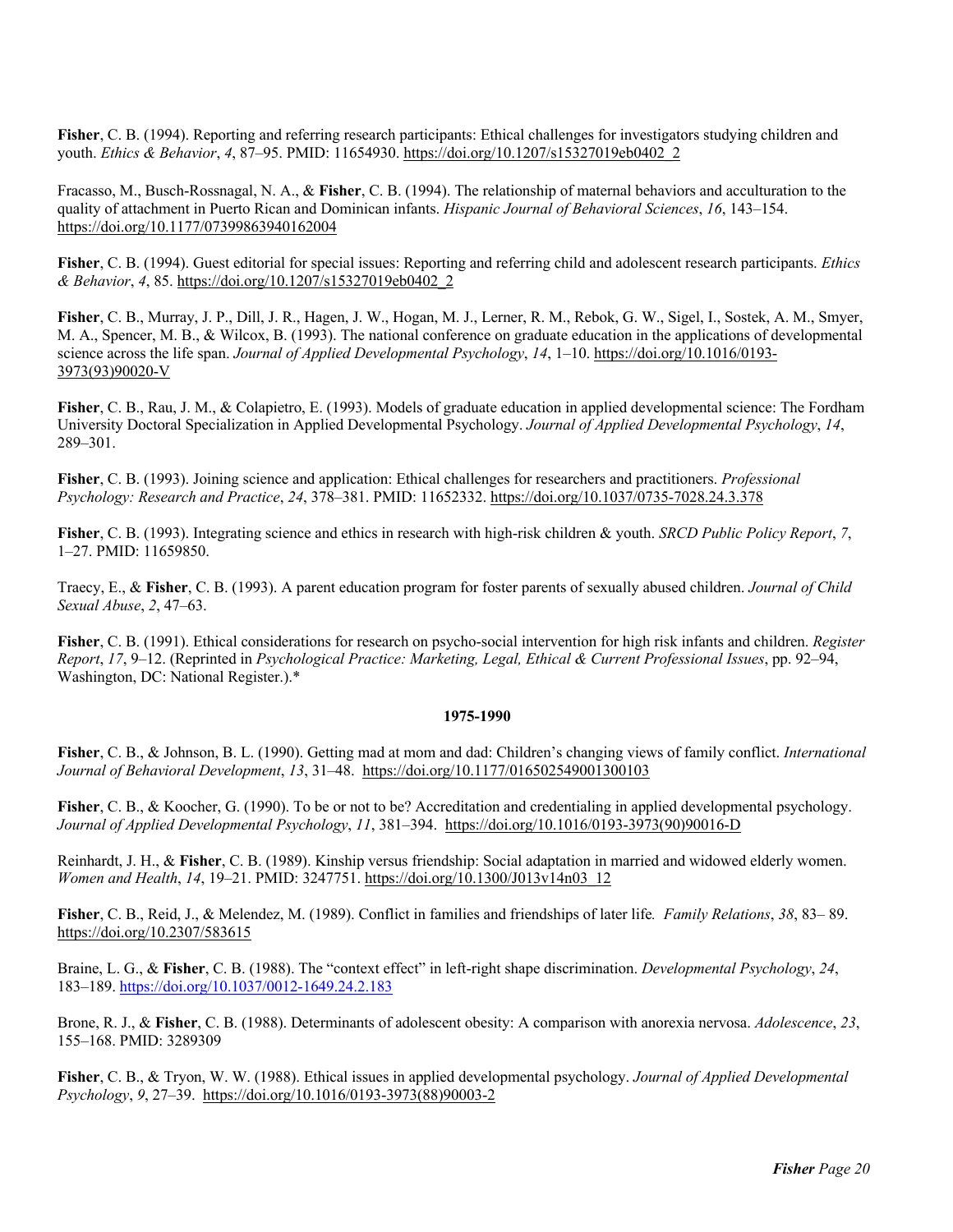**Fisher**, C. B. (1994). Reporting and referring research participants: Ethical challenges for investigators studying children and youth. *Ethics & Behavior*, *4*, 87–95. PMID: 11654930. https://doi.org/10.1207/s15327019eb0402_2

Fracasso, M., Busch-Rossnagal, N. A., & **Fisher**, C. B. (1994). The relationship of maternal behaviors and acculturation to the quality of attachment in Puerto Rican and Dominican infants. *Hispanic Journal of Behavioral Sciences*, *16*, 143–154. https://doi.org/10.1177/07399863940162004

**Fisher**, C. B. (1994). Guest editorial for special issues: Reporting and referring child and adolescent research participants. *Ethics & Behavior*, *4*, 85. https://doi.org/10.1207/s15327019eb0402_2

**Fisher**, C. B., Murray, J. P., Dill, J. R., Hagen, J. W., Hogan, M. J., Lerner, R. M., Rebok, G. W., Sigel, I., Sostek, A. M., Smyer, M. A., Spencer, M. B., & Wilcox, B. (1993). The national conference on graduate education in the applications of developmental science across the life span. *Journal of Applied Developmental Psychology*, *14*, 1–10. https://doi.org/10.1016/0193-3973(93)90020-V

**Fisher**, C. B., Rau, J. M., & Colapietro, E. (1993). Models of graduate education in applied developmental science: The Fordham University Doctoral Specialization in Applied Developmental Psychology. *Journal of Applied Developmental Psychology*, *14*, 289–301.

**Fisher**, C. B. (1993). Joining science and application: Ethical challenges for researchers and practitioners. *Professional Psychology: Research and Practice*, *24*, 378–381. PMID: 11652332. https://doi.org/10.1037/0735-7028.24.3.378

**Fisher**, C. B. (1993). Integrating science and ethics in research with high-risk children & youth. *SRCD Public Policy Report*, *7*, 1–27. PMID: 11659850.

Traecy, E., & **Fisher**, C. B. (1993). A parent education program for foster parents of sexually abused children. *Journal of Child Sexual Abuse*, *2*, 47–63.

**Fisher**, C. B. (1991). Ethical considerations for research on psycho-social intervention for high risk infants and children. *Register Report*, *17*, 9–12. (Reprinted in *Psychological Practice: Marketing, Legal, Ethical & Current Professional Issues*, pp. 92–94, Washington, DC: National Register.).*

**1975-1990**

**Fisher**, C. B., & Johnson, B. L. (1990). Getting mad at mom and dad: Children's changing views of family conflict. *International Journal of Behavioral Development*, *13*, 31–48. https://doi.org/10.1177/016502549001300103

**Fisher**, C. B., & Koocher, G. (1990). To be or not to be? Accreditation and credentialing in applied developmental psychology. *Journal of Applied Developmental Psychology*, *11*, 381–394. https://doi.org/10.1016/0193-3973(90)90016-D

Reinhardt, J. H., & **Fisher**, C. B. (1989). Kinship versus friendship: Social adaptation in married and widowed elderly women. *Women and Health*, *14*, 19–21. PMID: 3247751. https://doi.org/10.1300/J013v14n03_12

**Fisher**, C. B., Reid, J., & Melendez, M. (1989). Conflict in families and friendships of later life*.* *Family Relations*, *38*, 83– 89. https://doi.org/10.2307/583615

Braine, L. G., & **Fisher**, C. B. (1988). The "context effect" in left-right shape discrimination. *Developmental Psychology*, *24*, 183–189. https://doi.org/10.1037/0012-1649.24.2.183

Brone, R. J., & **Fisher**, C. B. (1988). Determinants of adolescent obesity: A comparison with anorexia nervosa. *Adolescence*, *23*, 155–168. PMID: 3289309

**Fisher**, C. B., & Tryon, W. W. (1988). Ethical issues in applied developmental psychology. *Journal of Applied Developmental Psychology*, *9*, 27–39. https://doi.org/10.1016/0193-3973(88)90003-2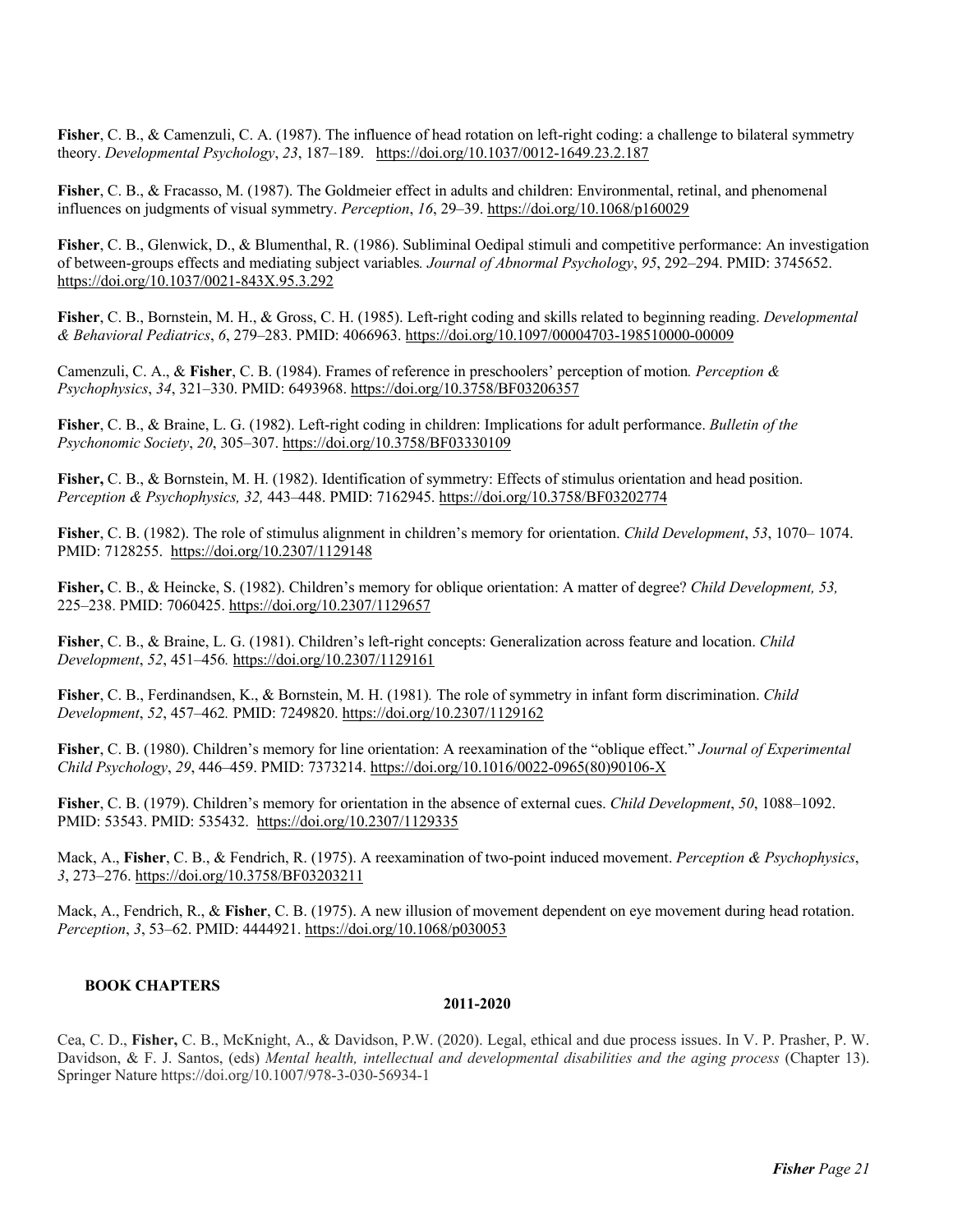**Fisher**, C. B., & Camenzuli, C. A. (1987). The influence of head rotation on left-right coding: a challenge to bilateral symmetry theory. *Developmental Psychology*, *23*, 187–189. https://doi.org/10.1037/0012-1649.23.2.187

**Fisher**, C. B., & Fracasso, M. (1987). The Goldmeier effect in adults and children: Environmental, retinal, and phenomenal influences on judgments of visual symmetry. *Perception*, *16*, 29–39. https://doi.org/10.1068/p160029

**Fisher**, C. B., Glenwick, D., & Blumenthal, R. (1986). Subliminal Oedipal stimuli and competitive performance: An investigation of between-groups effects and mediating subject variables*. Journal of Abnormal Psychology*, *95*, 292–294. PMID: 3745652. https://doi.org/10.1037/0021-843X.95.3.292

**Fisher**, C. B., Bornstein, M. H., & Gross, C. H. (1985). Left-right coding and skills related to beginning reading. *Developmental & Behavioral Pediatrics*, *6*, 279–283. PMID: 4066963. https://doi.org/10.1097/00004703-198510000-00009

Camenzuli, C. A., & **Fisher**, C. B. (1984). Frames of reference in preschoolers' perception of motion*. Perception & Psychophysics*, *34*, 321–330. PMID: 6493968. https://doi.org/10.3758/BF03206357

**Fisher**, C. B., & Braine, L. G. (1982). Left-right coding in children: Implications for adult performance. *Bulletin of the Psychonomic Society*, *20*, 305–307. https://doi.org/10.3758/BF03330109

**Fisher,** C. B., & Bornstein, M. H. (1982). Identification of symmetry: Effects of stimulus orientation and head position. *Perception & Psychophysics, 32,* 443–448. PMID: 7162945. https://doi.org/10.3758/BF03202774

**Fisher**, C. B. (1982). The role of stimulus alignment in children's memory for orientation. *Child Development*, *53*, 1070– 1074. PMID: 7128255. https://doi.org/10.2307/1129148

**Fisher,** C. B., & Heincke, S. (1982). Children's memory for oblique orientation: A matter of degree? *Child Development, 53,* 225–238. PMID: 7060425. https://doi.org/10.2307/1129657

**Fisher**, C. B., & Braine, L. G. (1981). Children's left-right concepts: Generalization across feature and location. *Child Development*, *52*, 451–456*.* https://doi.org/10.2307/1129161

**Fisher**, C. B., Ferdinandsen, K., & Bornstein, M. H. (1981)*.* The role of symmetry in infant form discrimination. *Child Development*, *52*, 457–462*.* PMID: 7249820. https://doi.org/10.2307/1129162

**Fisher**, C. B. (1980). Children's memory for line orientation: A reexamination of the "oblique effect." *Journal of Experimental Child Psychology*, *29*, 446–459. PMID: 7373214. https://doi.org/10.1016/0022-0965(80)90106-X

**Fisher**, C. B. (1979). Children's memory for orientation in the absence of external cues. *Child Development*, *50*, 1088–1092. PMID: 53543. PMID: 535432. https://doi.org/10.2307/1129335

Mack, A., **Fisher**, C. B., & Fendrich, R. (1975). A reexamination of two-point induced movement. *Perception & Psychophysics*, *3*, 273–276. https://doi.org/10.3758/BF03203211

Mack, A., Fendrich, R., & **Fisher**, C. B. (1975). A new illusion of movement dependent on eye movement during head rotation. *Perception*, *3*, 53–62. PMID: 4444921. https://doi.org/10.1068/p030053

## BOOK CHAPTERS

### 2011-2020

Cea, C. D., **Fisher,** C. B., McKnight, A., & Davidson, P.W. (2020). Legal, ethical and due process issues. In V. P. Prasher, P. W. Davidson, & F. J. Santos, (eds) *Mental health, intellectual and developmental disabilities and the aging process* (Chapter 13). Springer Nature https://doi.org/10.1007/978-3-030-56934-1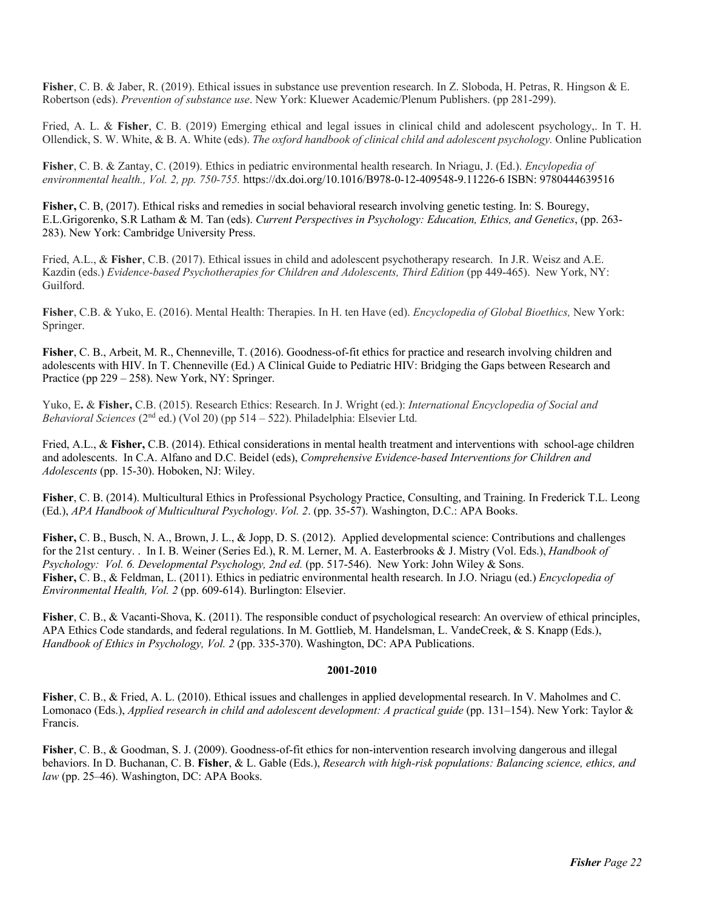**Fisher**, C. B. & Jaber, R. (2019). Ethical issues in substance use prevention research. In Z. Sloboda, H. Petras, R. Hingson & E. Robertson (eds). *Prevention of substance use*. New York: Kluewer Academic/Plenum Publishers. (pp 281-299).

Fried, A. L. & **Fisher**, C. B. (2019) Emerging ethical and legal issues in clinical child and adolescent psychology,. In T. H. Ollendick, S. W. White, & B. A. White (eds). *The oxford handbook of clinical child and adolescent psychology.* Online Publication

**Fisher**, C. B. & Zantay, C. (2019). Ethics in pediatric environmental health research. In Nriagu, J. (Ed.). *Encylopedia of environmental health., Vol. 2, pp. 750-755.* https://dx.doi.org/10.1016/B978-0-12-409548-9.11226-6 ISBN: 9780444639516

**Fisher,** C. B, (2017). Ethical risks and remedies in social behavioral research involving genetic testing. In: S. Bouregy, E.L.Grigorenko, S.R Latham & M. Tan (eds). *Current Perspectives in Psychology: Education, Ethics, and Genetics*, (pp. 263-283). New York: Cambridge University Press.

Fried, A.L., & **Fisher**, C.B. (2017). Ethical issues in child and adolescent psychotherapy research. In J.R. Weisz and A.E. Kazdin (eds.) *Evidence-based Psychotherapies for Children and Adolescents, Third Edition* (pp 449-465). New York, NY: Guilford.

**Fisher**, C.B. & Yuko, E. (2016). Mental Health: Therapies. In H. ten Have (ed). *Encyclopedia of Global Bioethics,* New York: Springer.

**Fisher**, C. B., Arbeit, M. R., Chenneville, T. (2016). Goodness-of-fit ethics for practice and research involving children and adolescents with HIV. In T. Chenneville (Ed.) A Clinical Guide to Pediatric HIV: Bridging the Gaps between Research and Practice (pp 229 – 258). New York, NY: Springer.

Yuko, E**.** & **Fisher,** C.B. (2015). Research Ethics: Research. In J. Wright (ed.): *International Encyclopedia of Social and Behavioral Sciences* (2nd ed.) (Vol 20) (pp 514 – 522). Philadelphia: Elsevier Ltd.

Fried, A.L., & **Fisher,** C.B. (2014). Ethical considerations in mental health treatment and interventions with school-age children and adolescents. In C.A. Alfano and D.C. Beidel (eds), *Comprehensive Evidence-based Interventions for Children and Adolescents* (pp. 15-30). Hoboken, NJ: Wiley.

**Fisher**, C. B. (2014). Multicultural Ethics in Professional Psychology Practice, Consulting, and Training. In Frederick T.L. Leong (Ed.), *APA Handbook of Multicultural Psychology*. *Vol. 2*. (pp. 35-57). Washington, D.C.: APA Books.

**Fisher,** C. B., Busch, N. A., Brown, J. L., & Jopp, D. S. (2012). Applied developmental science: Contributions and challenges for the 21st century. . In I. B. Weiner (Series Ed.), R. M. Lerner, M. A. Easterbrooks & J. Mistry (Vol. Eds.), *Handbook of Psychology: Vol. 6. Developmental Psychology, 2nd ed.* (pp. 517-546). New York: John Wiley & Sons.

**Fisher,** C. B., & Feldman, L. (2011). Ethics in pediatric environmental health research. In J.O. Nriagu (ed.) *Encyclopedia of Environmental Health, Vol. 2* (pp. 609-614). Burlington: Elsevier.

**Fisher**, C. B., & Vacanti-Shova, K. (2011). The responsible conduct of psychological research: An overview of ethical principles, APA Ethics Code standards, and federal regulations. In M. Gottlieb, M. Handelsman, L. VandeCreek, & S. Knapp (Eds.), *Handbook of Ethics in Psychology, Vol. 2* (pp. 335-370). Washington, DC: APA Publications.

**2001-2010**

**Fisher**, C. B., & Fried, A. L. (2010). Ethical issues and challenges in applied developmental research. In V. Maholmes and C. Lomonaco (Eds.), *Applied research in child and adolescent development: A practical guide* (pp. 131–154). New York: Taylor & Francis.

**Fisher**, C. B., & Goodman, S. J. (2009). Goodness-of-fit ethics for non-intervention research involving dangerous and illegal behaviors. In D. Buchanan, C. B. **Fisher**, & L. Gable (Eds.), *Research with high-risk populations: Balancing science, ethics, and law* (pp. 25–46). Washington, DC: APA Books.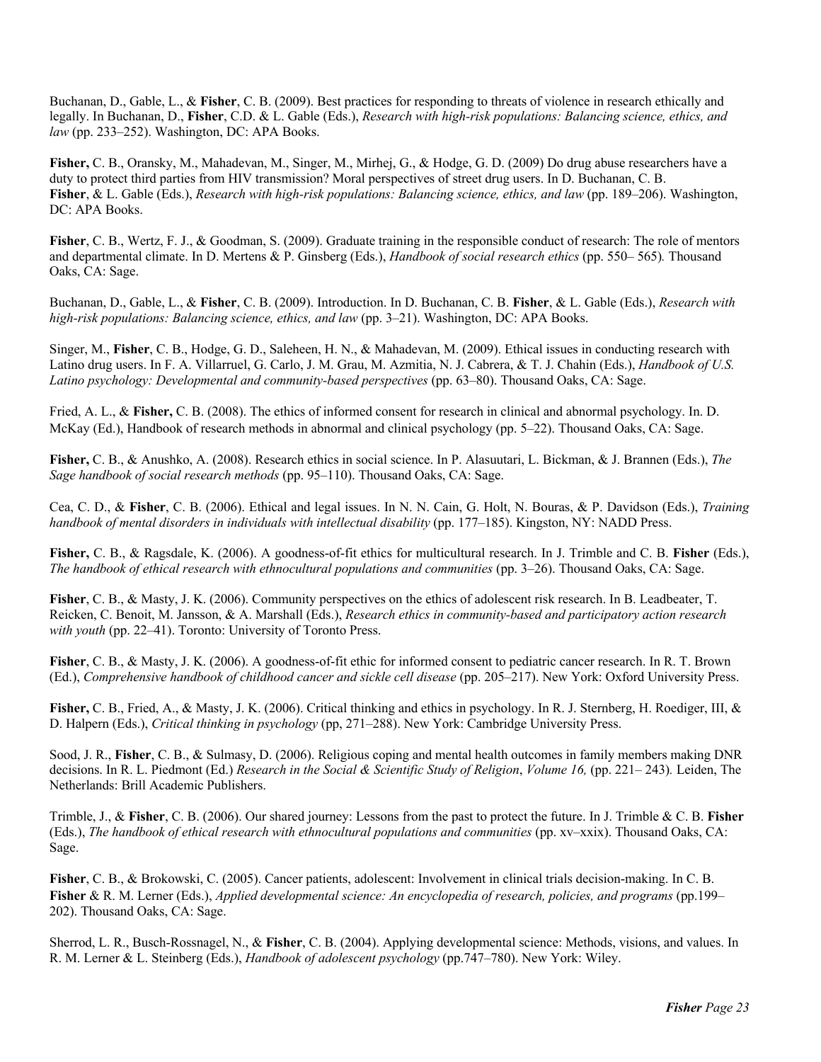Buchanan, D., Gable, L., & **Fisher**, C. B. (2009). Best practices for responding to threats of violence in research ethically and legally. In Buchanan, D., **Fisher**, C.D. & L. Gable (Eds.), *Research with high-risk populations: Balancing science, ethics, and law* (pp. 233–252). Washington, DC: APA Books.

**Fisher,** C. B., Oransky, M., Mahadevan, M., Singer, M., Mirhej, G., & Hodge, G. D. (2009) Do drug abuse researchers have a duty to protect third parties from HIV transmission? Moral perspectives of street drug users. In D. Buchanan, C. B. **Fisher**, & L. Gable (Eds.), *Research with high-risk populations: Balancing science, ethics, and law* (pp. 189–206). Washington, DC: APA Books.

**Fisher**, C. B., Wertz, F. J., & Goodman, S. (2009). Graduate training in the responsible conduct of research: The role of mentors and departmental climate. In D. Mertens & P. Ginsberg (Eds.), *Handbook of social research ethics* (pp. 550– 565)*.* Thousand Oaks, CA: Sage.

Buchanan, D., Gable, L., & **Fisher**, C. B. (2009). Introduction. In D. Buchanan, C. B. **Fisher**, & L. Gable (Eds.), *Research with high-risk populations: Balancing science, ethics, and law* (pp. 3–21). Washington, DC: APA Books.

Singer, M., **Fisher**, C. B., Hodge, G. D., Saleheen, H. N., & Mahadevan, M. (2009). Ethical issues in conducting research with Latino drug users. In F. A. Villarruel, G. Carlo, J. M. Grau, M. Azmitia, N. J. Cabrera, & T. J. Chahin (Eds.), *Handbook of U.S. Latino psychology: Developmental and community-based perspectives* (pp. 63–80). Thousand Oaks, CA: Sage.

Fried, A. L., & **Fisher,** C. B. (2008). The ethics of informed consent for research in clinical and abnormal psychology. In. D. McKay (Ed.), Handbook of research methods in abnormal and clinical psychology (pp. 5–22). Thousand Oaks, CA: Sage.

**Fisher,** C. B., & Anushko, A. (2008). Research ethics in social science. In P. Alasuutari, L. Bickman, & J. Brannen (Eds.), *The Sage handbook of social research methods* (pp. 95–110). Thousand Oaks, CA: Sage.

Cea, C. D., & **Fisher**, C. B. (2006). Ethical and legal issues. In N. N. Cain, G. Holt, N. Bouras, & P. Davidson (Eds.), *Training handbook of mental disorders in individuals with intellectual disability* (pp. 177–185). Kingston, NY: NADD Press.

**Fisher,** C. B., & Ragsdale, K. (2006). A goodness-of-fit ethics for multicultural research. In J. Trimble and C. B. **Fisher** (Eds.), *The handbook of ethical research with ethnocultural populations and communities* (pp. 3–26). Thousand Oaks, CA: Sage.

**Fisher**, C. B., & Masty, J. K. (2006). Community perspectives on the ethics of adolescent risk research. In B. Leadbeater, T. Reicken, C. Benoit, M. Jansson, & A. Marshall (Eds.), *Research ethics in community-based and participatory action research with youth* (pp. 22–41). Toronto: University of Toronto Press.

**Fisher**, C. B., & Masty, J. K. (2006). A goodness-of-fit ethic for informed consent to pediatric cancer research. In R. T. Brown (Ed.), *Comprehensive handbook of childhood cancer and sickle cell disease* (pp. 205–217). New York: Oxford University Press.

**Fisher,** C. B., Fried, A., & Masty, J. K. (2006). Critical thinking and ethics in psychology. In R. J. Sternberg, H. Roediger, III, & D. Halpern (Eds.), *Critical thinking in psychology* (pp, 271–288). New York: Cambridge University Press.

Sood, J. R., **Fisher**, C. B., & Sulmasy, D. (2006). Religious coping and mental health outcomes in family members making DNR decisions. In R. L. Piedmont (Ed.) *Research in the Social & Scientific Study of Religion*, *Volume 16,* (pp. 221– 243)*.* Leiden, The Netherlands: Brill Academic Publishers.

Trimble, J., & **Fisher**, C. B. (2006). Our shared journey: Lessons from the past to protect the future. In J. Trimble & C. B. **Fisher** (Eds.), *The handbook of ethical research with ethnocultural populations and communities* (pp. xv–xxix). Thousand Oaks, CA: Sage.

**Fisher**, C. B., & Brokowski, C. (2005). Cancer patients, adolescent: Involvement in clinical trials decision-making. In C. B. **Fisher** & R. M. Lerner (Eds.), *Applied developmental science: An encyclopedia of research, policies, and programs* (pp.199–202). Thousand Oaks, CA: Sage.

Sherrod, L. R., Busch-Rossnagel, N., & **Fisher**, C. B. (2004). Applying developmental science: Methods, visions, and values. In R. M. Lerner & L. Steinberg (Eds.), *Handbook of adolescent psychology* (pp.747–780). New York: Wiley.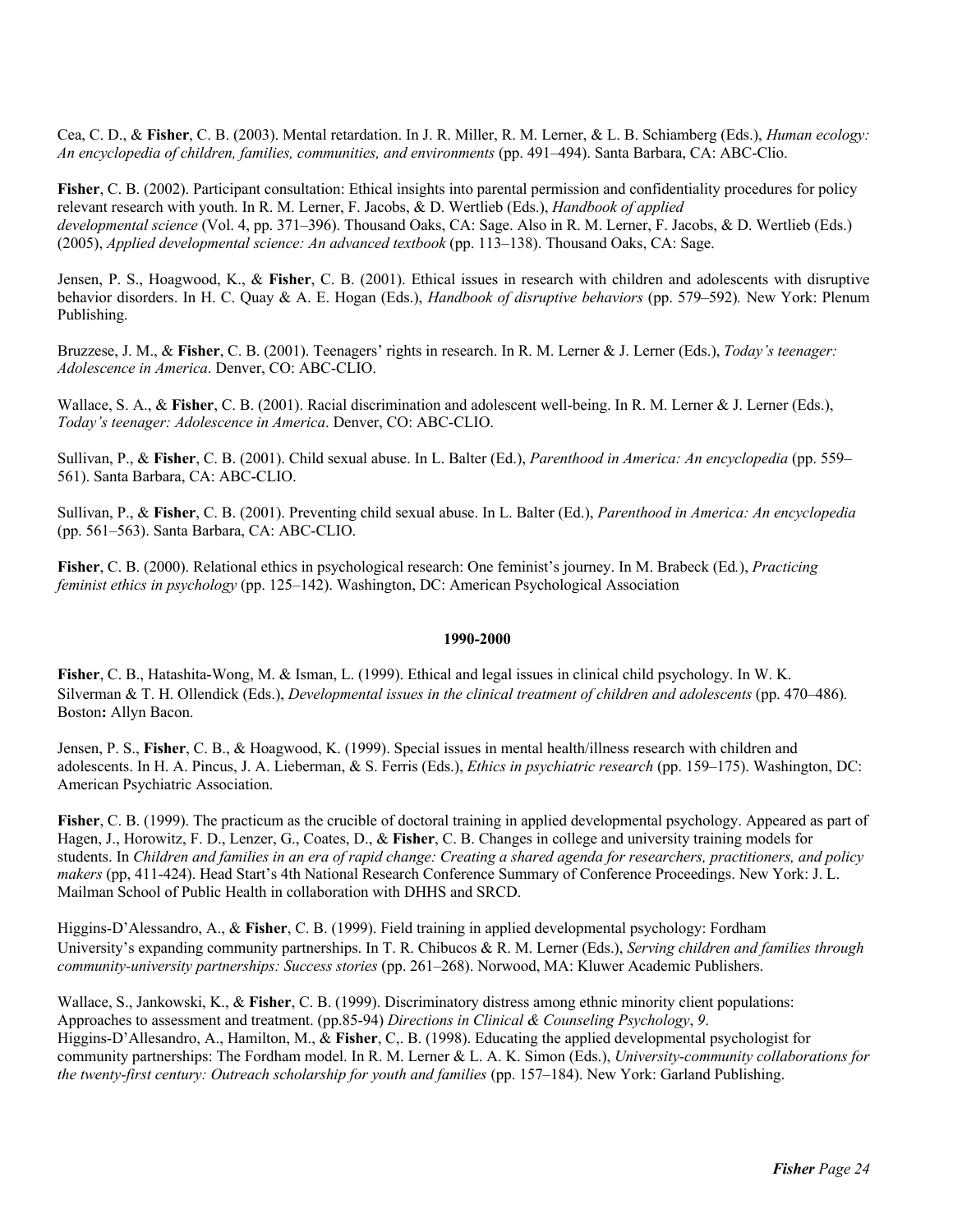Cea, C. D., & **Fisher**, C. B. (2003). Mental retardation. In J. R. Miller, R. M. Lerner, & L. B. Schiamberg (Eds.), *Human ecology: An encyclopedia of children, families, communities, and environments* (pp. 491–494). Santa Barbara, CA: ABC-Clio.

**Fisher**, C. B. (2002). Participant consultation: Ethical insights into parental permission and confidentiality procedures for policy relevant research with youth. In R. M. Lerner, F. Jacobs, & D. Wertlieb (Eds.), *Handbook of applied developmental science* (Vol. 4, pp. 371–396). Thousand Oaks, CA: Sage. Also in R. M. Lerner, F. Jacobs, & D. Wertlieb (Eds.) (2005), *Applied developmental science: An advanced textbook* (pp. 113–138). Thousand Oaks, CA: Sage.

Jensen, P. S., Hoagwood, K., & **Fisher**, C. B. (2001). Ethical issues in research with children and adolescents with disruptive behavior disorders. In H. C. Quay & A. E. Hogan (Eds.), *Handbook of disruptive behaviors* (pp. 579–592)*.* New York: Plenum Publishing.

Bruzzese, J. M., & **Fisher**, C. B. (2001). Teenagers' rights in research. In R. M. Lerner & J. Lerner (Eds.), *Today's teenager: Adolescence in America*. Denver, CO: ABC-CLIO.

Wallace, S. A., & **Fisher**, C. B. (2001). Racial discrimination and adolescent well-being. In R. M. Lerner & J. Lerner (Eds.), *Today's teenager: Adolescence in America*. Denver, CO: ABC-CLIO.

Sullivan, P., & **Fisher**, C. B. (2001). Child sexual abuse. In L. Balter (Ed.), *Parenthood in America: An encyclopedia* (pp. 559–561). Santa Barbara, CA: ABC-CLIO.

Sullivan, P., & **Fisher**, C. B. (2001). Preventing child sexual abuse. In L. Balter (Ed.), *Parenthood in America: An encyclopedia* (pp. 561–563). Santa Barbara, CA: ABC-CLIO.

**Fisher**, C. B. (2000). Relational ethics in psychological research: One feminist's journey. In M. Brabeck (Ed.), *Practicing feminist ethics in psychology* (pp. 125–142). Washington, DC: American Psychological Association

**1990-2000**

**Fisher**, C. B., Hatashita-Wong, M. & Isman, L. (1999). Ethical and legal issues in clinical child psychology. In W. K. Silverman & T. H. Ollendick (Eds.), *Developmental issues in the clinical treatment of children and adolescents* (pp. 470–486)*.* Boston**:** Allyn Bacon.

Jensen, P. S., **Fisher**, C. B., & Hoagwood, K. (1999). Special issues in mental health/illness research with children and adolescents. In H. A. Pincus, J. A. Lieberman, & S. Ferris (Eds.), *Ethics in psychiatric research* (pp. 159–175). Washington, DC: American Psychiatric Association.

**Fisher**, C. B. (1999). The practicum as the crucible of doctoral training in applied developmental psychology. Appeared as part of Hagen, J., Horowitz, F. D., Lenzer, G., Coates, D., & **Fisher**, C. B. Changes in college and university training models for students. In *Children and families in an era of rapid change: Creating a shared agenda for researchers, practitioners, and policy makers* (pp, 411-424). Head Start's 4th National Research Conference Summary of Conference Proceedings. New York: J. L. Mailman School of Public Health in collaboration with DHHS and SRCD.

Higgins-D'Alessandro, A., & **Fisher**, C. B. (1999). Field training in applied developmental psychology: Fordham University's expanding community partnerships. In T. R. Chibucos & R. M. Lerner (Eds.), *Serving children and families through community-university partnerships: Success stories* (pp. 261–268). Norwood, MA: Kluwer Academic Publishers.

Wallace, S., Jankowski, K., & **Fisher**, C. B. (1999). Discriminatory distress among ethnic minority client populations: Approaches to assessment and treatment. (pp.85-94) *Directions in Clinical & Counseling Psychology*, *9*.

Higgins-D'Allesandro, A., Hamilton, M., & **Fisher**, C,. B. (1998). Educating the applied developmental psychologist for community partnerships: The Fordham model. In R. M. Lerner & L. A. K. Simon (Eds.), *University-community collaborations for the twenty-first century: Outreach scholarship for youth and families* (pp. 157–184). New York: Garland Publishing.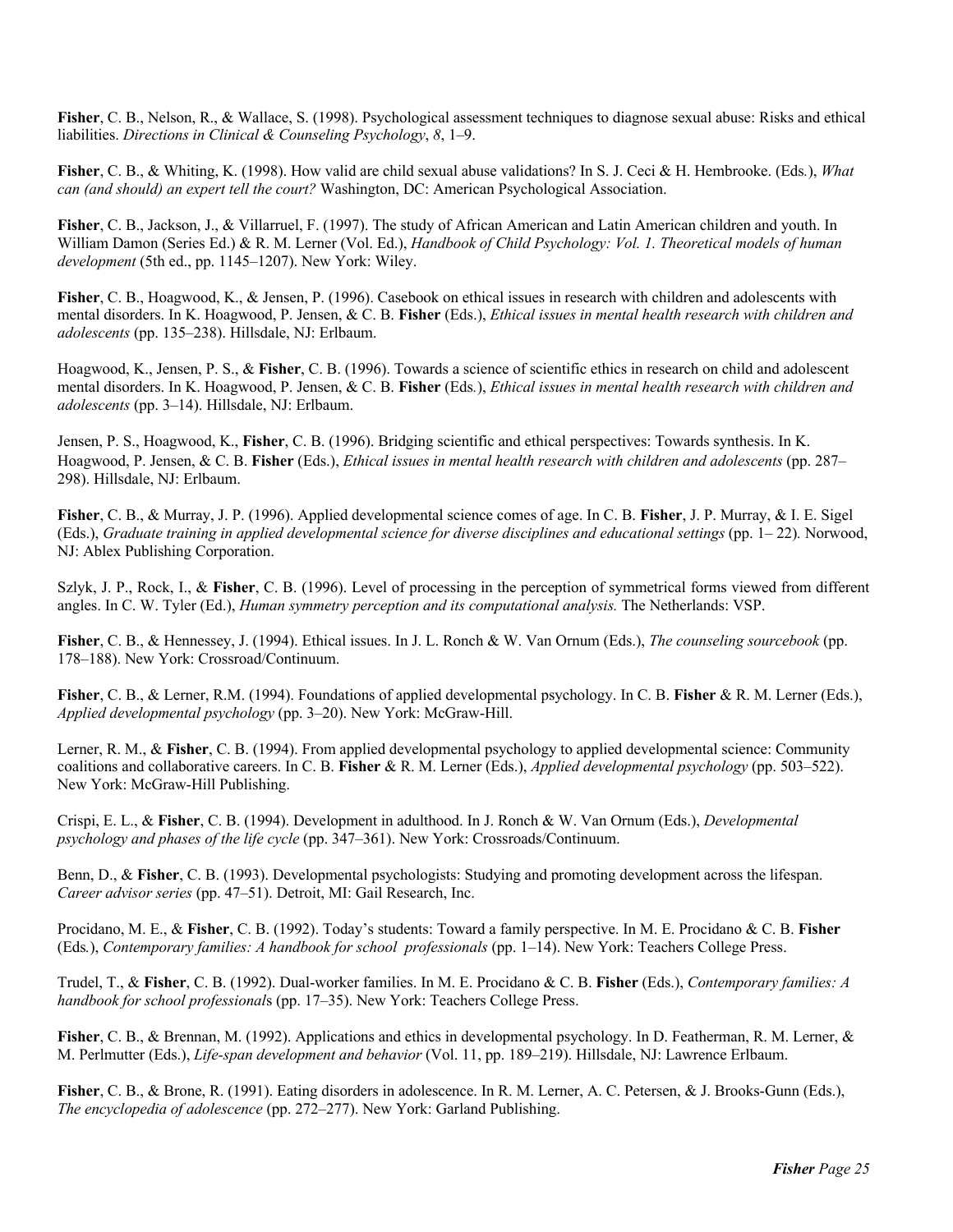**Fisher**, C. B., Nelson, R., & Wallace, S. (1998). Psychological assessment techniques to diagnose sexual abuse: Risks and ethical liabilities. *Directions in Clinical & Counseling Psychology*, *8*, 1–9.

**Fisher**, C. B., & Whiting, K. (1998). How valid are child sexual abuse validations? In S. J. Ceci & H. Hembrooke. (Eds.), *What can (and should) an expert tell the court?* Washington, DC: American Psychological Association.

**Fisher**, C. B., Jackson, J., & Villarruel, F. (1997). The study of African American and Latin American children and youth. In William Damon (Series Ed.) & R. M. Lerner (Vol. Ed.), *Handbook of Child Psychology: Vol. 1. Theoretical models of human development* (5th ed., pp. 1145–1207). New York: Wiley.

**Fisher**, C. B., Hoagwood, K., & Jensen, P. (1996). Casebook on ethical issues in research with children and adolescents with mental disorders. In K. Hoagwood, P. Jensen, & C. B. **Fisher** (Eds.), *Ethical issues in mental health research with children and adolescents* (pp. 135–238). Hillsdale, NJ: Erlbaum.

Hoagwood, K., Jensen, P. S., & **Fisher**, C. B. (1996). Towards a science of scientific ethics in research on child and adolescent mental disorders. In K. Hoagwood, P. Jensen, & C. B. **Fisher** (Eds.), *Ethical issues in mental health research with children and adolescents* (pp. 3–14). Hillsdale, NJ: Erlbaum.

Jensen, P. S., Hoagwood, K., **Fisher**, C. B. (1996). Bridging scientific and ethical perspectives: Towards synthesis. In K. Hoagwood, P. Jensen, & C. B. **Fisher** (Eds.), *Ethical issues in mental health research with children and adolescents* (pp. 287–298). Hillsdale, NJ: Erlbaum.

**Fisher**, C. B., & Murray, J. P. (1996). Applied developmental science comes of age. In C. B. **Fisher**, J. P. Murray, & I. E. Sigel (Eds.), *Graduate training in applied developmental science for diverse disciplines and educational settings* (pp. 1– 22)*.* Norwood, NJ: Ablex Publishing Corporation.

Szlyk, J. P., Rock, I., & **Fisher**, C. B. (1996). Level of processing in the perception of symmetrical forms viewed from different angles. In C. W. Tyler (Ed.), *Human symmetry perception and its computational analysis.* The Netherlands: VSP.

**Fisher**, C. B., & Hennessey, J. (1994). Ethical issues. In J. L. Ronch & W. Van Ornum (Eds.), *The counseling sourcebook* (pp. 178–188). New York: Crossroad/Continuum.

**Fisher**, C. B., & Lerner, R.M. (1994). Foundations of applied developmental psychology. In C. B. **Fisher** & R. M. Lerner (Eds.), *Applied developmental psychology* (pp. 3–20). New York: McGraw-Hill.

Lerner, R. M., & **Fisher**, C. B. (1994). From applied developmental psychology to applied developmental science: Community coalitions and collaborative careers. In C. B. **Fisher** & R. M. Lerner (Eds.), *Applied developmental psychology* (pp. 503–522). New York: McGraw-Hill Publishing.

Crispi, E. L., & **Fisher**, C. B. (1994). Development in adulthood. In J. Ronch & W. Van Ornum (Eds.), *Developmental psychology and phases of the life cycle* (pp. 347–361). New York: Crossroads/Continuum.

Benn, D., & **Fisher**, C. B. (1993). Developmental psychologists: Studying and promoting development across the lifespan. *Career advisor series* (pp. 47–51). Detroit, MI: Gail Research, Inc.

Procidano, M. E., & **Fisher**, C. B. (1992). Today's students: Toward a family perspective. In M. E. Procidano & C. B. **Fisher** (Eds.), *Contemporary families: A handbook for school professionals* (pp. 1–14). New York: Teachers College Press.

Trudel, T., & **Fisher**, C. B. (1992). Dual-worker families. In M. E. Procidano & C. B. **Fisher** (Eds.), *Contemporary families: A handbook for school professional*s (pp. 17–35). New York: Teachers College Press.

**Fisher**, C. B., & Brennan, M. (1992). Applications and ethics in developmental psychology. In D. Featherman, R. M. Lerner, & M. Perlmutter (Eds.), *Life-span development and behavior* (Vol. 11, pp. 189–219). Hillsdale, NJ: Lawrence Erlbaum.

**Fisher**, C. B., & Brone, R. (1991). Eating disorders in adolescence. In R. M. Lerner, A. C. Petersen, & J. Brooks-Gunn (Eds.), *The encyclopedia of adolescence* (pp. 272–277). New York: Garland Publishing.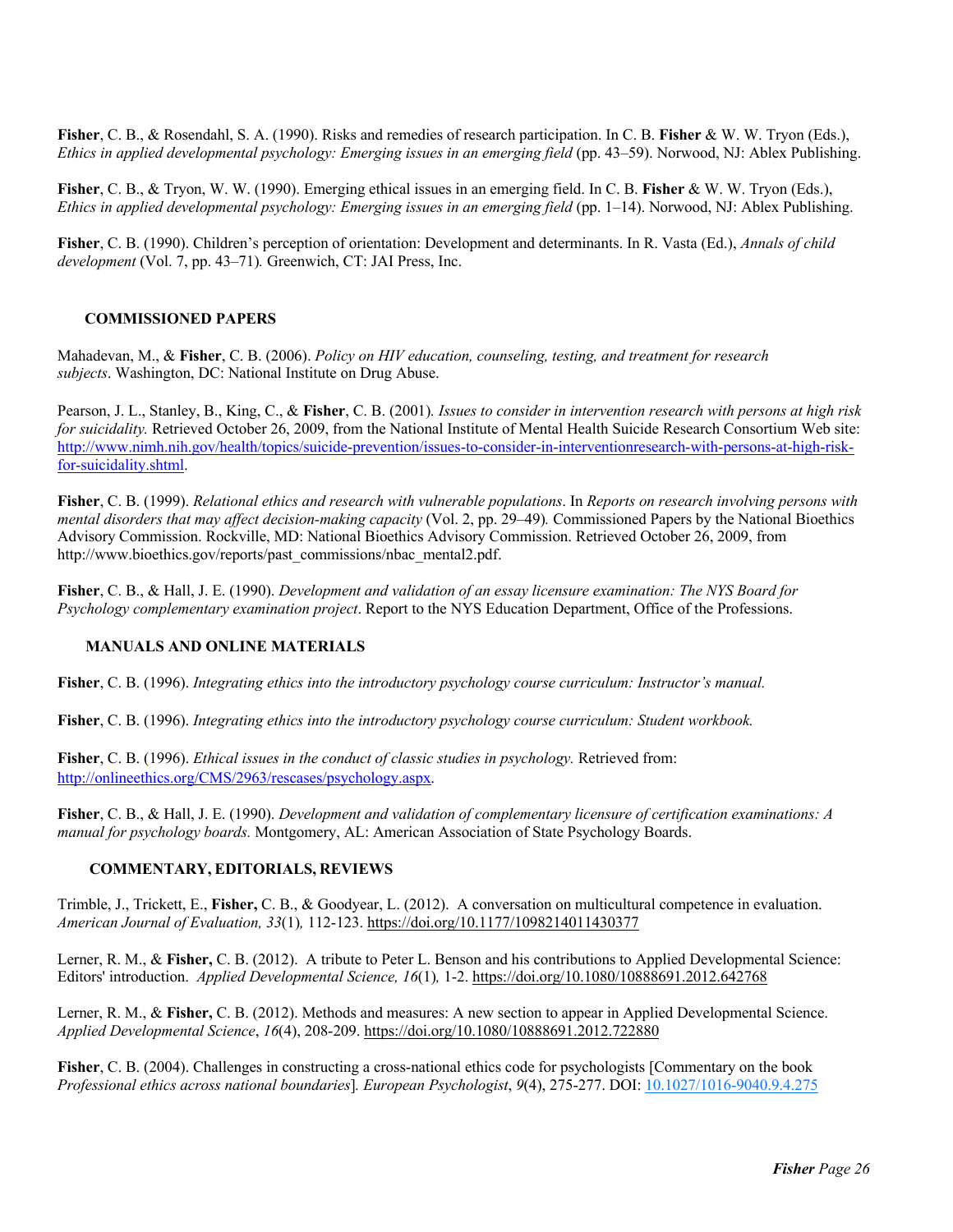**Fisher**, C. B., & Rosendahl, S. A. (1990). Risks and remedies of research participation. In C. B. **Fisher** & W. W. Tryon (Eds.), *Ethics in applied developmental psychology: Emerging issues in an emerging field* (pp. 43–59). Norwood, NJ: Ablex Publishing.

**Fisher**, C. B., & Tryon, W. W. (1990). Emerging ethical issues in an emerging field. In C. B. **Fisher** & W. W. Tryon (Eds.), *Ethics in applied developmental psychology: Emerging issues in an emerging field* (pp. 1–14). Norwood, NJ: Ablex Publishing.

**Fisher**, C. B. (1990). Children's perception of orientation: Development and determinants. In R. Vasta (Ed.), *Annals of child development* (Vol. 7, pp. 43–71)*.* Greenwich, CT: JAI Press, Inc.

## COMMISSIONED PAPERS

Mahadevan, M., & **Fisher**, C. B. (2006). *Policy on HIV education, counseling, testing, and treatment for research subjects*. Washington, DC: National Institute on Drug Abuse.

Pearson, J. L., Stanley, B., King, C., & **Fisher**, C. B. (2001)*. Issues to consider in intervention research with persons at high risk for suicidality.* Retrieved October 26, 2009, from the National Institute of Mental Health Suicide Research Consortium Web site: http://www.nimh.nih.gov/health/topics/suicide-prevention/issues-to-consider-in-interventionresearch-with-persons-at-high-risk-for-suicidality.shtml.

**Fisher**, C. B. (1999). *Relational ethics and research with vulnerable populations*. In *Reports on research involving persons with mental disorders that may affect decision-making capacity* (Vol. 2, pp. 29–49)*.* Commissioned Papers by the National Bioethics Advisory Commission. Rockville, MD: National Bioethics Advisory Commission. Retrieved October 26, 2009, from http://www.bioethics.gov/reports/past_commissions/nbac_mental2.pdf.

**Fisher**, C. B., & Hall, J. E. (1990). *Development and validation of an essay licensure examination: The NYS Board for Psychology complementary examination project*. Report to the NYS Education Department, Office of the Professions.

## MANUALS AND ONLINE MATERIALS

**Fisher**, C. B. (1996). *Integrating ethics into the introductory psychology course curriculum: Instructor's manual.*

**Fisher**, C. B. (1996). *Integrating ethics into the introductory psychology course curriculum: Student workbook.*

**Fisher**, C. B. (1996). *Ethical issues in the conduct of classic studies in psychology.* Retrieved from: http://onlineethics.org/CMS/2963/rescases/psychology.aspx.

**Fisher**, C. B., & Hall, J. E. (1990). *Development and validation of complementary licensure of certification examinations: A manual for psychology boards.* Montgomery, AL: American Association of State Psychology Boards.

## COMMENTARY, EDITORIALS, REVIEWS

Trimble, J., Trickett, E., **Fisher,** C. B., & Goodyear, L. (2012). A conversation on multicultural competence in evaluation. *American Journal of Evaluation, 33*(1)*,* 112-123. https://doi.org/10.1177/1098214011430377

Lerner, R. M., & **Fisher,** C. B. (2012). A tribute to Peter L. Benson and his contributions to Applied Developmental Science: Editors' introduction. *Applied Developmental Science, 16*(1)*,* 1-2. https://doi.org/10.1080/10888691.2012.642768

Lerner, R. M., & **Fisher,** C. B. (2012). Methods and measures: A new section to appear in Applied Developmental Science. *Applied Developmental Science*, *16*(4), 208-209. https://doi.org/10.1080/10888691.2012.722880

**Fisher**, C. B. (2004). Challenges in constructing a cross-national ethics code for psychologists [Commentary on the book *Professional ethics across national boundaries*]*. European Psychologist*, *9*(4), 275-277. DOI: 10.1027/1016-9040.9.4.275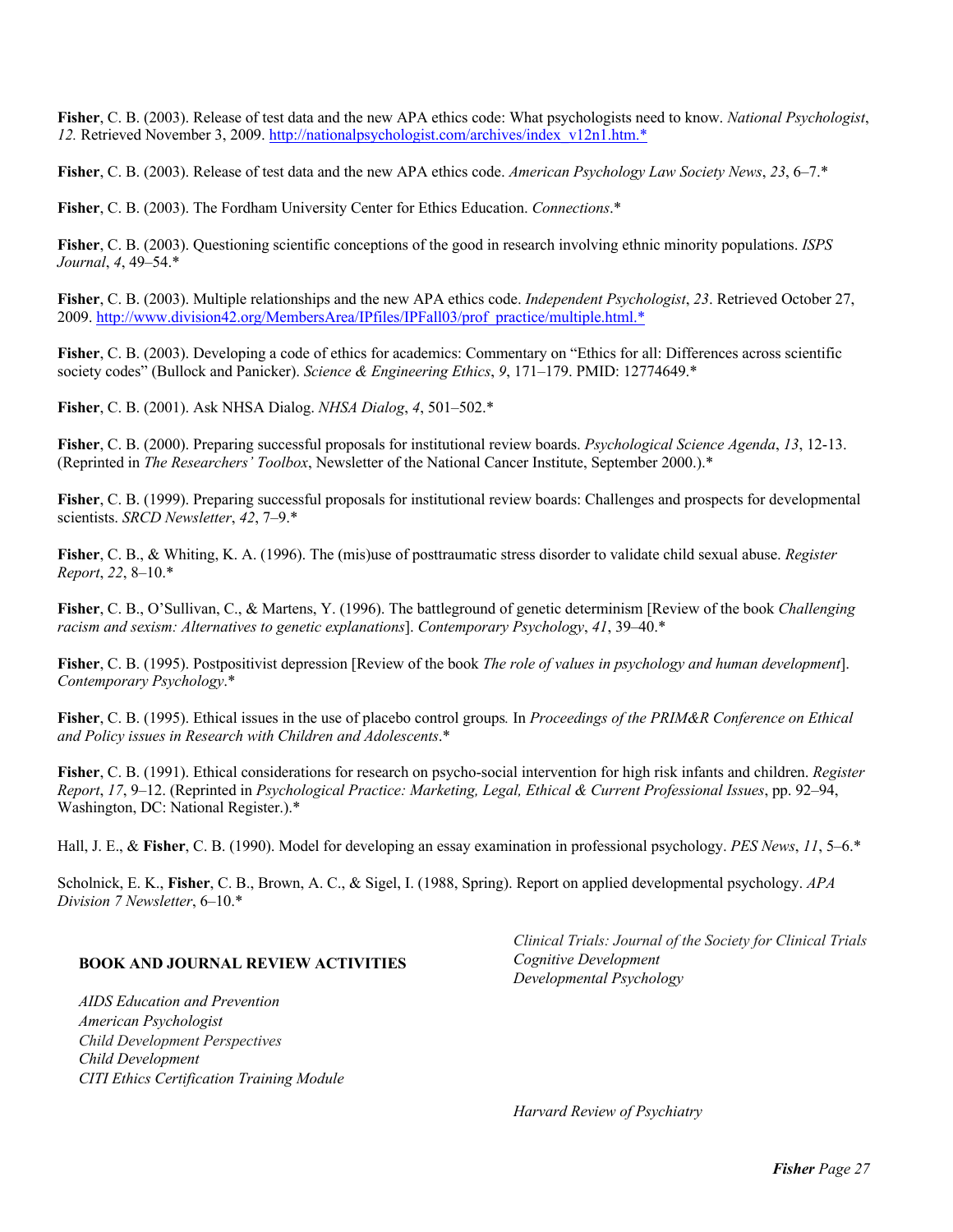**Fisher**, C. B. (2003). Release of test data and the new APA ethics code: What psychologists need to know. *National Psychologist*, *12.* Retrieved November 3, 2009. http://nationalpsychologist.com/archives/index_v12n1.htm.*

**Fisher**, C. B. (2003). Release of test data and the new APA ethics code. *American Psychology Law Society News*, *23*, 6–7.*

**Fisher**, C. B. (2003). The Fordham University Center for Ethics Education. *Connections*.*

**Fisher**, C. B. (2003). Questioning scientific conceptions of the good in research involving ethnic minority populations. *ISPS Journal*, *4*, 49–54.*

**Fisher**, C. B. (2003). Multiple relationships and the new APA ethics code. *Independent Psychologist*, *23*. Retrieved October 27, 2009. http://www.division42.org/MembersArea/IPfiles/IPFall03/prof_practice/multiple.html.*

**Fisher**, C. B. (2003). Developing a code of ethics for academics: Commentary on "Ethics for all: Differences across scientific society codes" (Bullock and Panicker). *Science & Engineering Ethics*, *9*, 171–179. PMID: 12774649.*

**Fisher**, C. B. (2001). Ask NHSA Dialog. *NHSA Dialog*, *4*, 501–502.*

**Fisher**, C. B. (2000). Preparing successful proposals for institutional review boards. *Psychological Science Agenda*, *13*, 12-13. (Reprinted in *The Researchers' Toolbox*, Newsletter of the National Cancer Institute, September 2000.).*

**Fisher**, C. B. (1999). Preparing successful proposals for institutional review boards: Challenges and prospects for developmental scientists. *SRCD Newsletter*, *42*, 7–9.*

**Fisher**, C. B., & Whiting, K. A. (1996). The (mis)use of posttraumatic stress disorder to validate child sexual abuse. *Register Report*, *22*, 8–10.*

**Fisher**, C. B., O'Sullivan, C., & Martens, Y. (1996). The battleground of genetic determinism [Review of the book *Challenging racism and sexism: Alternatives to genetic explanations*]. *Contemporary Psychology*, *41*, 39–40.*

**Fisher**, C. B. (1995). Postpositivist depression [Review of the book *The role of values in psychology and human development*]. *Contemporary Psychology*.*

**Fisher**, C. B. (1995). Ethical issues in the use of placebo control groups*.* In *Proceedings of the PRIM&R Conference on Ethical and Policy issues in Research with Children and Adolescents*.*

**Fisher**, C. B. (1991). Ethical considerations for research on psycho-social intervention for high risk infants and children. *Register Report*, *17*, 9–12. (Reprinted in *Psychological Practice: Marketing, Legal, Ethical & Current Professional Issues*, pp. 92–94, Washington, DC: National Register.).*

Hall, J. E., & **Fisher**, C. B. (1990). Model for developing an essay examination in professional psychology. *PES News*, *11*, 5–6.*

Scholnick, E. K., **Fisher**, C. B., Brown, A. C., & Sigel, I. (1988, Spring). Report on applied developmental psychology. *APA Division 7 Newsletter*, 6–10.*

## BOOK AND JOURNAL REVIEW ACTIVITIES

*AIDS Education and Prevention*
*American Psychologist*
*Child Development Perspectives*
*Child Development*
*CITI Ethics Certification Training Module*
*Clinical Trials: Journal of the Society for Clinical Trials*
*Cognitive Development*
*Developmental Psychology*
*Harvard Review of Psychiatry*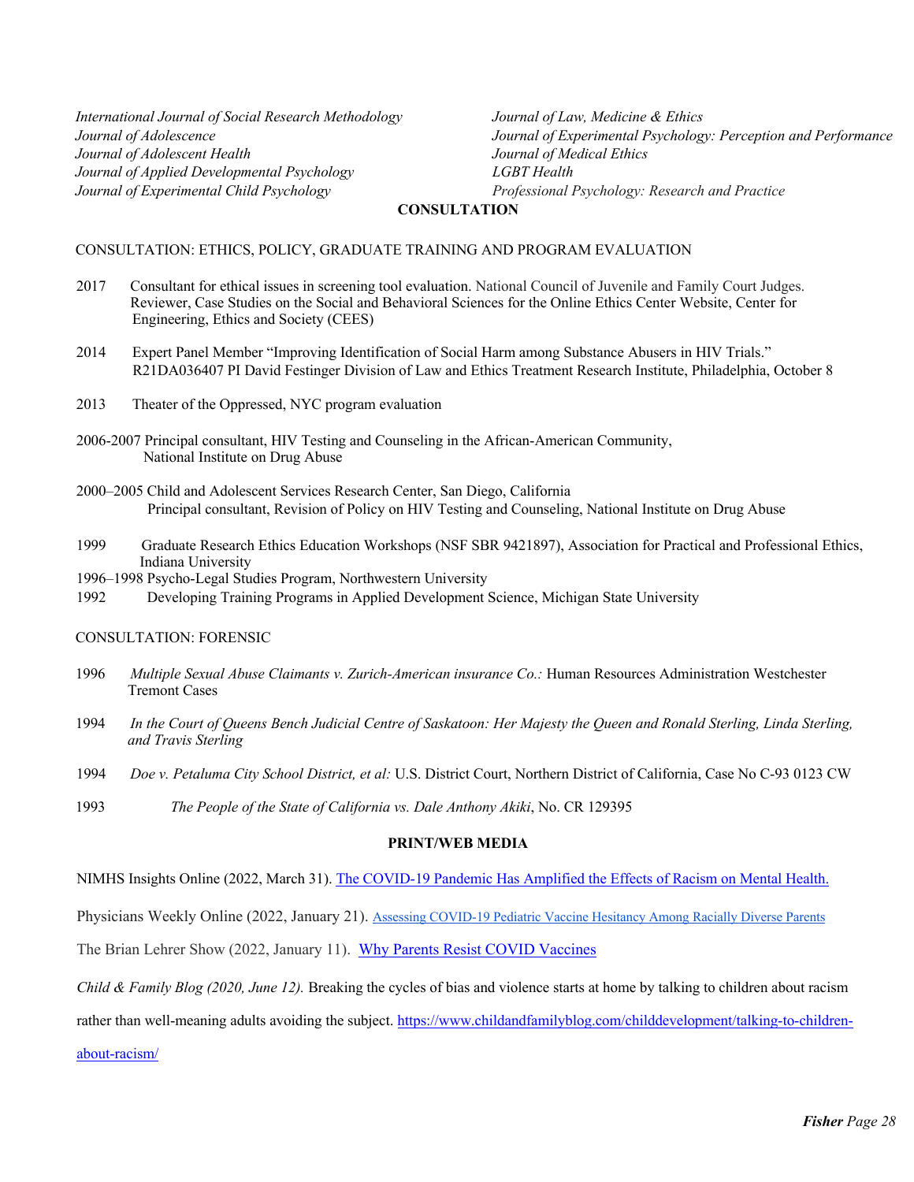*International Journal of Social Research Methodology*
*Journal of Adolescence*
*Journal of Adolescent Health*
*Journal of Applied Developmental Psychology*
*Journal of Experimental Child Psychology*
*Journal of Law, Medicine & Ethics*
*Journal of Experimental Psychology: Perception and Performance*
*Journal of Medical Ethics*
*LGBT Health*
*Professional Psychology: Research and Practice*

## CONSULTATION

### CONSULTATION: ETHICS, POLICY, GRADUATE TRAINING AND PROGRAM EVALUATION

2017 Consultant for ethical issues in screening tool evaluation. National Council of Juvenile and Family Court Judges. Reviewer, Case Studies on the Social and Behavioral Sciences for the Online Ethics Center Website, Center for Engineering, Ethics and Society (CEES)

2014 Expert Panel Member "Improving Identification of Social Harm among Substance Abusers in HIV Trials." R21DA036407 PI David Festinger Division of Law and Ethics Treatment Research Institute, Philadelphia, October 8

2013 Theater of the Oppressed, NYC program evaluation

2006-2007 Principal consultant, HIV Testing and Counseling in the African-American Community, National Institute on Drug Abuse

2000–2005 Child and Adolescent Services Research Center, San Diego, California
Principal consultant, Revision of Policy on HIV Testing and Counseling, National Institute on Drug Abuse

1999 Graduate Research Ethics Education Workshops (NSF SBR 9421897), Association for Practical and Professional Ethics, Indiana University

1996–1998 Psycho-Legal Studies Program, Northwestern University

1992 Developing Training Programs in Applied Development Science, Michigan State University

### CONSULTATION: FORENSIC

1996 *Multiple Sexual Abuse Claimants v. Zurich-American insurance Co.:* Human Resources Administration Westchester Tremont Cases

1994 *In the Court of Queens Bench Judicial Centre of Saskatoon: Her Majesty the Queen and Ronald Sterling, Linda Sterling, and Travis Sterling*

1994 *Doe v. Petaluma City School District, et al:* U.S. District Court, Northern District of California, Case No C-93 0123 CW

1993 *The People of the State of California vs. Dale Anthony Akiki*, No. CR 129395

## PRINT/WEB MEDIA

NIMHS Insights Online (2022, March 31). The COVID-19 Pandemic Has Amplified the Effects of Racism on Mental Health.

Physicians Weekly Online (2022, January 21). Assessing COVID-19 Pediatric Vaccine Hesitancy Among Racially Diverse Parents

The Brian Lehrer Show (2022, January 11). Why Parents Resist COVID Vaccines

*Child & Family Blog (2020, June 12).* Breaking the cycles of bias and violence starts at home by talking to children about racism rather than well-meaning adults avoiding the subject. https://www.childandfamilyblog.com/childdevelopment/talking-to-children-about-racism/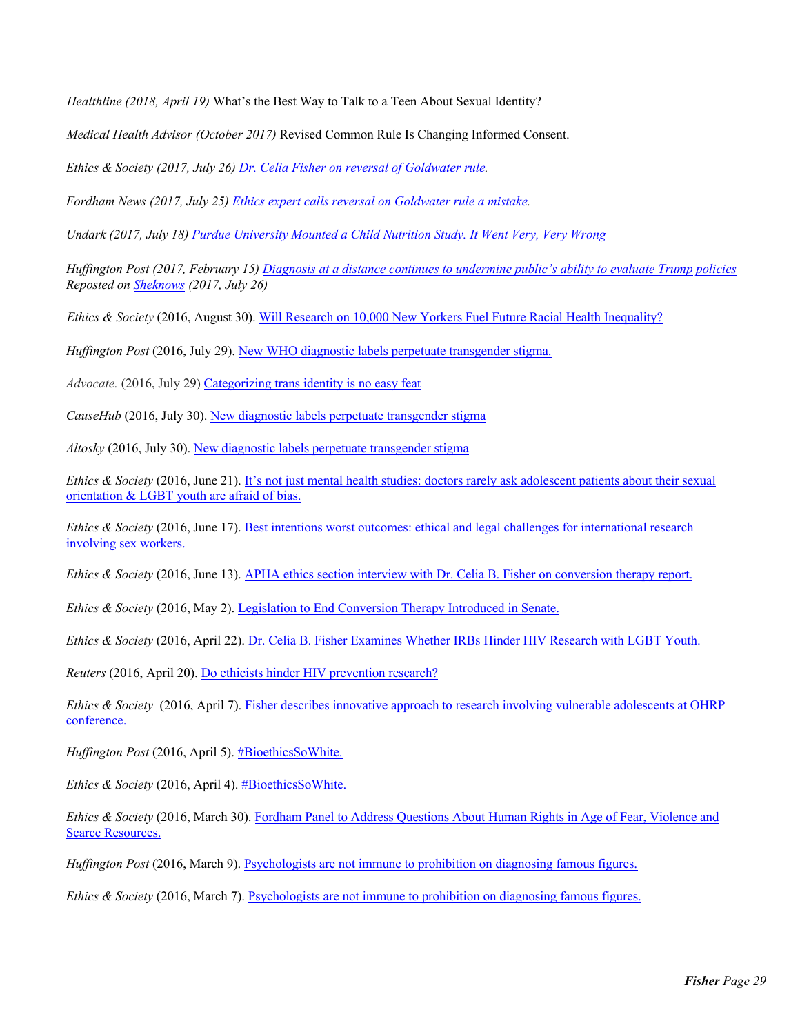*Healthline (2018, April 19)* What's the Best Way to Talk to a Teen About Sexual Identity?

*Medical Health Advisor (October 2017)* Revised Common Rule Is Changing Informed Consent.

*Ethics & Society (2017, July 26) Dr. Celia Fisher on reversal of Goldwater rule.*

*Fordham News (2017, July 25) Ethics expert calls reversal on Goldwater rule a mistake.*

*Undark (2017, July 18) Purdue University Mounted a Child Nutrition Study. It Went Very, Very Wrong*

*Huffington Post (2017, February 15) Diagnosis at a distance continues to undermine public's ability to evaluate Trump policies* *Reposted on Sheknows (2017, July 26)*

*Ethics & Society* (2016, August 30). Will Research on 10,000 New Yorkers Fuel Future Racial Health Inequality?

*Huffington Post* (2016, July 29). New WHO diagnostic labels perpetuate transgender stigma.

*Advocate.* (2016, July 29) Categorizing trans identity is no easy feat

*CauseHub* (2016, July 30). New diagnostic labels perpetuate transgender stigma

*Altosky* (2016, July 30). New diagnostic labels perpetuate transgender stigma

*Ethics & Society* (2016, June 21). It's not just mental health studies: doctors rarely ask adolescent patients about their sexual orientation & LGBT youth are afraid of bias.

*Ethics & Society* (2016, June 17). Best intentions worst outcomes: ethical and legal challenges for international research involving sex workers.

*Ethics & Society* (2016, June 13). APHA ethics section interview with Dr. Celia B. Fisher on conversion therapy report.

*Ethics & Society* (2016, May 2). Legislation to End Conversion Therapy Introduced in Senate.

*Ethics & Society* (2016, April 22). Dr. Celia B. Fisher Examines Whether IRBs Hinder HIV Research with LGBT Youth.

*Reuters* (2016, April 20). Do ethicists hinder HIV prevention research?

*Ethics & Society* (2016, April 7). Fisher describes innovative approach to research involving vulnerable adolescents at OHRP conference.

*Huffington Post* (2016, April 5). #BioethicsSoWhite.

*Ethics & Society* (2016, April 4). #BioethicsSoWhite.

*Ethics & Society* (2016, March 30). Fordham Panel to Address Questions About Human Rights in Age of Fear, Violence and Scarce Resources.

*Huffington Post* (2016, March 9). Psychologists are not immune to prohibition on diagnosing famous figures.

*Ethics & Society* (2016, March 7). Psychologists are not immune to prohibition on diagnosing famous figures.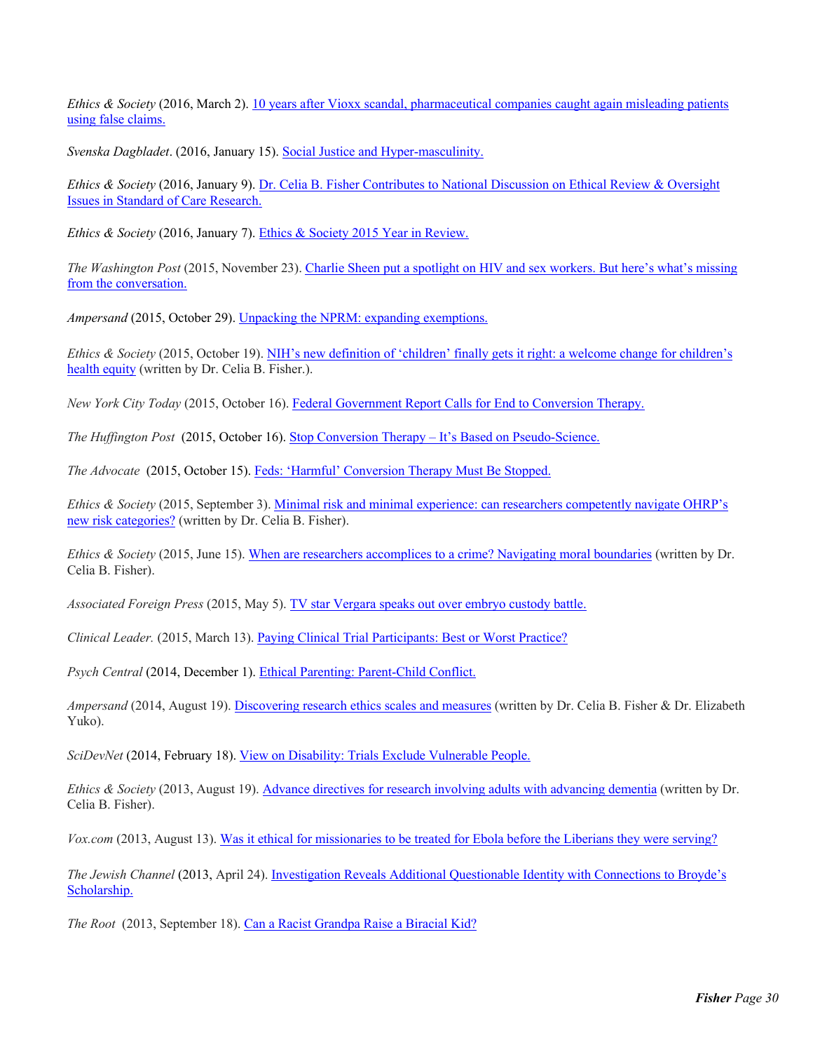*Ethics & Society* (2016, March 2). 10 years after Vioxx scandal, pharmaceutical companies caught again misleading patients using false claims.

*Svenska Dagbladet*. (2016, January 15). Social Justice and Hyper-masculinity.

*Ethics & Society* (2016, January 9). Dr. Celia B. Fisher Contributes to National Discussion on Ethical Review & Oversight Issues in Standard of Care Research.

*Ethics & Society* (2016, January 7). Ethics & Society 2015 Year in Review.

*The Washington Post* (2015, November 23). Charlie Sheen put a spotlight on HIV and sex workers. But here's what's missing from the conversation.

*Ampersand* (2015, October 29). Unpacking the NPRM: expanding exemptions.

*Ethics & Society* (2015, October 19). NIH's new definition of 'children' finally gets it right: a welcome change for children's health equity (written by Dr. Celia B. Fisher.).

*New York City Today* (2015, October 16). Federal Government Report Calls for End to Conversion Therapy.

*The Huffington Post* (2015, October 16). Stop Conversion Therapy – It's Based on Pseudo-Science.

*The Advocate* (2015, October 15). Feds: 'Harmful' Conversion Therapy Must Be Stopped.

*Ethics & Society* (2015, September 3). Minimal risk and minimal experience: can researchers competently navigate OHRP's new risk categories? (written by Dr. Celia B. Fisher).

*Ethics & Society* (2015, June 15). When are researchers accomplices to a crime? Navigating moral boundaries (written by Dr. Celia B. Fisher).

*Associated Foreign Press* (2015, May 5). TV star Vergara speaks out over embryo custody battle.

*Clinical Leader.* (2015, March 13). Paying Clinical Trial Participants: Best or Worst Practice?

*Psych Central* (2014, December 1). Ethical Parenting: Parent-Child Conflict.

*Ampersand* (2014, August 19). Discovering research ethics scales and measures (written by Dr. Celia B. Fisher & Dr. Elizabeth Yuko).

*SciDevNet* (2014, February 18). View on Disability: Trials Exclude Vulnerable People.

*Ethics & Society* (2013, August 19). Advance directives for research involving adults with advancing dementia (written by Dr. Celia B. Fisher).

*Vox.com* (2013, August 13). Was it ethical for missionaries to be treated for Ebola before the Liberians they were serving?

*The Jewish Channel* (2013, April 24). Investigation Reveals Additional Questionable Identity with Connections to Broyde's Scholarship.

*The Root* (2013, September 18). Can a Racist Grandpa Raise a Biracial Kid?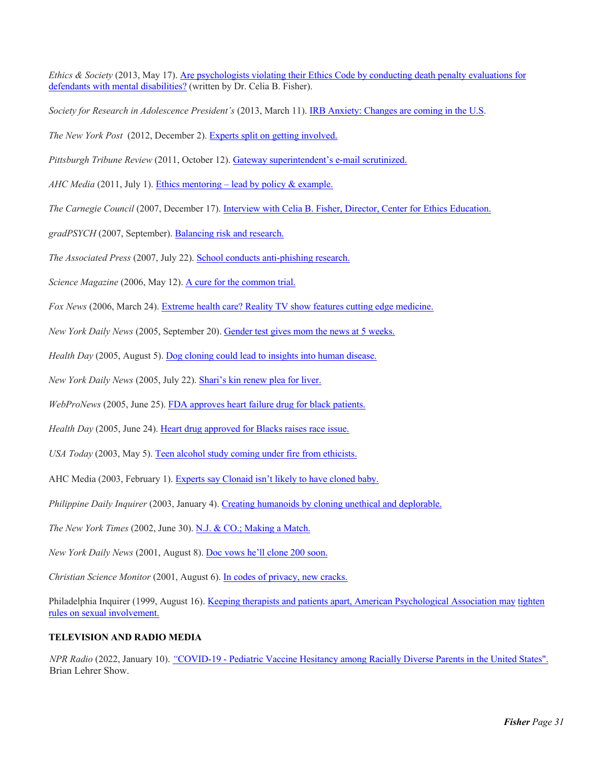*Ethics & Society* (2013, May 17). Are psychologists violating their Ethics Code by conducting death penalty evaluations for defendants with mental disabilities? (written by Dr. Celia B. Fisher).

*Society for Research in Adolescence President's* (2013, March 11). IRB Anxiety: Changes are coming in the U.S.

*The New York Post* (2012, December 2). Experts split on getting involved.

*Pittsburgh Tribune Review* (2011, October 12). Gateway superintendent's e-mail scrutinized.

*AHC Media* (2011, July 1). Ethics mentoring – lead by policy & example.

*The Carnegie Council* (2007, December 17). Interview with Celia B. Fisher, Director, Center for Ethics Education.

*gradPSYCH* (2007, September). Balancing risk and research.

*The Associated Press* (2007, July 22). School conducts anti-phishing research.

*Science Magazine* (2006, May 12). A cure for the common trial.

*Fox News* (2006, March 24). Extreme health care? Reality TV show features cutting edge medicine.

*New York Daily News* (2005, September 20). Gender test gives mom the news at 5 weeks.

*Health Day* (2005, August 5). Dog cloning could lead to insights into human disease.

*New York Daily News* (2005, July 22). Shari's kin renew plea for liver.

*WebProNews* (2005, June 25). FDA approves heart failure drug for black patients.

*Health Day* (2005, June 24). Heart drug approved for Blacks raises race issue.

*USA Today* (2003, May 5). Teen alcohol study coming under fire from ethicists.

AHC Media (2003, February 1). Experts say Clonaid isn't likely to have cloned baby.

*Philippine Daily Inquirer* (2003, January 4). Creating humanoids by cloning unethical and deplorable.

*The New York Times* (2002, June 30). N.J. & CO.; Making a Match.

*New York Daily News* (2001, August 8). Doc vows he'll clone 200 soon.

*Christian Science Monitor* (2001, August 6). In codes of privacy, new cracks.

Philadelphia Inquirer (1999, August 16). Keeping therapists and patients apart, American Psychological Association may tighten rules on sexual involvement.

**TELEVISION AND RADIO MEDIA**

*NPR Radio* (2022, January 10). "COVID-19 - Pediatric Vaccine Hesitancy among Racially Diverse Parents in the United States". Brian Lehrer Show.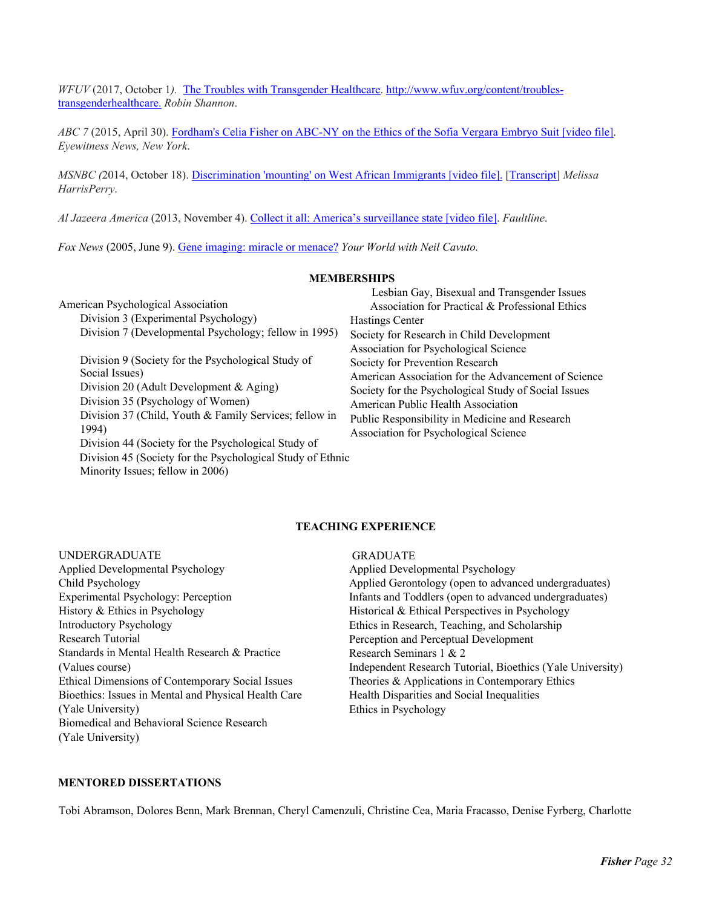*WFUV* (2017, October 1*).* [The Troubles with Transgender Healthcare](http://www.wfuv.org/content/troubles-transgenderhealthcare). [http://www.wfuv.org/content/troubles-transgenderhealthcare.](http://www.wfuv.org/content/troubles-transgenderhealthcare) *Robin Shannon*.

*ABC 7* (2015, April 30). Fordham's Celia Fisher on ABC-NY on the Ethics of the Sofia Vergara Embryo Suit [video file]. *Eyewitness News, New York*.

*MSNBC (*2014, October 18). Discrimination 'mounting' on West African Immigrants [video file]. [Transcript] *Melissa HarrisPerry*.

*Al Jazeera America* (2013, November 4). Collect it all: America's surveillance state [video file]. *Faultline*.

*Fox News* (2005, June 9). Gene imaging: miracle or menace? *Your World with Neil Cavuto.*

## MEMBERSHIPS

American Psychological Association
- Division 3 (Experimental Psychology)
- Division 7 (Developmental Psychology; fellow in 1995)
- Division 9 (Society for the Psychological Study of Social Issues)
- Division 20 (Adult Development & Aging)
- Division 35 (Psychology of Women)
- Division 37 (Child, Youth & Family Services; fellow in 1994)
- Division 44 (Society for the Psychological Study of Lesbian Gay, Bisexual and Transgender Issues
- Division 45 (Society for the Psychological Study of Ethnic Minority Issues; fellow in 2006)

Association for Practical & Professional Ethics
Hastings Center
Society for Research in Child Development
Association for Psychological Science
Society for Prevention Research
American Association for the Advancement of Science
Society for the Psychological Study of Social Issues
American Public Health Association
Public Responsibility in Medicine and Research
Association for Psychological Science

## TEACHING EXPERIENCE

UNDERGRADUATE
- Applied Developmental Psychology
- Child Psychology
- Experimental Psychology: Perception
- History & Ethics in Psychology
- Introductory Psychology
- Research Tutorial
- Standards in Mental Health Research & Practice (Values course)
- Ethical Dimensions of Contemporary Social Issues
- Bioethics: Issues in Mental and Physical Health Care (Yale University)
- Biomedical and Behavioral Science Research (Yale University)

GRADUATE
- Applied Developmental Psychology
- Applied Gerontology (open to advanced undergraduates)
- Infants and Toddlers (open to advanced undergraduates)
- Historical & Ethical Perspectives in Psychology
- Ethics in Research, Teaching, and Scholarship
- Perception and Perceptual Development
- Research Seminars 1 & 2
- Independent Research Tutorial, Bioethics (Yale University)
- Theories & Applications in Contemporary Ethics
- Health Disparities and Social Inequalities
- Ethics in Psychology

## MENTORED DISSERTATIONS

Tobi Abramson, Dolores Benn, Mark Brennan, Cheryl Camenzuli, Christine Cea, Maria Fracasso, Denise Fyrberg, Charlotte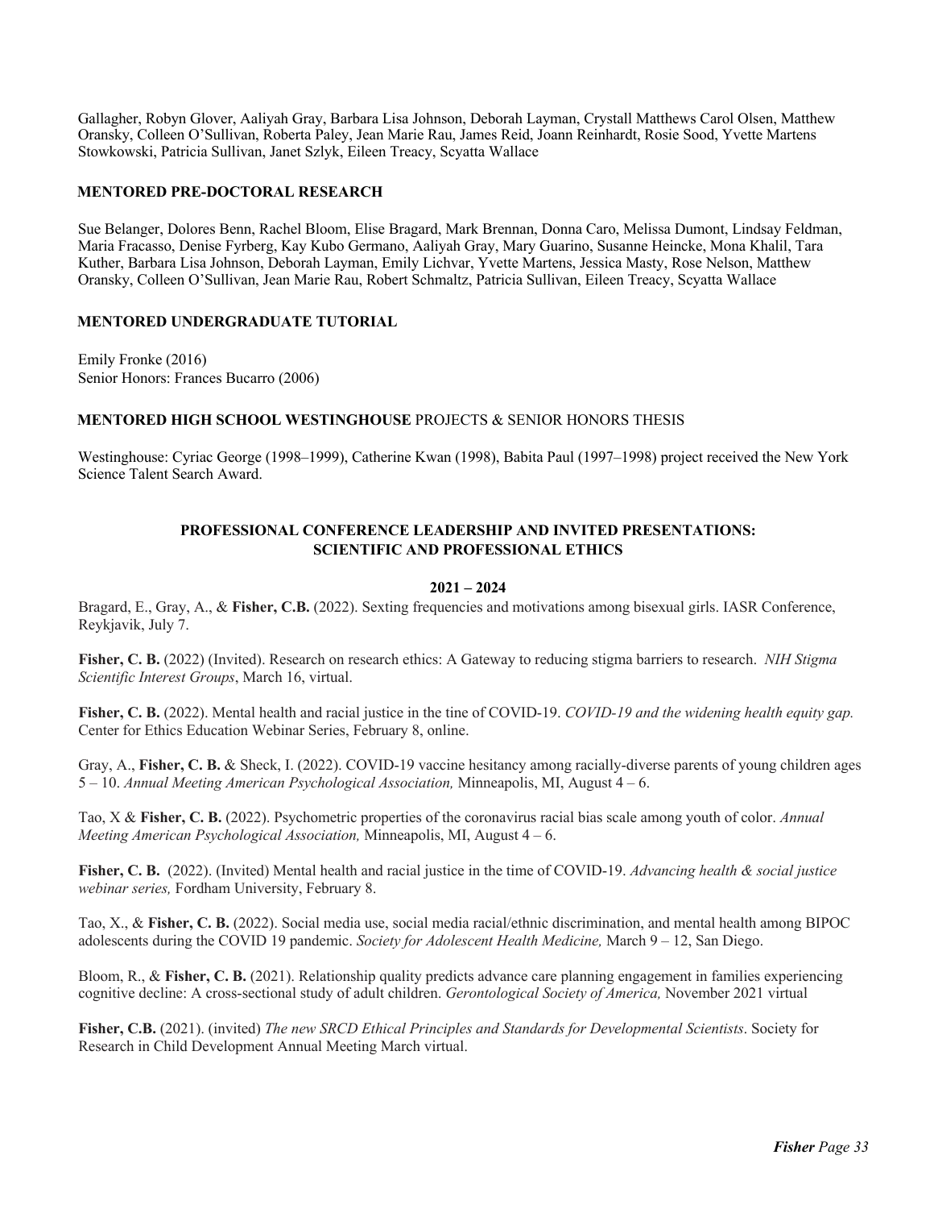Gallagher, Robyn Glover, Aaliyah Gray, Barbara Lisa Johnson, Deborah Layman, Crystall Matthews Carol Olsen, Matthew Oransky, Colleen O'Sullivan, Roberta Paley, Jean Marie Rau, James Reid, Joann Reinhardt, Rosie Sood, Yvette Martens Stowkowski, Patricia Sullivan, Janet Szlyk, Eileen Treacy, Scyatta Wallace

### MENTORED PRE-DOCTORAL RESEARCH

Sue Belanger, Dolores Benn, Rachel Bloom, Elise Bragard, Mark Brennan, Donna Caro, Melissa Dumont, Lindsay Feldman, Maria Fracasso, Denise Fyrberg, Kay Kubo Germano, Aaliyah Gray, Mary Guarino, Susanne Heincke, Mona Khalil, Tara Kuther, Barbara Lisa Johnson, Deborah Layman, Emily Lichvar, Yvette Martens, Jessica Masty, Rose Nelson, Matthew Oransky, Colleen O'Sullivan, Jean Marie Rau, Robert Schmaltz, Patricia Sullivan, Eileen Treacy, Scyatta Wallace

### MENTORED UNDERGRADUATE TUTORIAL

Emily Fronke (2016)
Senior Honors: Frances Bucarro (2006)

### MENTORED HIGH SCHOOL WESTINGHOUSE PROJECTS & SENIOR HONORS THESIS

Westinghouse: Cyriac George (1998–1999), Catherine Kwan (1998), Babita Paul (1997–1998) project received the New York Science Talent Search Award.

## PROFESSIONAL CONFERENCE LEADERSHIP AND INVITED PRESENTATIONS: SCIENTIFIC AND PROFESSIONAL ETHICS

### 2021 – 2024

Bragard, E., Gray, A., & **Fisher, C.B.** (2022). Sexting frequencies and motivations among bisexual girls. IASR Conference, Reykjavik, July 7.

**Fisher, C. B.** (2022) (Invited). Research on research ethics: A Gateway to reducing stigma barriers to research. *NIH Stigma Scientific Interest Groups*, March 16, virtual.

**Fisher, C. B.** (2022). Mental health and racial justice in the tine of COVID-19. *COVID-19 and the widening health equity gap.* Center for Ethics Education Webinar Series, February 8, online.

Gray, A., **Fisher, C. B.** & Sheck, I. (2022). COVID-19 vaccine hesitancy among racially-diverse parents of young children ages 5 – 10. *Annual Meeting American Psychological Association,* Minneapolis, MI, August 4 – 6.

Tao, X & **Fisher, C. B.** (2022). Psychometric properties of the coronavirus racial bias scale among youth of color. *Annual Meeting American Psychological Association,* Minneapolis, MI, August 4 – 6.

**Fisher, C. B.** (2022). (Invited) Mental health and racial justice in the time of COVID-19. *Advancing health & social justice webinar series,* Fordham University, February 8.

Tao, X., & **Fisher, C. B.** (2022). Social media use, social media racial/ethnic discrimination, and mental health among BIPOC adolescents during the COVID 19 pandemic. *Society for Adolescent Health Medicine,* March 9 – 12, San Diego.

Bloom, R., & **Fisher, C. B.** (2021). Relationship quality predicts advance care planning engagement in families experiencing cognitive decline: A cross-sectional study of adult children. *Gerontological Society of America,* November 2021 virtual

**Fisher, C.B.** (2021). (invited) *The new SRCD Ethical Principles and Standards for Developmental Scientists*. Society for Research in Child Development Annual Meeting March virtual.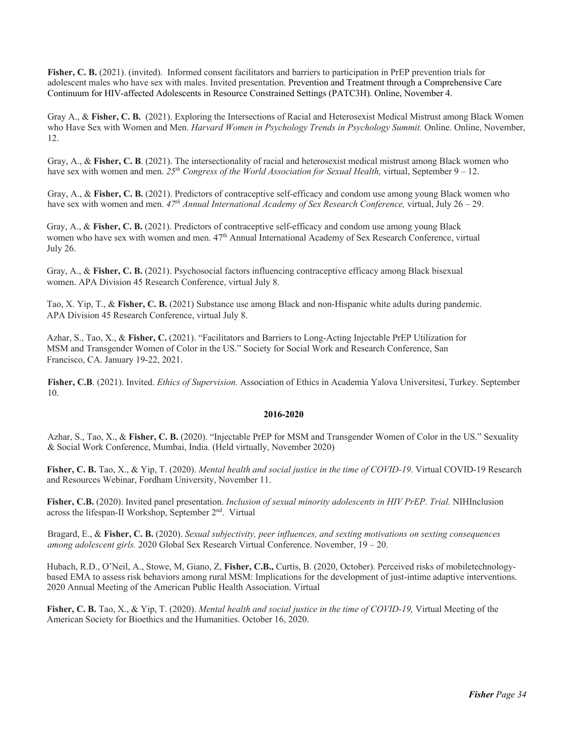**Fisher, C. B.** (2021). (invited). Informed consent facilitators and barriers to participation in PrEP prevention trials for adolescent males who have sex with males. Invited presentation. Prevention and Treatment through a Comprehensive Care Continuum for HIV-affected Adolescents in Resource Constrained Settings (PATC3H). Online, November 4.

Gray A., & **Fisher, C. B.** (2021). Exploring the Intersections of Racial and Heterosexist Medical Mistrust among Black Women who Have Sex with Women and Men. *Harvard Women in Psychology Trends in Psychology Summit.* Online. Online, November, 12.

Gray, A., & **Fisher, C. B**. (2021). The intersectionality of racial and heterosexist medical mistrust among Black women who have sex with women and men. *25th Congress of the World Association for Sexual Health,* virtual, September 9 – 12.

Gray, A., & **Fisher, C. B.** (2021). Predictors of contraceptive self-efficacy and condom use among young Black women who have sex with women and men. *47th Annual International Academy of Sex Research Conference,* virtual, July 26 – 29.

Gray, A., & **Fisher, C. B.** (2021). Predictors of contraceptive self-efficacy and condom use among young Black women who have sex with women and men. 47th Annual International Academy of Sex Research Conference, virtual July 26.

Gray, A., & **Fisher, C. B.** (2021). Psychosocial factors influencing contraceptive efficacy among Black bisexual women. APA Division 45 Research Conference, virtual July 8.

Tao, X. Yip, T., & **Fisher, C. B.** (2021) Substance use among Black and non-Hispanic white adults during pandemic. APA Division 45 Research Conference, virtual July 8.

Azhar, S., Tao, X., & **Fisher, C.** (2021). "Facilitators and Barriers to Long-Acting Injectable PrEP Utilization for MSM and Transgender Women of Color in the US." Society for Social Work and Research Conference, San Francisco, CA. January 19-22, 2021.

**Fisher, C.B**. (2021). Invited. *Ethics of Supervision.* Association of Ethics in Academia Yalova Universitesi, Turkey. September 10.

**2016-2020**

Azhar, S., Tao, X., & **Fisher, C. B.** (2020). "Injectable PrEP for MSM and Transgender Women of Color in the US." Sexuality & Social Work Conference, Mumbai, India. (Held virtually, November 2020)

**Fisher, C. B.** Tao, X., & Yip, T. (2020). *Mental health and social justice in the time of COVID-19.* Virtual COVID-19 Research and Resources Webinar, Fordham University, November 11.

**Fisher, C.B.** (2020). Invited panel presentation. *Inclusion of sexual minority adolescents in HIV PrEP. Trial.* NIHInclusion across the lifespan-II Workshop, September 2nd. Virtual

Bragard, E., & **Fisher, C. B.** (2020). *Sexual subjectivity, peer influences, and sexting motivations on sexting consequences among adolescent girls.* 2020 Global Sex Research Virtual Conference. November, 19 – 20.

Hubach, R.D., O'Neil, A., Stowe, M, Giano, Z, **Fisher, C.B.,** Curtis, B. (2020, October). Perceived risks of mobiletechnology-based EMA to assess risk behaviors among rural MSM: Implications for the development of just-intime adaptive interventions. 2020 Annual Meeting of the American Public Health Association. Virtual

**Fisher, C. B.** Tao, X., & Yip, T. (2020). *Mental health and social justice in the time of COVID-19,* Virtual Meeting of the American Society for Bioethics and the Humanities. October 16, 2020.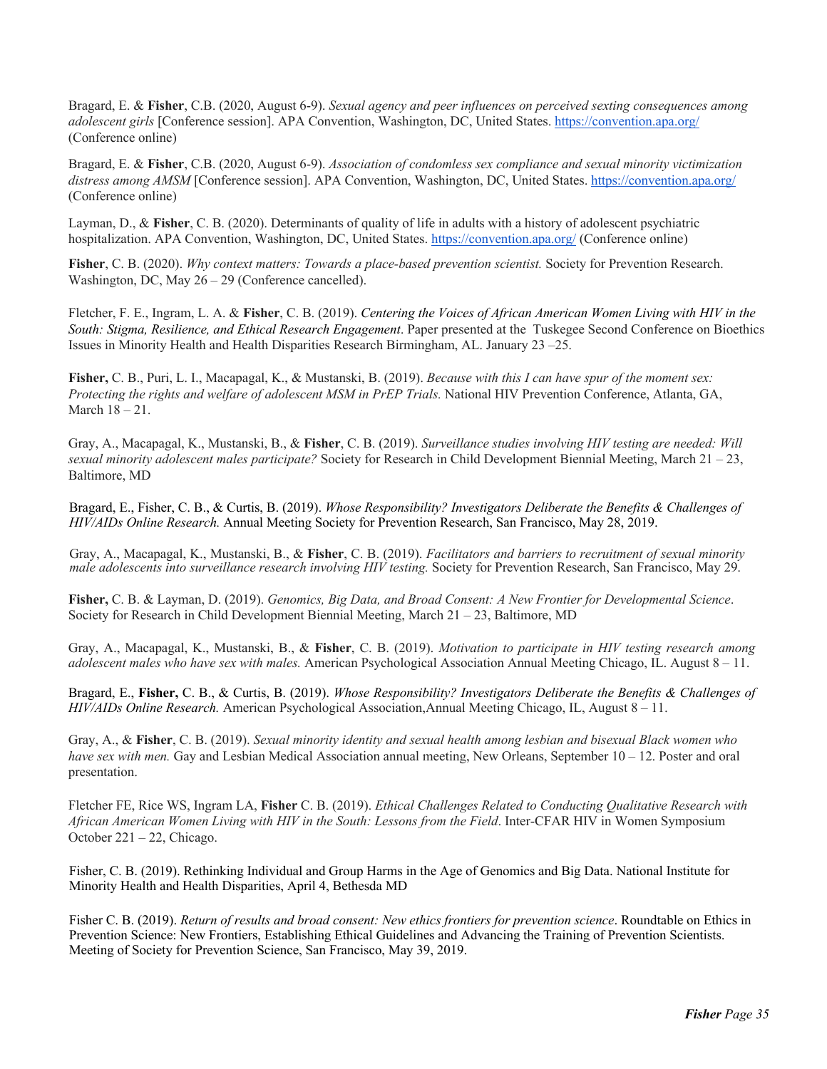Bragard, E. & **Fisher**, C.B. (2020, August 6-9). *Sexual agency and peer influences on perceived sexting consequences among adolescent girls* [Conference session]. APA Convention, Washington, DC, United States. https://convention.apa.org/ (Conference online)

Bragard, E. & **Fisher**, C.B. (2020, August 6-9). *Association of condomless sex compliance and sexual minority victimization distress among AMSM* [Conference session]. APA Convention, Washington, DC, United States. https://convention.apa.org/ (Conference online)

Layman, D., & **Fisher**, C. B. (2020). Determinants of quality of life in adults with a history of adolescent psychiatric hospitalization. APA Convention, Washington, DC, United States. https://convention.apa.org/ (Conference online)

**Fisher**, C. B. (2020). *Why context matters: Towards a place-based prevention scientist.* Society for Prevention Research. Washington, DC, May 26 – 29 (Conference cancelled).

Fletcher, F. E., Ingram, L. A. & **Fisher**, C. B. (2019). *Centering the Voices of African American Women Living with HIV in the South: Stigma, Resilience, and Ethical Research Engagement*. Paper presented at the Tuskegee Second Conference on Bioethics Issues in Minority Health and Health Disparities Research Birmingham, AL. January 23 –25.

**Fisher,** C. B., Puri, L. I., Macapagal, K., & Mustanski, B. (2019). *Because with this I can have spur of the moment sex: Protecting the rights and welfare of adolescent MSM in PrEP Trials.* National HIV Prevention Conference, Atlanta, GA, March 18 – 21.

Gray, A., Macapagal, K., Mustanski, B., & **Fisher**, C. B. (2019). *Surveillance studies involving HIV testing are needed: Will sexual minority adolescent males participate?* Society for Research in Child Development Biennial Meeting, March 21 – 23, Baltimore, MD

Bragard, E., Fisher, C. B., & Curtis, B. (2019). *Whose Responsibility? Investigators Deliberate the Benefits & Challenges of HIV/AIDs Online Research.* Annual Meeting Society for Prevention Research, San Francisco, May 28, 2019.

Gray, A., Macapagal, K., Mustanski, B., & **Fisher**, C. B. (2019). *Facilitators and barriers to recruitment of sexual minority male adolescents into surveillance research involving HIV testing.* Society for Prevention Research, San Francisco, May 29.

**Fisher,** C. B. & Layman, D. (2019). *Genomics, Big Data, and Broad Consent: A New Frontier for Developmental Science*. Society for Research in Child Development Biennial Meeting, March 21 – 23, Baltimore, MD

Gray, A., Macapagal, K., Mustanski, B., & **Fisher**, C. B. (2019). *Motivation to participate in HIV testing research among adolescent males who have sex with males.* American Psychological Association Annual Meeting Chicago, IL. August 8 – 11.

Bragard, E., **Fisher,** C. B., & Curtis, B. (2019). *Whose Responsibility? Investigators Deliberate the Benefits & Challenges of HIV/AIDs Online Research.* American Psychological Association,Annual Meeting Chicago, IL, August 8 – 11.

Gray, A., & **Fisher**, C. B. (2019). *Sexual minority identity and sexual health among lesbian and bisexual Black women who have sex with men.* Gay and Lesbian Medical Association annual meeting, New Orleans, September 10 – 12. Poster and oral presentation.

Fletcher FE, Rice WS, Ingram LA, **Fisher** C. B. (2019). *Ethical Challenges Related to Conducting Qualitative Research with African American Women Living with HIV in the South: Lessons from the Field*. Inter-CFAR HIV in Women Symposium October 221 – 22, Chicago.

Fisher, C. B. (2019). Rethinking Individual and Group Harms in the Age of Genomics and Big Data. National Institute for Minority Health and Health Disparities, April 4, Bethesda MD

Fisher C. B. (2019). *Return of results and broad consent: New ethics frontiers for prevention science*. Roundtable on Ethics in Prevention Science: New Frontiers, Establishing Ethical Guidelines and Advancing the Training of Prevention Scientists. Meeting of Society for Prevention Science, San Francisco, May 39, 2019.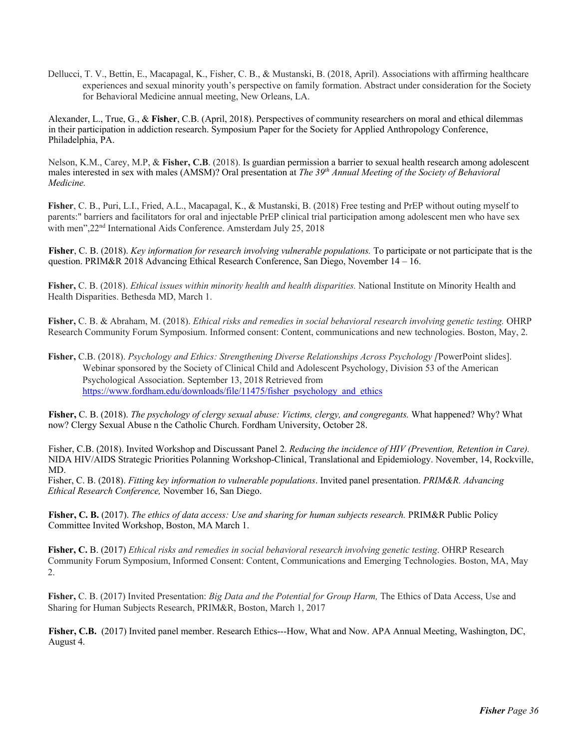Dellucci, T. V., Bettin, E., Macapagal, K., Fisher, C. B., & Mustanski, B. (2018, April). Associations with affirming healthcare experiences and sexual minority youth's perspective on family formation. Abstract under consideration for the Society for Behavioral Medicine annual meeting, New Orleans, LA.

Alexander, L., True, G., & **Fisher**, C.B. (April, 2018). Perspectives of community researchers on moral and ethical dilemmas in their participation in addiction research. Symposium Paper for the Society for Applied Anthropology Conference, Philadelphia, PA.

Nelson, K.M., Carey, M.P, & **Fisher, C.B**. (2018). Is guardian permission a barrier to sexual health research among adolescent males interested in sex with males (AMSM)? Oral presentation at *The 39th Annual Meeting of the Society of Behavioral Medicine.*

**Fisher**, C. B., Puri, L.I., Fried, A.L., Macapagal, K., & Mustanski, B. (2018) Free testing and PrEP without outing myself to parents:" barriers and facilitators for oral and injectable PrEP clinical trial participation among adolescent men who have sex with men",22nd International Aids Conference. Amsterdam July 25, 2018

**Fisher**, C. B. (2018). *Key information for research involving vulnerable populations.* To participate or not participate that is the question. PRIM&R 2018 Advancing Ethical Research Conference, San Diego, November 14 – 16.

**Fisher,** C. B. (2018). *Ethical issues within minority health and health disparities.* National Institute on Minority Health and Health Disparities. Bethesda MD, March 1.

**Fisher,** C. B. & Abraham, M. (2018). *Ethical risks and remedies in social behavioral research involving genetic testing.* OHRP Research Community Forum Symposium. Informed consent: Content, communications and new technologies. Boston, May, 2.

**Fisher,** C.B. (2018). *Psychology and Ethics: Strengthening Diverse Relationships Across Psychology [*PowerPoint slides]. Webinar sponsored by the Society of Clinical Child and Adolescent Psychology, Division 53 of the American Psychological Association. September 13, 2018 Retrieved from https://www.fordham.edu/downloads/file/11475/fisher_psychology_and_ethics

**Fisher,** C. B. (2018). *The psychology of clergy sexual abuse: Victims, clergy, and congregants.* What happened? Why? What now? Clergy Sexual Abuse n the Catholic Church. Fordham University, October 28.

Fisher, C.B. (2018). Invited Workshop and Discussant Panel 2. *Reducing the incidence of HIV (Prevention, Retention in Care).* NIDA HIV/AIDS Strategic Priorities Polanning Workshop-Clinical, Translational and Epidemiology. November, 14, Rockville, MD.

Fisher, C. B. (2018). *Fitting key information to vulnerable populations*. Invited panel presentation. *PRIM&R. Advancing Ethical Research Conference,* November 16, San Diego.

**Fisher, C. B.** (2017). *The ethics of data access: Use and sharing for human subjects research.* PRIM&R Public Policy Committee Invited Workshop, Boston, MA March 1.

**Fisher, C.** B. (2017) *Ethical risks and remedies in social behavioral research involving genetic testing*. OHRP Research Community Forum Symposium, Informed Consent: Content, Communications and Emerging Technologies. Boston, MA, May 2.

**Fisher,** C. B. (2017) Invited Presentation: *Big Data and the Potential for Group Harm,* The Ethics of Data Access, Use and Sharing for Human Subjects Research, PRIM&R, Boston, March 1, 2017

**Fisher, C.B.** (2017) Invited panel member. Research Ethics---How, What and Now. APA Annual Meeting, Washington, DC, August 4.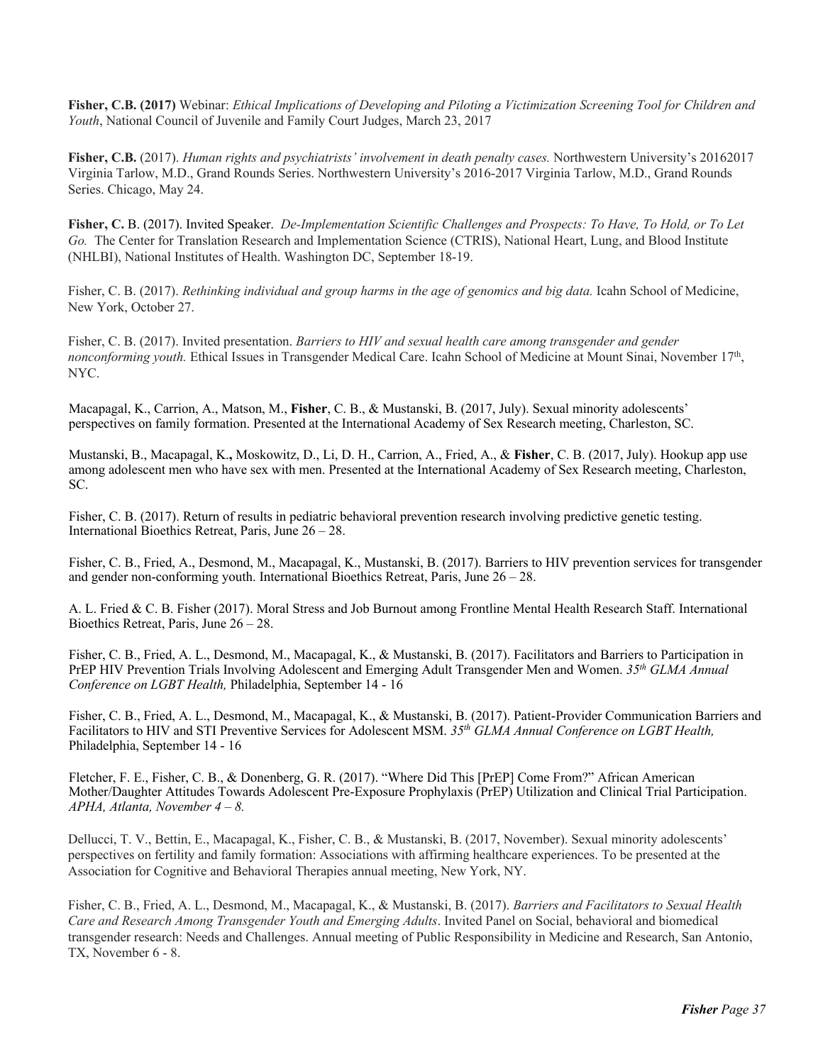**Fisher, C.B. (2017)** Webinar: *Ethical Implications of Developing and Piloting a Victimization Screening Tool for Children and Youth*, National Council of Juvenile and Family Court Judges, March 23, 2017

**Fisher, C.B.** (2017). *Human rights and psychiatrists' involvement in death penalty cases.* Northwestern University's 20162017 Virginia Tarlow, M.D., Grand Rounds Series. Northwestern University's 2016-2017 Virginia Tarlow, M.D., Grand Rounds Series. Chicago, May 24.

**Fisher, C.** B. (2017). Invited Speaker. *De-Implementation Scientific Challenges and Prospects: To Have, To Hold, or To Let Go.* The Center for Translation Research and Implementation Science (CTRIS), National Heart, Lung, and Blood Institute (NHLBI), National Institutes of Health. Washington DC, September 18-19.

Fisher, C. B. (2017). *Rethinking individual and group harms in the age of genomics and big data.* Icahn School of Medicine, New York, October 27.

Fisher, C. B. (2017). Invited presentation. *Barriers to HIV and sexual health care among transgender and gender nonconforming youth.* Ethical Issues in Transgender Medical Care. Icahn School of Medicine at Mount Sinai, November 17th, NYC.

Macapagal, K., Carrion, A., Matson, M., **Fisher**, C. B., & Mustanski, B. (2017, July). Sexual minority adolescents' perspectives on family formation. Presented at the International Academy of Sex Research meeting, Charleston, SC.

Mustanski, B., Macapagal, K.**,** Moskowitz, D., Li, D. H., Carrion, A., Fried, A., & **Fisher**, C. B. (2017, July). Hookup app use among adolescent men who have sex with men. Presented at the International Academy of Sex Research meeting, Charleston, SC.

Fisher, C. B. (2017). Return of results in pediatric behavioral prevention research involving predictive genetic testing. International Bioethics Retreat, Paris, June 26 – 28.

Fisher, C. B., Fried, A., Desmond, M., Macapagal, K., Mustanski, B. (2017). Barriers to HIV prevention services for transgender and gender non-conforming youth. International Bioethics Retreat, Paris, June 26 – 28.

A. L. Fried & C. B. Fisher (2017). Moral Stress and Job Burnout among Frontline Mental Health Research Staff. International Bioethics Retreat, Paris, June 26 – 28.

Fisher, C. B., Fried, A. L., Desmond, M., Macapagal, K., & Mustanski, B. (2017). Facilitators and Barriers to Participation in PrEP HIV Prevention Trials Involving Adolescent and Emerging Adult Transgender Men and Women. *35th GLMA Annual Conference on LGBT Health,* Philadelphia, September 14 - 16

Fisher, C. B., Fried, A. L., Desmond, M., Macapagal, K., & Mustanski, B. (2017). Patient-Provider Communication Barriers and Facilitators to HIV and STI Preventive Services for Adolescent MSM. *35th GLMA Annual Conference on LGBT Health,* Philadelphia, September 14 - 16

Fletcher, F. E., Fisher, C. B., & Donenberg, G. R. (2017). "Where Did This [PrEP] Come From?" African American Mother/Daughter Attitudes Towards Adolescent Pre-Exposure Prophylaxis (PrEP) Utilization and Clinical Trial Participation. *APHA, Atlanta, November 4 – 8.*

Dellucci, T. V., Bettin, E., Macapagal, K., Fisher, C. B., & Mustanski, B. (2017, November). Sexual minority adolescents' perspectives on fertility and family formation: Associations with affirming healthcare experiences. To be presented at the Association for Cognitive and Behavioral Therapies annual meeting, New York, NY.

Fisher, C. B., Fried, A. L., Desmond, M., Macapagal, K., & Mustanski, B. (2017). *Barriers and Facilitators to Sexual Health Care and Research Among Transgender Youth and Emerging Adults*. Invited Panel on Social, behavioral and biomedical transgender research: Needs and Challenges. Annual meeting of Public Responsibility in Medicine and Research, San Antonio, TX, November 6 - 8.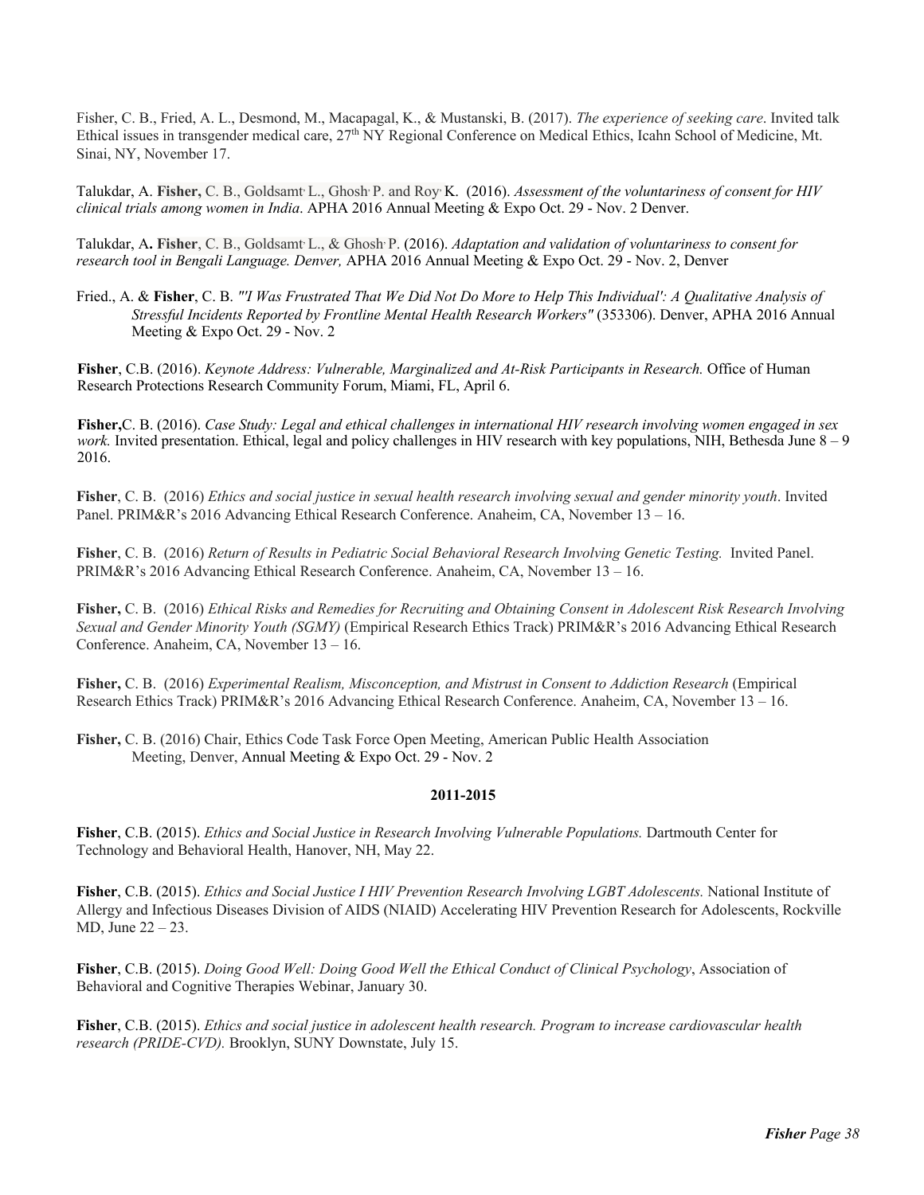Fisher, C. B., Fried, A. L., Desmond, M., Macapagal, K., & Mustanski, B. (2017). *The experience of seeking care*. Invited talk Ethical issues in transgender medical care, 27th NY Regional Conference on Medical Ethics, Icahn School of Medicine, Mt. Sinai, NY, November 17.

Talukdar, A. **Fisher,** C. B., Goldsamt, L., Ghosh, P. and Roy, K. (2016). *Assessment of the voluntariness of consent for HIV clinical trials among women in India*. APHA 2016 Annual Meeting & Expo Oct. 29 - Nov. 2 Denver.

Talukdar, A**. Fisher**, C. B., Goldsamt, L., & Ghosh, P. (2016). *Adaptation and validation of voluntariness to consent for research tool in Bengali Language. Denver,* APHA 2016 Annual Meeting & Expo Oct. 29 - Nov. 2, Denver

Fried., A. & **Fisher**, C. B. *"'I Was Frustrated That We Did Not Do More to Help This Individual': A Qualitative Analysis of Stressful Incidents Reported by Frontline Mental Health Research Workers"* (353306). Denver, APHA 2016 Annual Meeting & Expo Oct. 29 - Nov. 2

**Fisher**, C.B. (2016). *Keynote Address: Vulnerable, Marginalized and At-Risk Participants in Research.* Office of Human Research Protections Research Community Forum, Miami, FL, April 6.

**Fisher,**C. B. (2016). *Case Study: Legal and ethical challenges in international HIV research involving women engaged in sex work.* Invited presentation. Ethical, legal and policy challenges in HIV research with key populations, NIH, Bethesda June 8 – 9 2016.

**Fisher**, C. B. (2016) *Ethics and social justice in sexual health research involving sexual and gender minority youth*. Invited Panel. PRIM&R's 2016 Advancing Ethical Research Conference. Anaheim, CA, November 13 – 16.

**Fisher**, C. B. (2016) *Return of Results in Pediatric Social Behavioral Research Involving Genetic Testing.* Invited Panel. PRIM&R's 2016 Advancing Ethical Research Conference. Anaheim, CA, November 13 – 16.

**Fisher,** C. B. (2016) *Ethical Risks and Remedies for Recruiting and Obtaining Consent in Adolescent Risk Research Involving Sexual and Gender Minority Youth (SGMY)* (Empirical Research Ethics Track) PRIM&R's 2016 Advancing Ethical Research Conference. Anaheim, CA, November 13 – 16.

**Fisher,** C. B. (2016) *Experimental Realism, Misconception, and Mistrust in Consent to Addiction Research* (Empirical Research Ethics Track) PRIM&R's 2016 Advancing Ethical Research Conference. Anaheim, CA, November 13 – 16.

**Fisher,** C. B. (2016) Chair, Ethics Code Task Force Open Meeting, American Public Health Association Meeting, Denver, Annual Meeting & Expo Oct. 29 - Nov. 2

**2011-2015**

**Fisher**, C.B. (2015). *Ethics and Social Justice in Research Involving Vulnerable Populations.* Dartmouth Center for Technology and Behavioral Health, Hanover, NH, May 22.

**Fisher**, C.B. (2015). *Ethics and Social Justice I HIV Prevention Research Involving LGBT Adolescents.* National Institute of Allergy and Infectious Diseases Division of AIDS (NIAID) Accelerating HIV Prevention Research for Adolescents, Rockville MD, June 22 – 23.

**Fisher**, C.B. (2015). *Doing Good Well: Doing Good Well the Ethical Conduct of Clinical Psychology*, Association of Behavioral and Cognitive Therapies Webinar, January 30.

**Fisher**, C.B. (2015). *Ethics and social justice in adolescent health research. Program to increase cardiovascular health research (PRIDE-CVD).* Brooklyn, SUNY Downstate, July 15.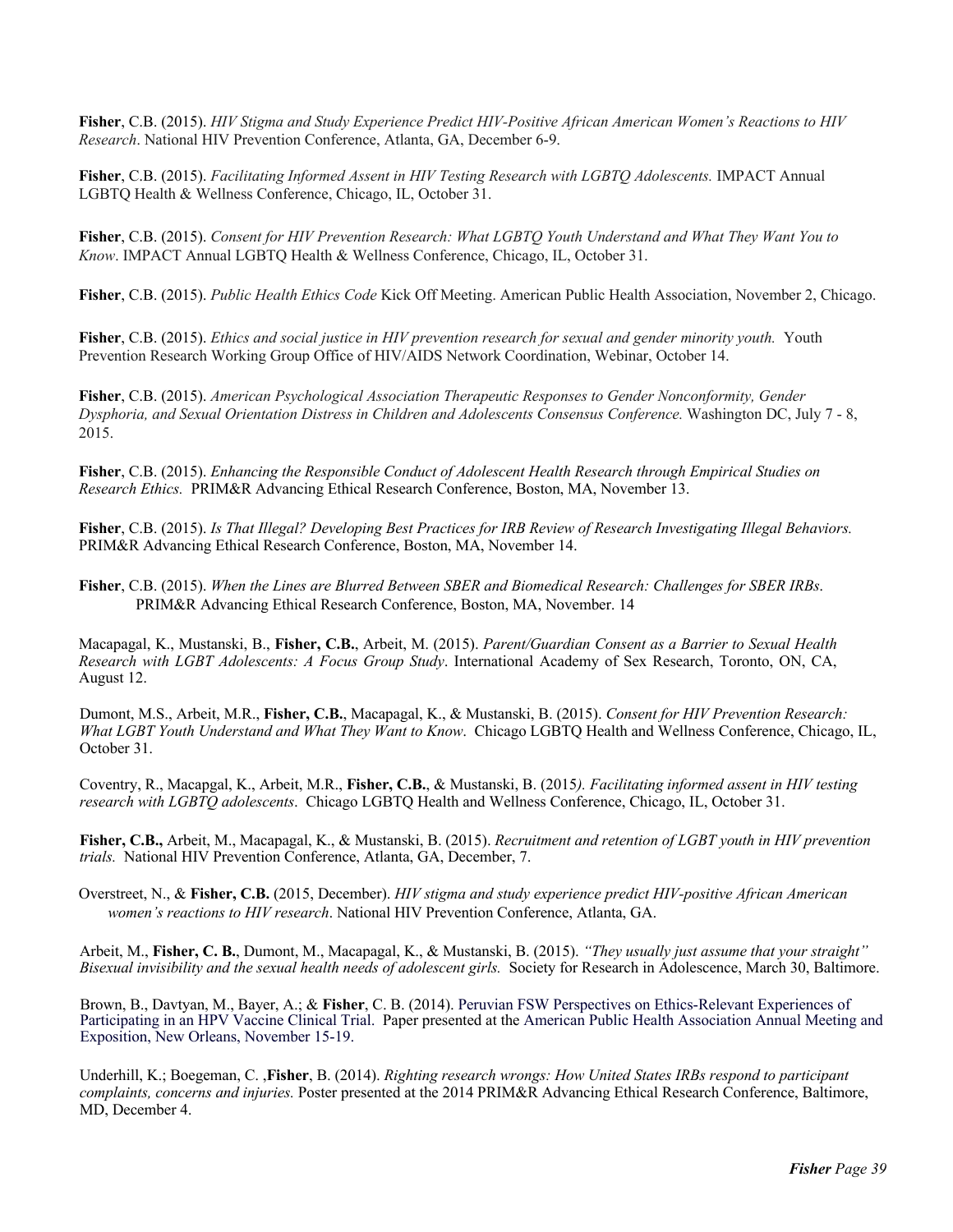**Fisher**, C.B. (2015). *HIV Stigma and Study Experience Predict HIV-Positive African American Women's Reactions to HIV Research*. National HIV Prevention Conference, Atlanta, GA, December 6-9.

**Fisher**, C.B. (2015). *Facilitating Informed Assent in HIV Testing Research with LGBTQ Adolescents.* IMPACT Annual LGBTQ Health & Wellness Conference, Chicago, IL, October 31.

**Fisher**, C.B. (2015). *Consent for HIV Prevention Research: What LGBTQ Youth Understand and What They Want You to Know*. IMPACT Annual LGBTQ Health & Wellness Conference, Chicago, IL, October 31.

**Fisher**, C.B. (2015). *Public Health Ethics Code* Kick Off Meeting. American Public Health Association, November 2, Chicago.

**Fisher**, C.B. (2015). *Ethics and social justice in HIV prevention research for sexual and gender minority youth.* Youth Prevention Research Working Group Office of HIV/AIDS Network Coordination, Webinar, October 14.

**Fisher**, C.B. (2015). *American Psychological Association Therapeutic Responses to Gender Nonconformity, Gender Dysphoria, and Sexual Orientation Distress in Children and Adolescents Consensus Conference.* Washington DC, July 7 - 8, 2015.

**Fisher**, C.B. (2015). *Enhancing the Responsible Conduct of Adolescent Health Research through Empirical Studies on Research Ethics.* PRIM&R Advancing Ethical Research Conference, Boston, MA, November 13.

**Fisher**, C.B. (2015). *Is That Illegal? Developing Best Practices for IRB Review of Research Investigating Illegal Behaviors.* PRIM&R Advancing Ethical Research Conference, Boston, MA, November 14.

**Fisher**, C.B. (2015). *When the Lines are Blurred Between SBER and Biomedical Research: Challenges for SBER IRBs*. PRIM&R Advancing Ethical Research Conference, Boston, MA, November. 14

Macapagal, K., Mustanski, B., **Fisher, C.B.**, Arbeit, M. (2015). *Parent/Guardian Consent as a Barrier to Sexual Health Research with LGBT Adolescents: A Focus Group Study*. International Academy of Sex Research, Toronto, ON, CA, August 12.

Dumont, M.S., Arbeit, M.R., **Fisher, C.B.**, Macapagal, K., & Mustanski, B. (2015). *Consent for HIV Prevention Research: What LGBT Youth Understand and What They Want to Know*. Chicago LGBTQ Health and Wellness Conference, Chicago, IL, October 31.

Coventry, R., Macapgal, K., Arbeit, M.R., **Fisher, C.B.**, & Mustanski, B. (2015*). Facilitating informed assent in HIV testing research with LGBTQ adolescents*. Chicago LGBTQ Health and Wellness Conference, Chicago, IL, October 31.

**Fisher, C.B.,** Arbeit, M., Macapagal, K., & Mustanski, B. (2015). *Recruitment and retention of LGBT youth in HIV prevention trials.* National HIV Prevention Conference, Atlanta, GA, December, 7.

Overstreet, N., & **Fisher, C.B.** (2015, December). *HIV stigma and study experience predict HIV-positive African American women's reactions to HIV research*. National HIV Prevention Conference, Atlanta, GA.

Arbeit, M., **Fisher, C. B.**, Dumont, M., Macapagal, K., & Mustanski, B. (2015). *"They usually just assume that your straight" Bisexual invisibility and the sexual health needs of adolescent girls.* Society for Research in Adolescence, March 30, Baltimore.

Brown, B., Davtyan, M., Bayer, A.; & **Fisher**, C. B. (2014). Peruvian FSW Perspectives on Ethics-Relevant Experiences of Participating in an HPV Vaccine Clinical Trial. Paper presented at the American Public Health Association Annual Meeting and Exposition, New Orleans, November 15-19.

Underhill, K.; Boegeman, C. ,**Fisher**, B. (2014). *Righting research wrongs: How United States IRBs respond to participant complaints, concerns and injuries.* Poster presented at the 2014 PRIM&R Advancing Ethical Research Conference, Baltimore, MD, December 4.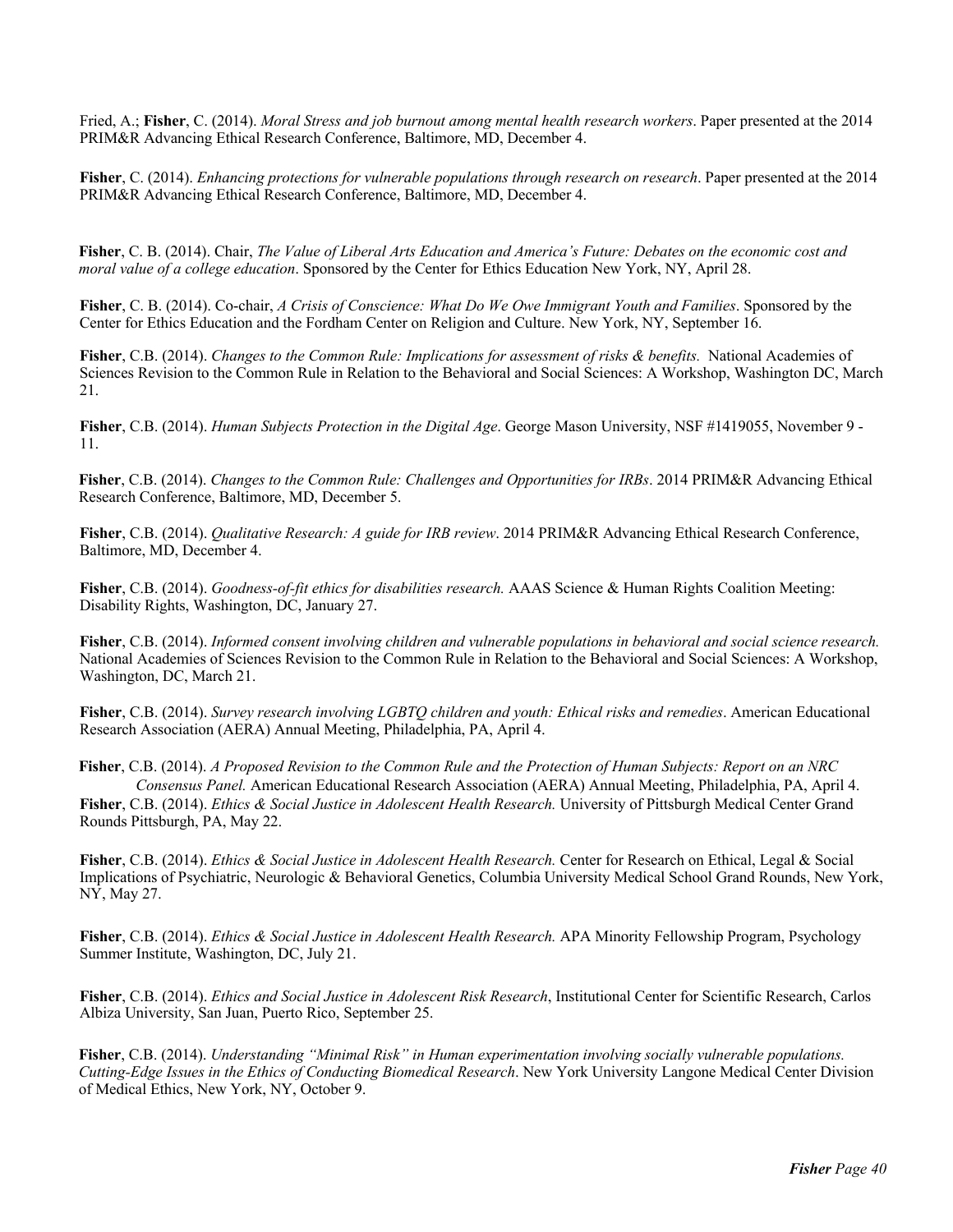Fried, A.; **Fisher**, C. (2014). *Moral Stress and job burnout among mental health research workers*. Paper presented at the 2014 PRIM&R Advancing Ethical Research Conference, Baltimore, MD, December 4.

**Fisher**, C. (2014). *Enhancing protections for vulnerable populations through research on research*. Paper presented at the 2014 PRIM&R Advancing Ethical Research Conference, Baltimore, MD, December 4.

**Fisher**, C. B. (2014). Chair, *The Value of Liberal Arts Education and America's Future: Debates on the economic cost and moral value of a college education*. Sponsored by the Center for Ethics Education New York, NY, April 28.

**Fisher**, C. B. (2014). Co-chair, *A Crisis of Conscience: What Do We Owe Immigrant Youth and Families*. Sponsored by the Center for Ethics Education and the Fordham Center on Religion and Culture. New York, NY, September 16.

**Fisher**, C.B. (2014). *Changes to the Common Rule: Implications for assessment of risks & benefits.* National Academies of Sciences Revision to the Common Rule in Relation to the Behavioral and Social Sciences: A Workshop, Washington DC, March 21.

**Fisher**, C.B. (2014). *Human Subjects Protection in the Digital Age*. George Mason University, NSF #1419055, November 9 - 11.

**Fisher**, C.B. (2014). *Changes to the Common Rule: Challenges and Opportunities for IRBs*. 2014 PRIM&R Advancing Ethical Research Conference, Baltimore, MD, December 5.

**Fisher**, C.B. (2014). *Qualitative Research: A guide for IRB review*. 2014 PRIM&R Advancing Ethical Research Conference, Baltimore, MD, December 4.

**Fisher**, C.B. (2014). *Goodness-of-fit ethics for disabilities research.* AAAS Science & Human Rights Coalition Meeting: Disability Rights, Washington, DC, January 27.

**Fisher**, C.B. (2014). *Informed consent involving children and vulnerable populations in behavioral and social science research.* National Academies of Sciences Revision to the Common Rule in Relation to the Behavioral and Social Sciences: A Workshop, Washington, DC, March 21.

**Fisher**, C.B. (2014). *Survey research involving LGBTQ children and youth: Ethical risks and remedies*. American Educational Research Association (AERA) Annual Meeting, Philadelphia, PA, April 4.

**Fisher**, C.B. (2014). *A Proposed Revision to the Common Rule and the Protection of Human Subjects: Report on an NRC Consensus Panel.* American Educational Research Association (AERA) Annual Meeting, Philadelphia, PA, April 4.

**Fisher**, C.B. (2014). *Ethics & Social Justice in Adolescent Health Research.* University of Pittsburgh Medical Center Grand Rounds Pittsburgh, PA, May 22.

**Fisher**, C.B. (2014). *Ethics & Social Justice in Adolescent Health Research.* Center for Research on Ethical, Legal & Social Implications of Psychiatric, Neurologic & Behavioral Genetics, Columbia University Medical School Grand Rounds, New York, NY, May 27.

**Fisher**, C.B. (2014). *Ethics & Social Justice in Adolescent Health Research.* APA Minority Fellowship Program, Psychology Summer Institute, Washington, DC, July 21.

**Fisher**, C.B. (2014). *Ethics and Social Justice in Adolescent Risk Research*, Institutional Center for Scientific Research, Carlos Albiza University, San Juan, Puerto Rico, September 25.

**Fisher**, C.B. (2014). *Understanding "Minimal Risk" in Human experimentation involving socially vulnerable populations. Cutting-Edge Issues in the Ethics of Conducting Biomedical Research*. New York University Langone Medical Center Division of Medical Ethics, New York, NY, October 9.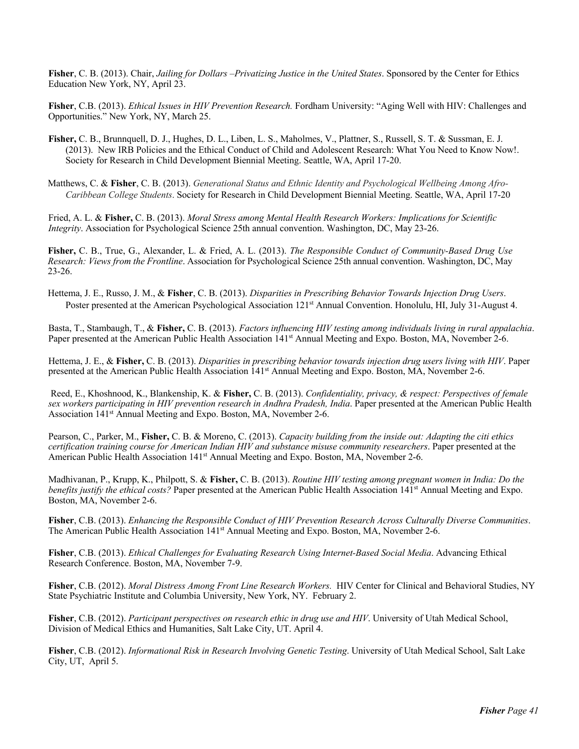**Fisher**, C. B. (2013). Chair, *Jailing for Dollars –Privatizing Justice in the United States*. Sponsored by the Center for Ethics Education New York, NY, April 23.

**Fisher**, C.B. (2013). *Ethical Issues in HIV Prevention Research.* Fordham University: "Aging Well with HIV: Challenges and Opportunities." New York, NY, March 25.

**Fisher,** C. B., Brunnquell, D. J., Hughes, D. L., Liben, L. S., Maholmes, V., Plattner, S., Russell, S. T. & Sussman, E. J. (2013). New IRB Policies and the Ethical Conduct of Child and Adolescent Research: What You Need to Know Now!. Society for Research in Child Development Biennial Meeting. Seattle, WA, April 17-20.

Matthews, C. & **Fisher**, C. B. (2013). *Generational Status and Ethnic Identity and Psychological Wellbeing Among Afro-Caribbean College Students*. Society for Research in Child Development Biennial Meeting. Seattle, WA, April 17-20

Fried, A. L. & **Fisher,** C. B. (2013). *Moral Stress among Mental Health Research Workers: Implications for Scientific Integrity*. Association for Psychological Science 25th annual convention. Washington, DC, May 23-26.

**Fisher,** C. B., True, G., Alexander, L. & Fried, A. L. (2013). *The Responsible Conduct of Community-Based Drug Use Research: Views from the Frontline*. Association for Psychological Science 25th annual convention. Washington, DC, May 23-26.

Hettema, J. E., Russo, J. M., & **Fisher**, C. B. (2013). *Disparities in Prescribing Behavior Towards Injection Drug Users*. Poster presented at the American Psychological Association 121st Annual Convention. Honolulu, HI, July 31-August 4.

Basta, T., Stambaugh, T., & **Fisher,** C. B. (2013). *Factors influencing HIV testing among individuals living in rural appalachia*. Paper presented at the American Public Health Association 141st Annual Meeting and Expo. Boston, MA, November 2-6.

Hettema, J. E., & **Fisher,** C. B. (2013). *Disparities in prescribing behavior towards injection drug users living with HIV*. Paper presented at the American Public Health Association 141st Annual Meeting and Expo. Boston, MA, November 2-6.

Reed, E., Khoshnood, K., Blankenship, K. & **Fisher,** C. B. (2013). *Confidentiality, privacy, & respect: Perspectives of female sex workers participating in HIV prevention research in Andhra Pradesh, India*. Paper presented at the American Public Health Association 141st Annual Meeting and Expo. Boston, MA, November 2-6.

Pearson, C., Parker, M., **Fisher,** C. B. & Moreno, C. (2013). *Capacity building from the inside out: Adapting the citi ethics certification training course for American Indian HIV and substance misuse community researchers*. Paper presented at the American Public Health Association 141st Annual Meeting and Expo. Boston, MA, November 2-6.

Madhivanan, P., Krupp, K., Philpott, S. & **Fisher,** C. B. (2013). *Routine HIV testing among pregnant women in India: Do the benefits justify the ethical costs?* Paper presented at the American Public Health Association 141st Annual Meeting and Expo. Boston, MA, November 2-6.

**Fisher**, C.B. (2013). *Enhancing the Responsible Conduct of HIV Prevention Research Across Culturally Diverse Communities*. The American Public Health Association 141st Annual Meeting and Expo. Boston, MA, November 2-6.

**Fisher**, C.B. (2013). *Ethical Challenges for Evaluating Research Using Internet-Based Social Media*. Advancing Ethical Research Conference. Boston, MA, November 7-9.

**Fisher**, C.B. (2012). *Moral Distress Among Front Line Research Workers.* HIV Center for Clinical and Behavioral Studies, NY State Psychiatric Institute and Columbia University, New York, NY. February 2.

**Fisher**, C.B. (2012). *Participant perspectives on research ethic in drug use and HIV*. University of Utah Medical School, Division of Medical Ethics and Humanities, Salt Lake City, UT. April 4.

**Fisher**, C.B. (2012). *Informational Risk in Research Involving Genetic Testing*. University of Utah Medical School, Salt Lake City, UT, April 5.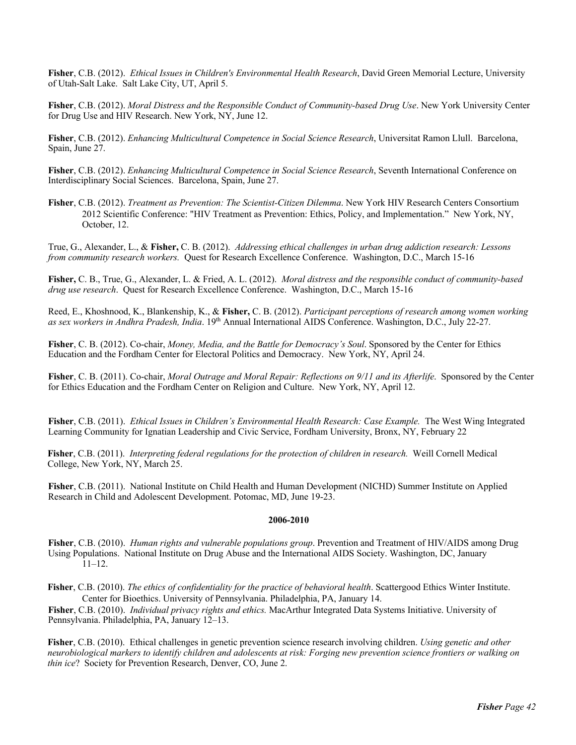**Fisher**, C.B. (2012). *Ethical Issues in Children's Environmental Health Research*, David Green Memorial Lecture, University of Utah-Salt Lake. Salt Lake City, UT, April 5.

**Fisher**, C.B. (2012). *Moral Distress and the Responsible Conduct of Community-based Drug Use*. New York University Center for Drug Use and HIV Research. New York, NY, June 12.

**Fisher**, C.B. (2012). *Enhancing Multicultural Competence in Social Science Research*, Universitat Ramon Llull. Barcelona, Spain, June 27.

**Fisher**, C.B. (2012). *Enhancing Multicultural Competence in Social Science Research*, Seventh International Conference on Interdisciplinary Social Sciences. Barcelona, Spain, June 27.

**Fisher**, C.B. (2012). *Treatment as Prevention: The Scientist-Citizen Dilemma*. New York HIV Research Centers Consortium 2012 Scientific Conference: "HIV Treatment as Prevention: Ethics, Policy, and Implementation." New York, NY, October, 12.

True, G., Alexander, L., & **Fisher,** C. B. (2012). *Addressing ethical challenges in urban drug addiction research: Lessons from community research workers.* Quest for Research Excellence Conference. Washington, D.C., March 15-16

**Fisher,** C. B., True, G., Alexander, L. & Fried, A. L. (2012). *Moral distress and the responsible conduct of community-based drug use research*. Quest for Research Excellence Conference. Washington, D.C., March 15-16

Reed, E., Khoshnood, K., Blankenship, K., & **Fisher,** C. B. (2012). *Participant perceptions of research among women working as sex workers in Andhra Pradesh, India*. 19th Annual International AIDS Conference. Washington, D.C., July 22-27.

**Fisher**, C. B. (2012). Co-chair, *Money, Media, and the Battle for Democracy's Soul*. Sponsored by the Center for Ethics Education and the Fordham Center for Electoral Politics and Democracy. New York, NY, April 24.

**Fisher**, C. B. (2011). Co-chair, *Moral Outrage and Moral Repair: Reflections on 9/11 and its Afterlife*. Sponsored by the Center for Ethics Education and the Fordham Center on Religion and Culture. New York, NY, April 12.

**Fisher**, C.B. (2011). *Ethical Issues in Children's Environmental Health Research: Case Example.* The West Wing Integrated Learning Community for Ignatian Leadership and Civic Service, Fordham University, Bronx, NY, February 22

**Fisher**, C.B. (2011). *Interpreting federal regulations for the protection of children in research.* Weill Cornell Medical College, New York, NY, March 25.

**Fisher**, C.B. (2011). National Institute on Child Health and Human Development (NICHD) Summer Institute on Applied Research in Child and Adolescent Development. Potomac, MD, June 19-23.

**2006-2010**

**Fisher**, C.B. (2010). *Human rights and vulnerable populations group*. Prevention and Treatment of HIV/AIDS among Drug Using Populations. National Institute on Drug Abuse and the International AIDS Society. Washington, DC, January 11–12.

**Fisher**, C.B. (2010). *The ethics of confidentiality for the practice of behavioral health*. Scattergood Ethics Winter Institute. Center for Bioethics. University of Pennsylvania. Philadelphia, PA, January 14.

**Fisher**, C.B. (2010). *Individual privacy rights and ethics.* MacArthur Integrated Data Systems Initiative. University of Pennsylvania. Philadelphia, PA, January 12–13.

**Fisher**, C.B. (2010). Ethical challenges in genetic prevention science research involving children. *Using genetic and other neurobiological markers to identify children and adolescents at risk: Forging new prevention science frontiers or walking on thin ice*? Society for Prevention Research, Denver, CO, June 2.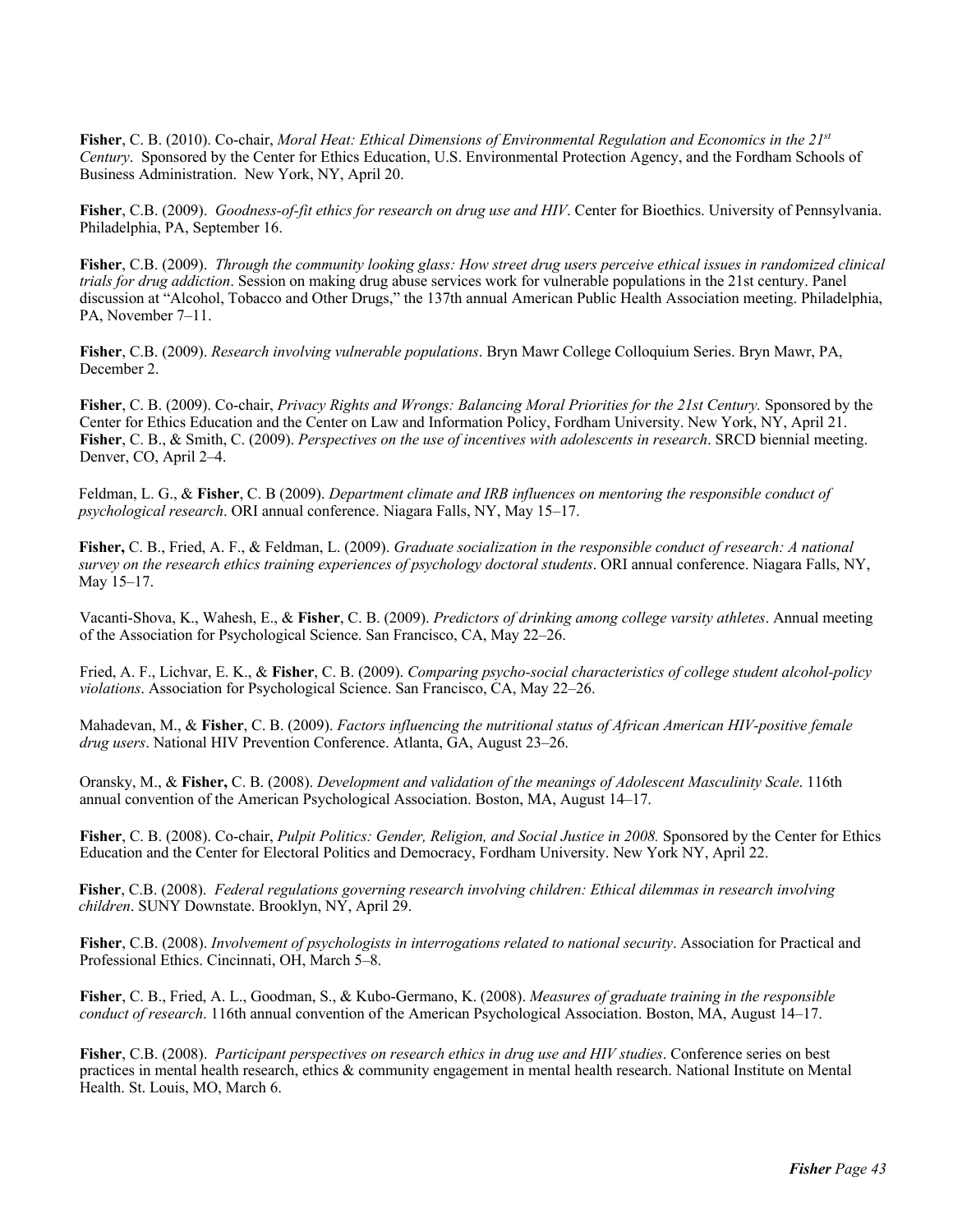**Fisher**, C. B. (2010). Co-chair, *Moral Heat: Ethical Dimensions of Environmental Regulation and Economics in the 21st Century*. Sponsored by the Center for Ethics Education, U.S. Environmental Protection Agency, and the Fordham Schools of Business Administration. New York, NY, April 20.

**Fisher**, C.B. (2009). *Goodness-of-fit ethics for research on drug use and HIV*. Center for Bioethics. University of Pennsylvania. Philadelphia, PA, September 16.

**Fisher**, C.B. (2009). *Through the community looking glass: How street drug users perceive ethical issues in randomized clinical trials for drug addiction*. Session on making drug abuse services work for vulnerable populations in the 21st century. Panel discussion at "Alcohol, Tobacco and Other Drugs," the 137th annual American Public Health Association meeting. Philadelphia, PA, November 7–11.

**Fisher**, C.B. (2009). *Research involving vulnerable populations*. Bryn Mawr College Colloquium Series. Bryn Mawr, PA, December 2.

**Fisher**, C. B. (2009). Co-chair, *Privacy Rights and Wrongs: Balancing Moral Priorities for the 21st Century.* Sponsored by the Center for Ethics Education and the Center on Law and Information Policy, Fordham University. New York, NY, April 21.
**Fisher**, C. B., & Smith, C. (2009). *Perspectives on the use of incentives with adolescents in research*. SRCD biennial meeting. Denver, CO, April 2–4.

Feldman, L. G., & **Fisher**, C. B (2009). *Department climate and IRB influences on mentoring the responsible conduct of psychological research*. ORI annual conference. Niagara Falls, NY, May 15–17.

**Fisher,** C. B., Fried, A. F., & Feldman, L. (2009). *Graduate socialization in the responsible conduct of research: A national survey on the research ethics training experiences of psychology doctoral students*. ORI annual conference. Niagara Falls, NY, May 15–17.

Vacanti-Shova, K., Wahesh, E., & **Fisher**, C. B. (2009). *Predictors of drinking among college varsity athletes*. Annual meeting of the Association for Psychological Science. San Francisco, CA, May 22–26.

Fried, A. F., Lichvar, E. K., & **Fisher**, C. B. (2009). *Comparing psycho-social characteristics of college student alcohol-policy violations*. Association for Psychological Science. San Francisco, CA, May 22–26.

Mahadevan, M., & **Fisher**, C. B. (2009). *Factors influencing the nutritional status of African American HIV-positive female drug users*. National HIV Prevention Conference. Atlanta, GA, August 23–26.

Oransky, M., & **Fisher,** C. B. (2008). *Development and validation of the meanings of Adolescent Masculinity Scale*. 116th annual convention of the American Psychological Association. Boston, MA, August 14–17.

**Fisher**, C. B. (2008). Co-chair, *Pulpit Politics: Gender, Religion, and Social Justice in 2008.* Sponsored by the Center for Ethics Education and the Center for Electoral Politics and Democracy, Fordham University. New York NY, April 22.

**Fisher**, C.B. (2008). *Federal regulations governing research involving children: Ethical dilemmas in research involving children*. SUNY Downstate. Brooklyn, NY, April 29.

**Fisher**, C.B. (2008). *Involvement of psychologists in interrogations related to national security*. Association for Practical and Professional Ethics. Cincinnati, OH, March 5–8.

**Fisher**, C. B., Fried, A. L., Goodman, S., & Kubo-Germano, K. (2008). *Measures of graduate training in the responsible conduct of research*. 116th annual convention of the American Psychological Association. Boston, MA, August 14–17.

**Fisher**, C.B. (2008). *Participant perspectives on research ethics in drug use and HIV studies*. Conference series on best practices in mental health research, ethics & community engagement in mental health research. National Institute on Mental Health. St. Louis, MO, March 6.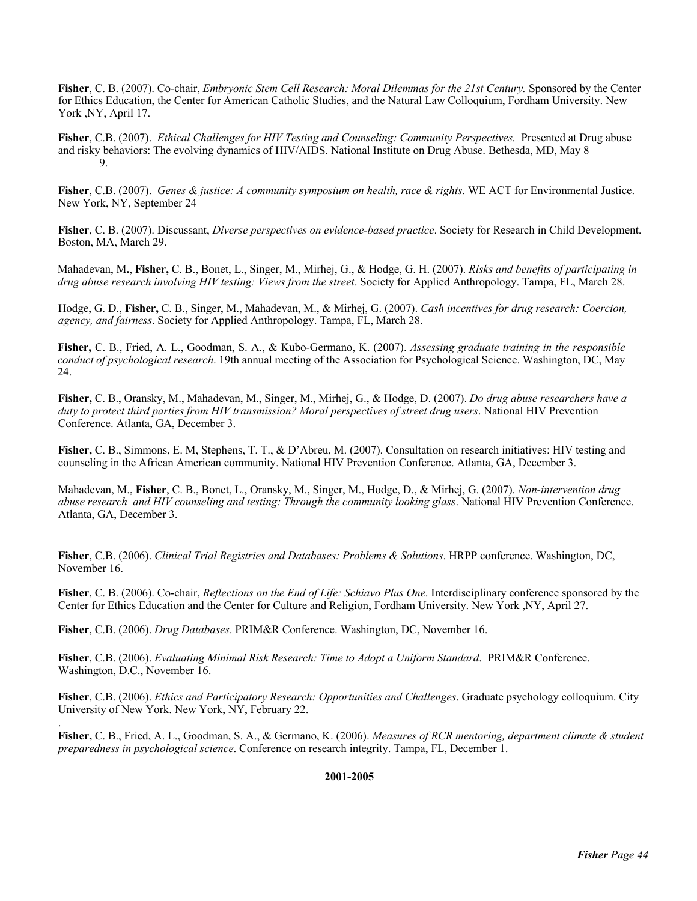**Fisher**, C. B. (2007). Co-chair, *Embryonic Stem Cell Research: Moral Dilemmas for the 21st Century.* Sponsored by the Center for Ethics Education, the Center for American Catholic Studies, and the Natural Law Colloquium, Fordham University. New York ,NY, April 17.

**Fisher**, C.B. (2007). *Ethical Challenges for HIV Testing and Counseling: Community Perspectives.* Presented at Drug abuse and risky behaviors: The evolving dynamics of HIV/AIDS. National Institute on Drug Abuse. Bethesda, MD, May 8–9.

**Fisher**, C.B. (2007). *Genes & justice: A community symposium on health, race & rights*. WE ACT for Environmental Justice. New York, NY, September 24

**Fisher**, C. B. (2007). Discussant, *Diverse perspectives on evidence-based practice*. Society for Research in Child Development. Boston, MA, March 29.

Mahadevan, M**.**, **Fisher,** C. B., Bonet, L., Singer, M., Mirhej, G., & Hodge, G. H. (2007). *Risks and benefits of participating in drug abuse research involving HIV testing: Views from the street*. Society for Applied Anthropology. Tampa, FL, March 28.

Hodge, G. D., **Fisher,** C. B., Singer, M., Mahadevan, M., & Mirhej, G. (2007). *Cash incentives for drug research: Coercion, agency, and fairness*. Society for Applied Anthropology. Tampa, FL, March 28.

**Fisher,** C. B., Fried, A. L., Goodman, S. A., & Kubo-Germano, K. (2007). *Assessing graduate training in the responsible conduct of psychological research*. 19th annual meeting of the Association for Psychological Science. Washington, DC, May 24.

**Fisher,** C. B., Oransky, M., Mahadevan, M., Singer, M., Mirhej, G., & Hodge, D. (2007). *Do drug abuse researchers have a duty to protect third parties from HIV transmission? Moral perspectives of street drug users*. National HIV Prevention Conference. Atlanta, GA, December 3.

**Fisher,** C. B., Simmons, E. M, Stephens, T. T., & D'Abreu, M. (2007). Consultation on research initiatives: HIV testing and counseling in the African American community. National HIV Prevention Conference. Atlanta, GA, December 3.

Mahadevan, M., **Fisher**, C. B., Bonet, L., Oransky, M., Singer, M., Hodge, D., & Mirhej, G. (2007). *Non-intervention drug abuse research and HIV counseling and testing: Through the community looking glass*. National HIV Prevention Conference. Atlanta, GA, December 3.

**Fisher**, C.B. (2006). *Clinical Trial Registries and Databases: Problems & Solutions*. HRPP conference. Washington, DC, November 16.

**Fisher**, C. B. (2006). Co-chair, *Reflections on the End of Life: Schiavo Plus One*. Interdisciplinary conference sponsored by the Center for Ethics Education and the Center for Culture and Religion, Fordham University. New York ,NY, April 27.

**Fisher**, C.B. (2006). *Drug Databases*. PRIM&R Conference. Washington, DC, November 16.

**Fisher**, C.B. (2006). *Evaluating Minimal Risk Research: Time to Adopt a Uniform Standard*. PRIM&R Conference. Washington, D.C., November 16.

**Fisher**, C.B. (2006). *Ethics and Participatory Research: Opportunities and Challenges*. Graduate psychology colloquium. City University of New York. New York, NY, February 22.

**Fisher,** C. B., Fried, A. L., Goodman, S. A., & Germano, K. (2006). *Measures of RCR mentoring, department climate & student preparedness in psychological science*. Conference on research integrity. Tampa, FL, December 1.

**2001-2005**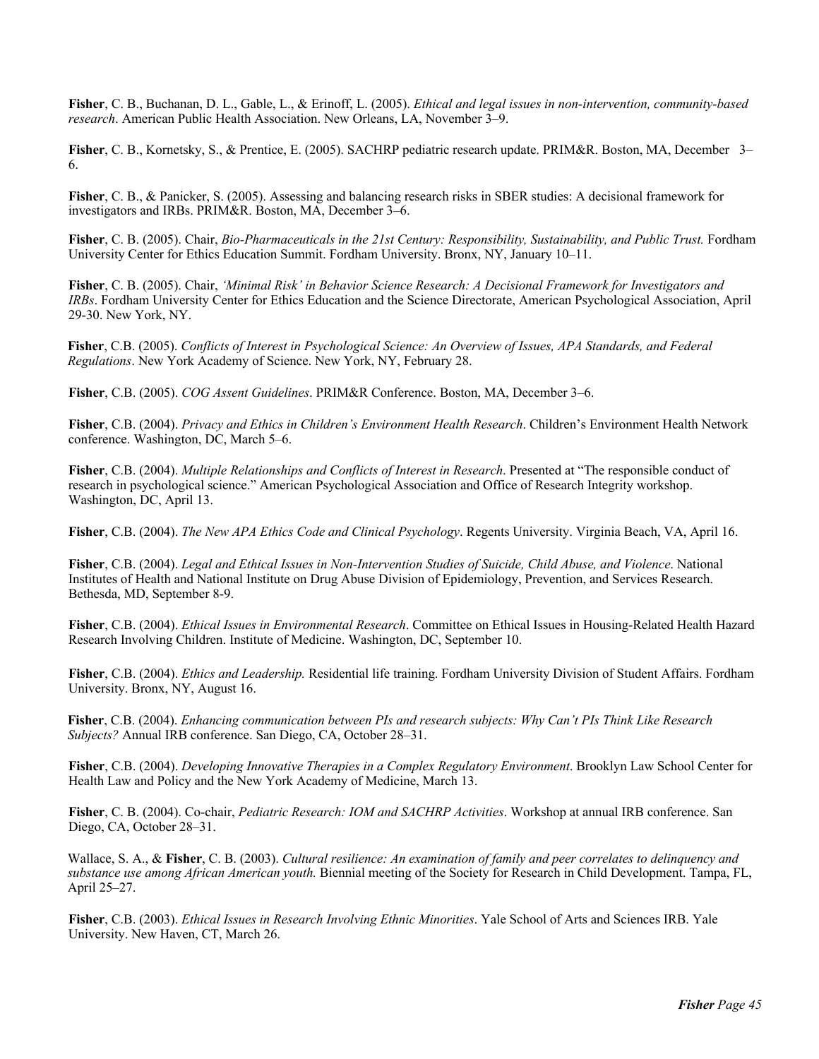**Fisher**, C. B., Buchanan, D. L., Gable, L., & Erinoff, L. (2005). *Ethical and legal issues in non-intervention, community-based research*. American Public Health Association. New Orleans, LA, November 3–9.

**Fisher**, C. B., Kornetsky, S., & Prentice, E. (2005). SACHRP pediatric research update. PRIM&R. Boston, MA, December 3–6.

**Fisher**, C. B., & Panicker, S. (2005). Assessing and balancing research risks in SBER studies: A decisional framework for investigators and IRBs. PRIM&R. Boston, MA, December 3–6.

**Fisher**, C. B. (2005). Chair, *Bio-Pharmaceuticals in the 21st Century: Responsibility, Sustainability, and Public Trust.* Fordham University Center for Ethics Education Summit. Fordham University. Bronx, NY, January 10–11.

**Fisher**, C. B. (2005). Chair, *'Minimal Risk' in Behavior Science Research: A Decisional Framework for Investigators and IRBs*. Fordham University Center for Ethics Education and the Science Directorate, American Psychological Association, April 29-30. New York, NY.

**Fisher**, C.B. (2005). *Conflicts of Interest in Psychological Science: An Overview of Issues, APA Standards, and Federal Regulations*. New York Academy of Science. New York, NY, February 28.

**Fisher**, C.B. (2005). *COG Assent Guidelines*. PRIM&R Conference. Boston, MA, December 3–6.

**Fisher**, C.B. (2004). *Privacy and Ethics in Children's Environment Health Research*. Children's Environment Health Network conference. Washington, DC, March 5–6.

**Fisher**, C.B. (2004). *Multiple Relationships and Conflicts of Interest in Research*. Presented at "The responsible conduct of research in psychological science." American Psychological Association and Office of Research Integrity workshop. Washington, DC, April 13.

**Fisher**, C.B. (2004). *The New APA Ethics Code and Clinical Psychology*. Regents University. Virginia Beach, VA, April 16.

**Fisher**, C.B. (2004). *Legal and Ethical Issues in Non-Intervention Studies of Suicide, Child Abuse, and Violence*. National Institutes of Health and National Institute on Drug Abuse Division of Epidemiology, Prevention, and Services Research. Bethesda, MD, September 8-9.

**Fisher**, C.B. (2004). *Ethical Issues in Environmental Research*. Committee on Ethical Issues in Housing-Related Health Hazard Research Involving Children. Institute of Medicine. Washington, DC, September 10.

**Fisher**, C.B. (2004). *Ethics and Leadership.* Residential life training. Fordham University Division of Student Affairs. Fordham University. Bronx, NY, August 16.

**Fisher**, C.B. (2004). *Enhancing communication between PIs and research subjects: Why Can't PIs Think Like Research Subjects?* Annual IRB conference. San Diego, CA, October 28–31.

**Fisher**, C.B. (2004). *Developing Innovative Therapies in a Complex Regulatory Environment*. Brooklyn Law School Center for Health Law and Policy and the New York Academy of Medicine, March 13.

**Fisher**, C. B. (2004). Co-chair, *Pediatric Research: IOM and SACHRP Activities*. Workshop at annual IRB conference. San Diego, CA, October 28–31.

Wallace, S. A., & **Fisher**, C. B. (2003). *Cultural resilience: An examination of family and peer correlates to delinquency and substance use among African American youth.* Biennial meeting of the Society for Research in Child Development. Tampa, FL, April 25–27.

**Fisher**, C.B. (2003). *Ethical Issues in Research Involving Ethnic Minorities*. Yale School of Arts and Sciences IRB. Yale University. New Haven, CT, March 26.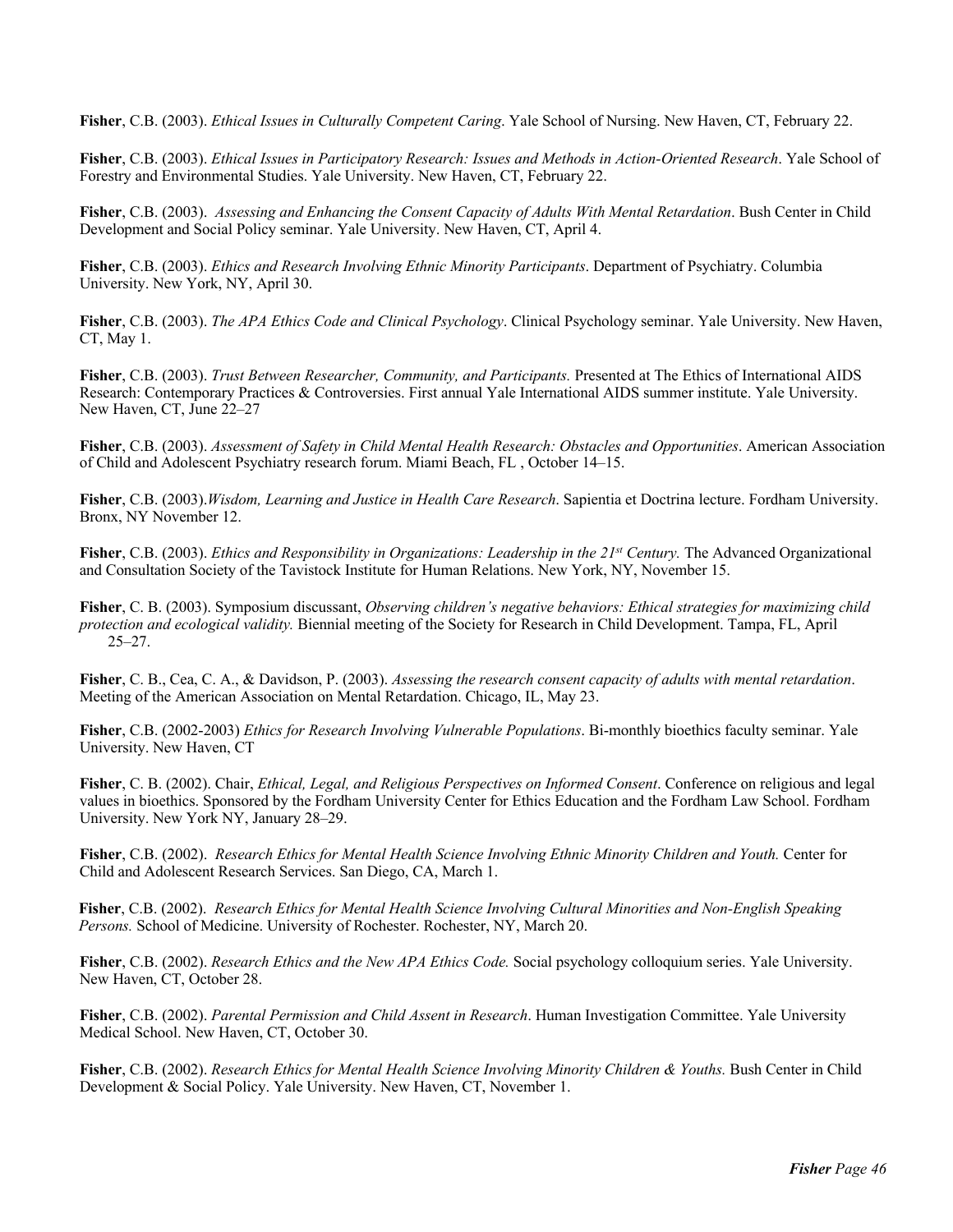**Fisher**, C.B. (2003). *Ethical Issues in Culturally Competent Caring*. Yale School of Nursing. New Haven, CT, February 22.

**Fisher**, C.B. (2003). *Ethical Issues in Participatory Research: Issues and Methods in Action-Oriented Research*. Yale School of Forestry and Environmental Studies. Yale University. New Haven, CT, February 22.

**Fisher**, C.B. (2003). *Assessing and Enhancing the Consent Capacity of Adults With Mental Retardation*. Bush Center in Child Development and Social Policy seminar. Yale University. New Haven, CT, April 4.

**Fisher**, C.B. (2003). *Ethics and Research Involving Ethnic Minority Participants*. Department of Psychiatry. Columbia University. New York, NY, April 30.

**Fisher**, C.B. (2003). *The APA Ethics Code and Clinical Psychology*. Clinical Psychology seminar. Yale University. New Haven, CT, May 1.

**Fisher**, C.B. (2003). *Trust Between Researcher, Community, and Participants.* Presented at The Ethics of International AIDS Research: Contemporary Practices & Controversies. First annual Yale International AIDS summer institute. Yale University. New Haven, CT, June 22–27

**Fisher**, C.B. (2003). *Assessment of Safety in Child Mental Health Research: Obstacles and Opportunities*. American Association of Child and Adolescent Psychiatry research forum. Miami Beach, FL , October 14–15.

**Fisher**, C.B. (2003).*Wisdom, Learning and Justice in Health Care Research*. Sapientia et Doctrina lecture. Fordham University. Bronx, NY November 12.

**Fisher**, C.B. (2003). *Ethics and Responsibility in Organizations: Leadership in the 21st Century.* The Advanced Organizational and Consultation Society of the Tavistock Institute for Human Relations. New York, NY, November 15.

**Fisher**, C. B. (2003). Symposium discussant, *Observing children's negative behaviors: Ethical strategies for maximizing child protection and ecological validity.* Biennial meeting of the Society for Research in Child Development. Tampa, FL, April 25–27.

**Fisher**, C. B., Cea, C. A., & Davidson, P. (2003). *Assessing the research consent capacity of adults with mental retardation*. Meeting of the American Association on Mental Retardation. Chicago, IL, May 23.

**Fisher**, C.B. (2002-2003) *Ethics for Research Involving Vulnerable Populations*. Bi-monthly bioethics faculty seminar. Yale University. New Haven, CT

**Fisher**, C. B. (2002). Chair, *Ethical, Legal, and Religious Perspectives on Informed Consent*. Conference on religious and legal values in bioethics. Sponsored by the Fordham University Center for Ethics Education and the Fordham Law School. Fordham University. New York NY, January 28–29.

**Fisher**, C.B. (2002). *Research Ethics for Mental Health Science Involving Ethnic Minority Children and Youth.* Center for Child and Adolescent Research Services. San Diego, CA, March 1.

**Fisher**, C.B. (2002). *Research Ethics for Mental Health Science Involving Cultural Minorities and Non-English Speaking Persons.* School of Medicine. University of Rochester. Rochester, NY, March 20.

**Fisher**, C.B. (2002). *Research Ethics and the New APA Ethics Code.* Social psychology colloquium series. Yale University. New Haven, CT, October 28.

**Fisher**, C.B. (2002). *Parental Permission and Child Assent in Research*. Human Investigation Committee. Yale University Medical School. New Haven, CT, October 30.

**Fisher**, C.B. (2002). *Research Ethics for Mental Health Science Involving Minority Children & Youths.* Bush Center in Child Development & Social Policy. Yale University. New Haven, CT, November 1.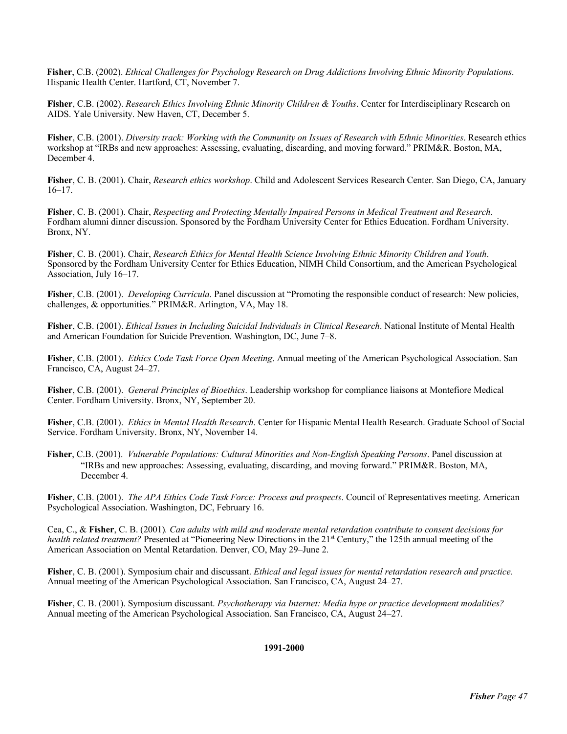**Fisher**, C.B. (2002). *Ethical Challenges for Psychology Research on Drug Addictions Involving Ethnic Minority Populations*. Hispanic Health Center. Hartford, CT, November 7.

**Fisher**, C.B. (2002). *Research Ethics Involving Ethnic Minority Children & Youths*. Center for Interdisciplinary Research on AIDS. Yale University. New Haven, CT, December 5.

**Fisher**, C.B. (2001). *Diversity track: Working with the Community on Issues of Research with Ethnic Minorities*. Research ethics workshop at "IRBs and new approaches: Assessing, evaluating, discarding, and moving forward." PRIM&R. Boston, MA, December 4.

**Fisher**, C. B. (2001). Chair, *Research ethics workshop*. Child and Adolescent Services Research Center. San Diego, CA, January 16–17.

**Fisher**, C. B. (2001). Chair, *Respecting and Protecting Mentally Impaired Persons in Medical Treatment and Research*. Fordham alumni dinner discussion. Sponsored by the Fordham University Center for Ethics Education. Fordham University. Bronx, NY.

**Fisher**, C. B. (2001). Chair, *Research Ethics for Mental Health Science Involving Ethnic Minority Children and Youth*. Sponsored by the Fordham University Center for Ethics Education, NIMH Child Consortium, and the American Psychological Association, July 16–17.

**Fisher**, C.B. (2001). *Developing Curricula*. Panel discussion at "Promoting the responsible conduct of research: New policies, challenges, & opportunities." PRIM&R. Arlington, VA, May 18.

**Fisher**, C.B. (2001). *Ethical Issues in Including Suicidal Individuals in Clinical Research*. National Institute of Mental Health and American Foundation for Suicide Prevention. Washington, DC, June 7–8.

**Fisher**, C.B. (2001). *Ethics Code Task Force Open Meeting*. Annual meeting of the American Psychological Association. San Francisco, CA, August 24–27.

**Fisher**, C.B. (2001). *General Principles of Bioethics*. Leadership workshop for compliance liaisons at Montefiore Medical Center. Fordham University. Bronx, NY, September 20.

**Fisher**, C.B. (2001). *Ethics in Mental Health Research*. Center for Hispanic Mental Health Research. Graduate School of Social Service. Fordham University. Bronx, NY, November 14.

**Fisher**, C.B. (2001). *Vulnerable Populations: Cultural Minorities and Non-English Speaking Persons*. Panel discussion at "IRBs and new approaches: Assessing, evaluating, discarding, and moving forward." PRIM&R. Boston, MA, December 4.

**Fisher**, C.B. (2001). *The APA Ethics Code Task Force: Process and prospects*. Council of Representatives meeting. American Psychological Association. Washington, DC, February 16.

Cea, C., & **Fisher**, C. B. (2001). *Can adults with mild and moderate mental retardation contribute to consent decisions for health related treatment?* Presented at "Pioneering New Directions in the 21st Century," the 125th annual meeting of the American Association on Mental Retardation. Denver, CO, May 29–June 2.

**Fisher**, C. B. (2001). Symposium chair and discussant. *Ethical and legal issues for mental retardation research and practice.* Annual meeting of the American Psychological Association. San Francisco, CA, August 24–27.

**Fisher**, C. B. (2001). Symposium discussant. *Psychotherapy via Internet: Media hype or practice development modalities?* Annual meeting of the American Psychological Association. San Francisco, CA, August 24–27.

**1991-2000**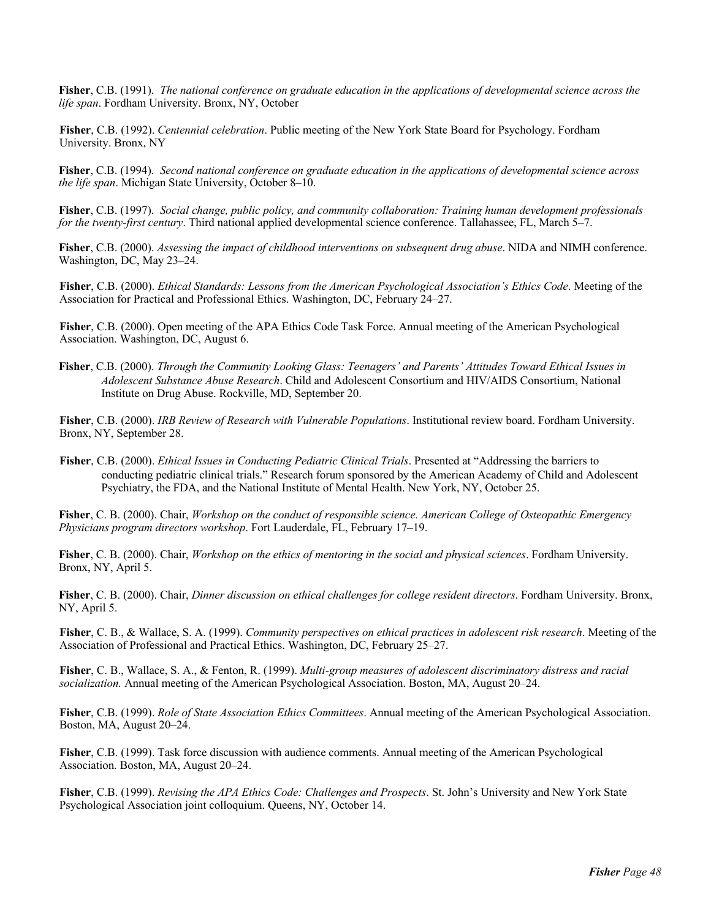**Fisher**, C.B. (1991). *The national conference on graduate education in the applications of developmental science across the life span*. Fordham University. Bronx, NY, October

**Fisher**, C.B. (1992). *Centennial celebration*. Public meeting of the New York State Board for Psychology. Fordham University. Bronx, NY

**Fisher**, C.B. (1994). *Second national conference on graduate education in the applications of developmental science across the life span*. Michigan State University, October 8–10.

**Fisher**, C.B. (1997). *Social change, public policy, and community collaboration: Training human development professionals for the twenty-first century*. Third national applied developmental science conference. Tallahassee, FL, March 5–7.

**Fisher**, C.B. (2000). *Assessing the impact of childhood interventions on subsequent drug abuse*. NIDA and NIMH conference. Washington, DC, May 23–24.

**Fisher**, C.B. (2000). *Ethical Standards: Lessons from the American Psychological Association's Ethics Code*. Meeting of the Association for Practical and Professional Ethics. Washington, DC, February 24–27.

**Fisher**, C.B. (2000). Open meeting of the APA Ethics Code Task Force. Annual meeting of the American Psychological Association. Washington, DC, August 6.

**Fisher**, C.B. (2000). *Through the Community Looking Glass: Teenagers' and Parents' Attitudes Toward Ethical Issues in Adolescent Substance Abuse Research*. Child and Adolescent Consortium and HIV/AIDS Consortium, National Institute on Drug Abuse. Rockville, MD, September 20.

**Fisher**, C.B. (2000). *IRB Review of Research with Vulnerable Populations*. Institutional review board. Fordham University. Bronx, NY, September 28.

**Fisher**, C.B. (2000). *Ethical Issues in Conducting Pediatric Clinical Trials*. Presented at "Addressing the barriers to conducting pediatric clinical trials." Research forum sponsored by the American Academy of Child and Adolescent Psychiatry, the FDA, and the National Institute of Mental Health. New York, NY, October 25.

**Fisher**, C. B. (2000). Chair, *Workshop on the conduct of responsible science. American College of Osteopathic Emergency Physicians program directors workshop*. Fort Lauderdale, FL, February 17–19.

**Fisher**, C. B. (2000). Chair, *Workshop on the ethics of mentoring in the social and physical sciences*. Fordham University. Bronx, NY, April 5.

**Fisher**, C. B. (2000). Chair, *Dinner discussion on ethical challenges for college resident directors*. Fordham University. Bronx, NY, April 5.

**Fisher**, C. B., & Wallace, S. A. (1999). *Community perspectives on ethical practices in adolescent risk research*. Meeting of the Association of Professional and Practical Ethics. Washington, DC, February 25–27.

**Fisher**, C. B., Wallace, S. A., & Fenton, R. (1999). *Multi-group measures of adolescent discriminatory distress and racial socialization.* Annual meeting of the American Psychological Association. Boston, MA, August 20–24.

**Fisher**, C.B. (1999). *Role of State Association Ethics Committees*. Annual meeting of the American Psychological Association. Boston, MA, August 20–24.

**Fisher**, C.B. (1999). Task force discussion with audience comments. Annual meeting of the American Psychological Association. Boston, MA, August 20–24.

**Fisher**, C.B. (1999). *Revising the APA Ethics Code: Challenges and Prospects*. St. John's University and New York State Psychological Association joint colloquium. Queens, NY, October 14.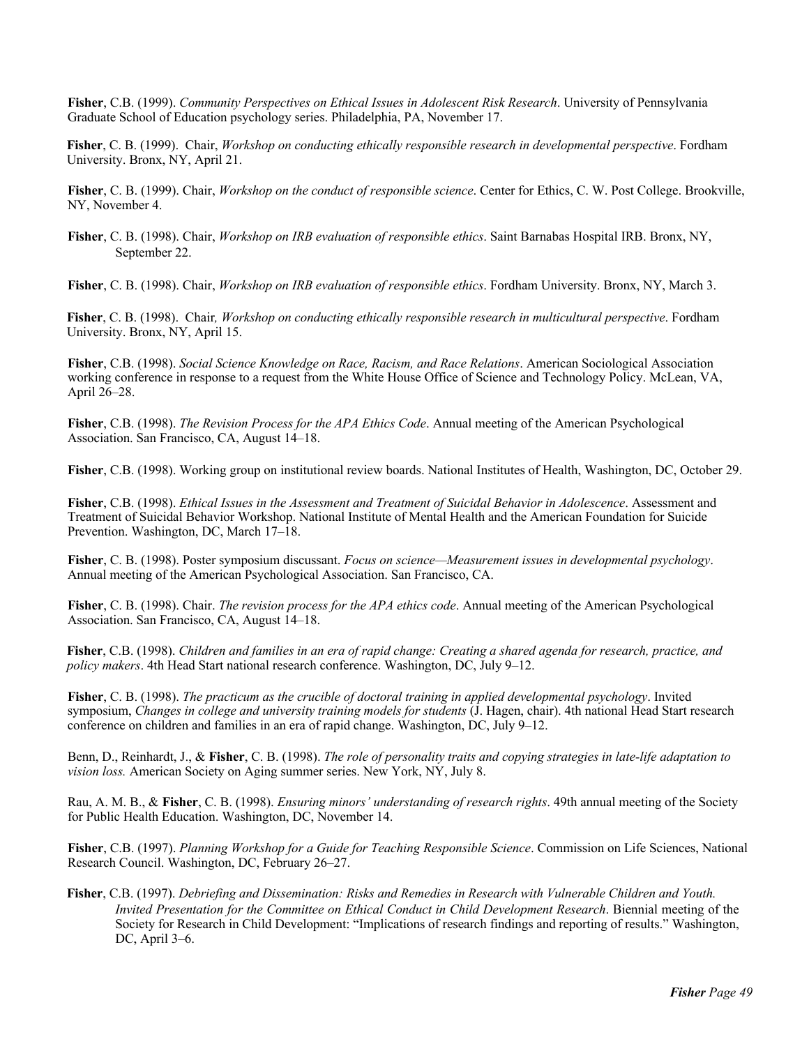**Fisher**, C.B. (1999). *Community Perspectives on Ethical Issues in Adolescent Risk Research*. University of Pennsylvania Graduate School of Education psychology series. Philadelphia, PA, November 17.

**Fisher**, C. B. (1999). Chair, *Workshop on conducting ethically responsible research in developmental perspective*. Fordham University. Bronx, NY, April 21.

**Fisher**, C. B. (1999). Chair, *Workshop on the conduct of responsible science*. Center for Ethics, C. W. Post College. Brookville, NY, November 4.

**Fisher**, C. B. (1998). Chair, *Workshop on IRB evaluation of responsible ethics*. Saint Barnabas Hospital IRB. Bronx, NY, September 22.

**Fisher**, C. B. (1998). Chair, *Workshop on IRB evaluation of responsible ethics*. Fordham University. Bronx, NY, March 3.

**Fisher**, C. B. (1998). Chair*, Workshop on conducting ethically responsible research in multicultural perspective*. Fordham University. Bronx, NY, April 15.

**Fisher**, C.B. (1998). *Social Science Knowledge on Race, Racism, and Race Relations*. American Sociological Association working conference in response to a request from the White House Office of Science and Technology Policy. McLean, VA, April 26–28.

**Fisher**, C.B. (1998). *The Revision Process for the APA Ethics Code*. Annual meeting of the American Psychological Association. San Francisco, CA, August 14–18.

**Fisher**, C.B. (1998). Working group on institutional review boards. National Institutes of Health, Washington, DC, October 29.

**Fisher**, C.B. (1998). *Ethical Issues in the Assessment and Treatment of Suicidal Behavior in Adolescence*. Assessment and Treatment of Suicidal Behavior Workshop. National Institute of Mental Health and the American Foundation for Suicide Prevention. Washington, DC, March 17–18.

**Fisher**, C. B. (1998). Poster symposium discussant. *Focus on science—Measurement issues in developmental psychology*. Annual meeting of the American Psychological Association. San Francisco, CA.

**Fisher**, C. B. (1998). Chair. *The revision process for the APA ethics code*. Annual meeting of the American Psychological Association. San Francisco, CA, August 14–18.

**Fisher**, C.B. (1998). *Children and families in an era of rapid change: Creating a shared agenda for research, practice, and policy makers*. 4th Head Start national research conference. Washington, DC, July 9–12.

**Fisher**, C. B. (1998). *The practicum as the crucible of doctoral training in applied developmental psychology*. Invited symposium, *Changes in college and university training models for students* (J. Hagen, chair). 4th national Head Start research conference on children and families in an era of rapid change. Washington, DC, July 9–12.

Benn, D., Reinhardt, J., & **Fisher**, C. B. (1998). *The role of personality traits and copying strategies in late-life adaptation to vision loss.* American Society on Aging summer series. New York, NY, July 8.

Rau, A. M. B., & **Fisher**, C. B. (1998). *Ensuring minors' understanding of research rights*. 49th annual meeting of the Society for Public Health Education. Washington, DC, November 14.

**Fisher**, C.B. (1997). *Planning Workshop for a Guide for Teaching Responsible Science*. Commission on Life Sciences, National Research Council. Washington, DC, February 26–27.

**Fisher**, C.B. (1997). *Debriefing and Dissemination: Risks and Remedies in Research with Vulnerable Children and Youth. Invited Presentation for the Committee on Ethical Conduct in Child Development Research*. Biennial meeting of the Society for Research in Child Development: "Implications of research findings and reporting of results." Washington, DC, April 3–6.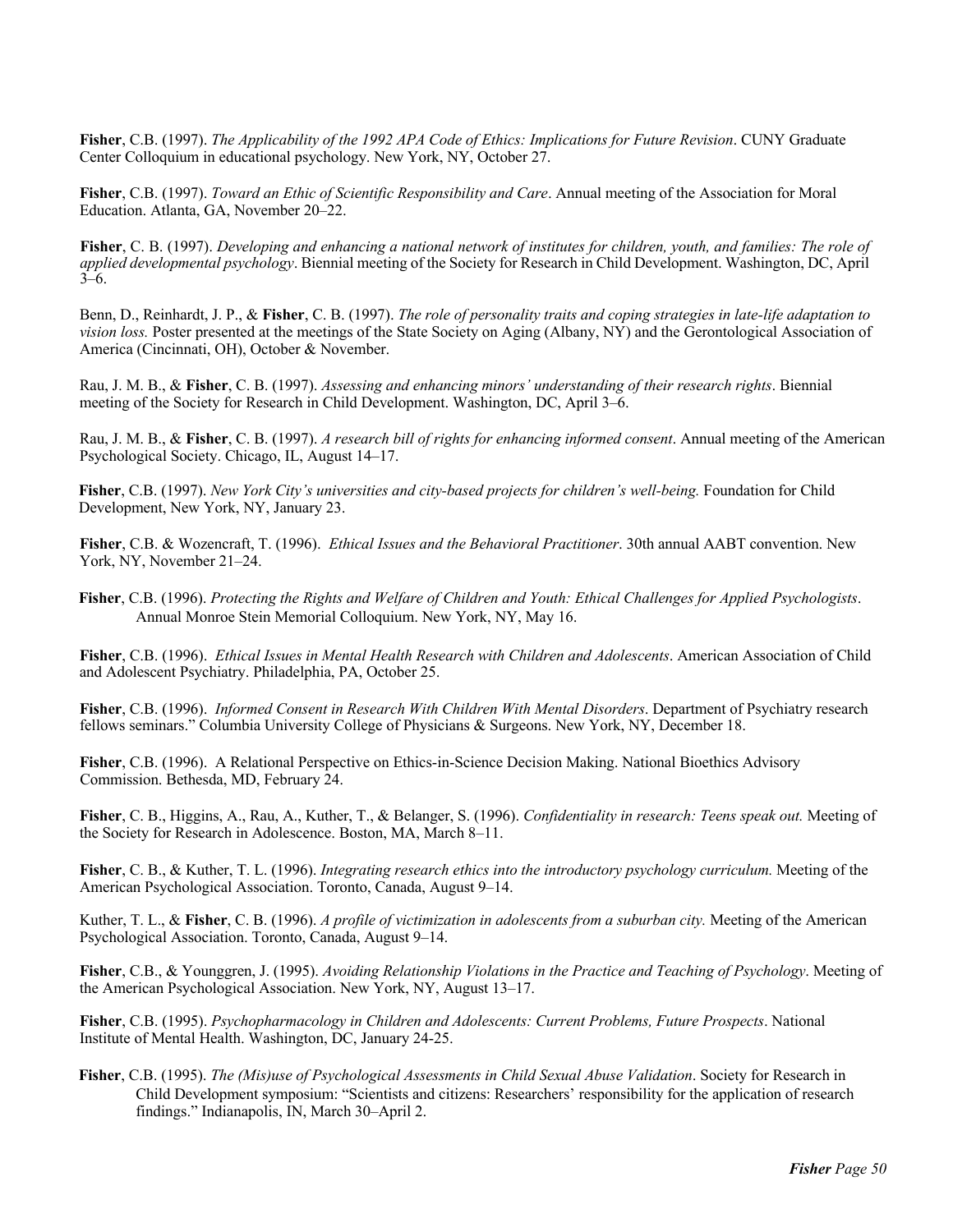**Fisher**, C.B. (1997). *The Applicability of the 1992 APA Code of Ethics: Implications for Future Revision*. CUNY Graduate Center Colloquium in educational psychology. New York, NY, October 27.

**Fisher**, C.B. (1997). *Toward an Ethic of Scientific Responsibility and Care*. Annual meeting of the Association for Moral Education. Atlanta, GA, November 20–22.

**Fisher**, C. B. (1997). *Developing and enhancing a national network of institutes for children, youth, and families: The role of applied developmental psychology*. Biennial meeting of the Society for Research in Child Development. Washington, DC, April 3–6.

Benn, D., Reinhardt, J. P., & **Fisher**, C. B. (1997). *The role of personality traits and coping strategies in late-life adaptation to vision loss.* Poster presented at the meetings of the State Society on Aging (Albany, NY) and the Gerontological Association of America (Cincinnati, OH), October & November.

Rau, J. M. B., & **Fisher**, C. B. (1997). *Assessing and enhancing minors' understanding of their research rights*. Biennial meeting of the Society for Research in Child Development. Washington, DC, April 3–6.

Rau, J. M. B., & **Fisher**, C. B. (1997). *A research bill of rights for enhancing informed consent*. Annual meeting of the American Psychological Society. Chicago, IL, August 14–17.

**Fisher**, C.B. (1997). *New York City's universities and city-based projects for children's well-being.* Foundation for Child Development, New York, NY, January 23.

**Fisher**, C.B. & Wozencraft, T. (1996). *Ethical Issues and the Behavioral Practitioner*. 30th annual AABT convention. New York, NY, November 21–24.

**Fisher**, C.B. (1996). *Protecting the Rights and Welfare of Children and Youth: Ethical Challenges for Applied Psychologists*. Annual Monroe Stein Memorial Colloquium. New York, NY, May 16.

**Fisher**, C.B. (1996). *Ethical Issues in Mental Health Research with Children and Adolescents*. American Association of Child and Adolescent Psychiatry. Philadelphia, PA, October 25.

**Fisher**, C.B. (1996). *Informed Consent in Research With Children With Mental Disorders*. Department of Psychiatry research fellows seminars." Columbia University College of Physicians & Surgeons. New York, NY, December 18.

**Fisher**, C.B. (1996). A Relational Perspective on Ethics-in-Science Decision Making. National Bioethics Advisory Commission. Bethesda, MD, February 24.

**Fisher**, C. B., Higgins, A., Rau, A., Kuther, T., & Belanger, S. (1996). *Confidentiality in research: Teens speak out.* Meeting of the Society for Research in Adolescence. Boston, MA, March 8–11.

**Fisher**, C. B., & Kuther, T. L. (1996). *Integrating research ethics into the introductory psychology curriculum.* Meeting of the American Psychological Association. Toronto, Canada, August 9–14.

Kuther, T. L., & **Fisher**, C. B. (1996). *A profile of victimization in adolescents from a suburban city.* Meeting of the American Psychological Association. Toronto, Canada, August 9–14.

**Fisher**, C.B., & Younggren, J. (1995). *Avoiding Relationship Violations in the Practice and Teaching of Psychology*. Meeting of the American Psychological Association. New York, NY, August 13–17.

**Fisher**, C.B. (1995). *Psychopharmacology in Children and Adolescents: Current Problems, Future Prospects*. National Institute of Mental Health. Washington, DC, January 24-25.

**Fisher**, C.B. (1995). *The (Mis)use of Psychological Assessments in Child Sexual Abuse Validation*. Society for Research in Child Development symposium: "Scientists and citizens: Researchers' responsibility for the application of research findings." Indianapolis, IN, March 30–April 2.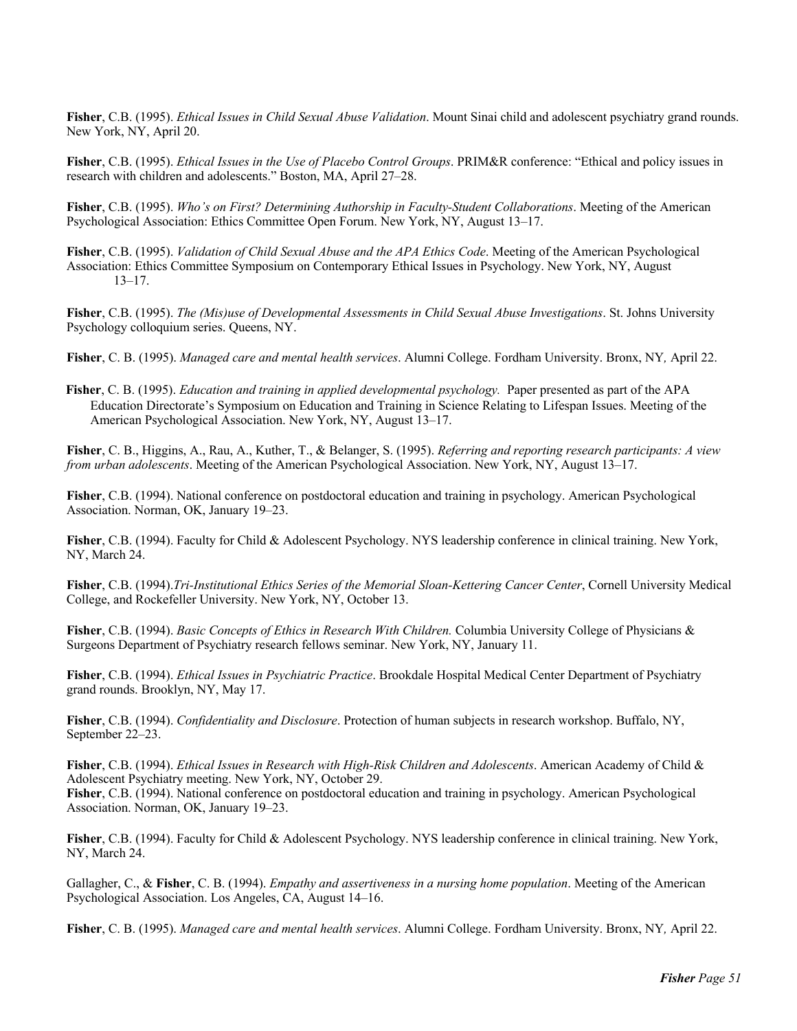**Fisher**, C.B. (1995). *Ethical Issues in Child Sexual Abuse Validation*. Mount Sinai child and adolescent psychiatry grand rounds. New York, NY, April 20.

**Fisher**, C.B. (1995). *Ethical Issues in the Use of Placebo Control Groups*. PRIM&R conference: "Ethical and policy issues in research with children and adolescents." Boston, MA, April 27–28.

**Fisher**, C.B. (1995). *Who's on First? Determining Authorship in Faculty-Student Collaborations*. Meeting of the American Psychological Association: Ethics Committee Open Forum. New York, NY, August 13–17.

**Fisher**, C.B. (1995). *Validation of Child Sexual Abuse and the APA Ethics Code*. Meeting of the American Psychological Association: Ethics Committee Symposium on Contemporary Ethical Issues in Psychology. New York, NY, August 13–17.

**Fisher**, C.B. (1995). *The (Mis)use of Developmental Assessments in Child Sexual Abuse Investigations*. St. Johns University Psychology colloquium series. Queens, NY.

**Fisher**, C. B. (1995). *Managed care and mental health services*. Alumni College. Fordham University. Bronx, NY, April 22.

**Fisher**, C. B. (1995). *Education and training in applied developmental psychology.* Paper presented as part of the APA Education Directorate's Symposium on Education and Training in Science Relating to Lifespan Issues. Meeting of the American Psychological Association. New York, NY, August 13–17.

**Fisher**, C. B., Higgins, A., Rau, A., Kuther, T., & Belanger, S. (1995). *Referring and reporting research participants: A view from urban adolescents*. Meeting of the American Psychological Association. New York, NY, August 13–17.

**Fisher**, C.B. (1994). National conference on postdoctoral education and training in psychology. American Psychological Association. Norman, OK, January 19–23.

**Fisher**, C.B. (1994). Faculty for Child & Adolescent Psychology. NYS leadership conference in clinical training. New York, NY, March 24.

**Fisher**, C.B. (1994).*Tri-Institutional Ethics Series of the Memorial Sloan-Kettering Cancer Center*, Cornell University Medical College, and Rockefeller University. New York, NY, October 13.

**Fisher**, C.B. (1994). *Basic Concepts of Ethics in Research With Children.* Columbia University College of Physicians & Surgeons Department of Psychiatry research fellows seminar. New York, NY, January 11.

**Fisher**, C.B. (1994). *Ethical Issues in Psychiatric Practice*. Brookdale Hospital Medical Center Department of Psychiatry grand rounds. Brooklyn, NY, May 17.

**Fisher**, C.B. (1994). *Confidentiality and Disclosure*. Protection of human subjects in research workshop. Buffalo, NY, September 22–23.

**Fisher**, C.B. (1994). *Ethical Issues in Research with High-Risk Children and Adolescents*. American Academy of Child & Adolescent Psychiatry meeting. New York, NY, October 29.

**Fisher**, C.B. (1994). National conference on postdoctoral education and training in psychology. American Psychological Association. Norman, OK, January 19–23.

**Fisher**, C.B. (1994). Faculty for Child & Adolescent Psychology. NYS leadership conference in clinical training. New York, NY, March 24.

Gallagher, C., & **Fisher**, C. B. (1994). *Empathy and assertiveness in a nursing home population*. Meeting of the American Psychological Association. Los Angeles, CA, August 14–16.

**Fisher**, C. B. (1995). *Managed care and mental health services*. Alumni College. Fordham University. Bronx, NY, April 22.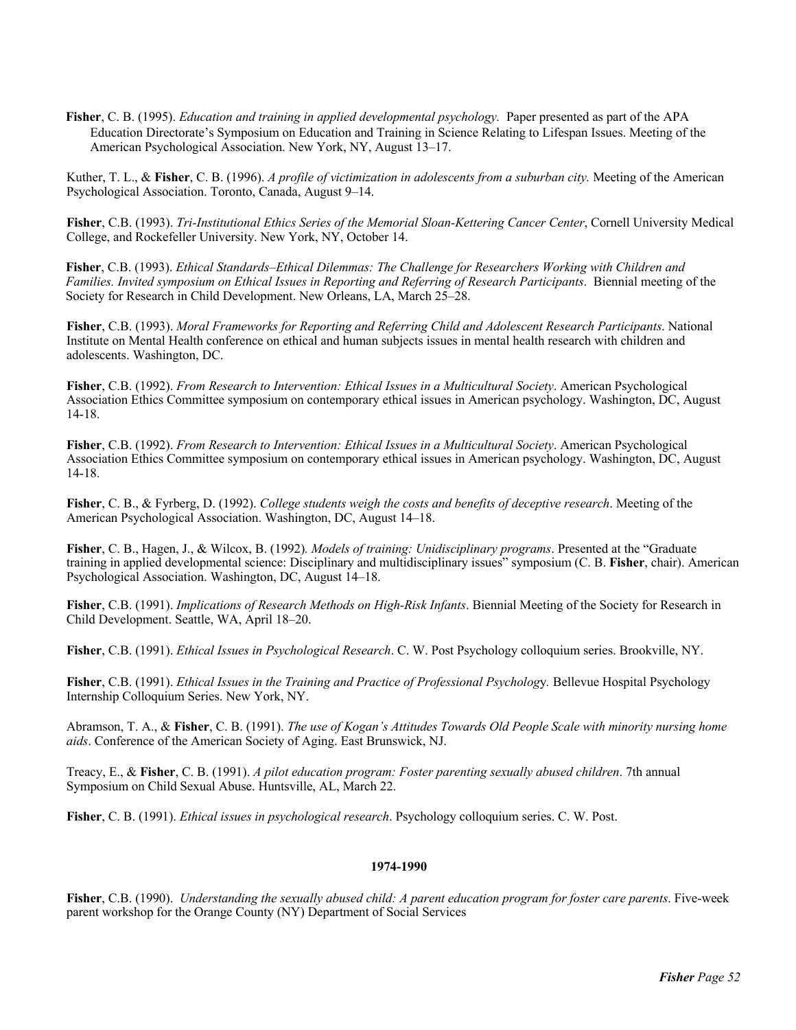**Fisher**, C. B. (1995). *Education and training in applied developmental psychology.* Paper presented as part of the APA Education Directorate's Symposium on Education and Training in Science Relating to Lifespan Issues. Meeting of the American Psychological Association. New York, NY, August 13–17.

Kuther, T. L., & **Fisher**, C. B. (1996). *A profile of victimization in adolescents from a suburban city.* Meeting of the American Psychological Association. Toronto, Canada, August 9–14.

**Fisher**, C.B. (1993). *Tri-Institutional Ethics Series of the Memorial Sloan-Kettering Cancer Center*, Cornell University Medical College, and Rockefeller University. New York, NY, October 14.

**Fisher**, C.B. (1993). *Ethical Standards–Ethical Dilemmas: The Challenge for Researchers Working with Children and Families. Invited symposium on Ethical Issues in Reporting and Referring of Research Participants*. Biennial meeting of the Society for Research in Child Development. New Orleans, LA, March 25–28.

**Fisher**, C.B. (1993). *Moral Frameworks for Reporting and Referring Child and Adolescent Research Participants*. National Institute on Mental Health conference on ethical and human subjects issues in mental health research with children and adolescents. Washington, DC.

**Fisher**, C.B. (1992). *From Research to Intervention: Ethical Issues in a Multicultural Society*. American Psychological Association Ethics Committee symposium on contemporary ethical issues in American psychology. Washington, DC, August 14-18.

**Fisher**, C.B. (1992). *From Research to Intervention: Ethical Issues in a Multicultural Society*. American Psychological Association Ethics Committee symposium on contemporary ethical issues in American psychology. Washington, DC, August 14-18.

**Fisher**, C. B., & Fyrberg, D. (1992). *College students weigh the costs and benefits of deceptive research*. Meeting of the American Psychological Association. Washington, DC, August 14–18.

**Fisher**, C. B., Hagen, J., & Wilcox, B. (1992). *Models of training: Unidisciplinary programs*. Presented at the "Graduate training in applied developmental science: Disciplinary and multidisciplinary issues" symposium (C. B. **Fisher**, chair). American Psychological Association. Washington, DC, August 14–18.

**Fisher**, C.B. (1991). *Implications of Research Methods on High-Risk Infants*. Biennial Meeting of the Society for Research in Child Development. Seattle, WA, April 18–20.

**Fisher**, C.B. (1991). *Ethical Issues in Psychological Research*. C. W. Post Psychology colloquium series. Brookville, NY.

**Fisher**, C.B. (1991). *Ethical Issues in the Training and Practice of Professional Psychology.* Bellevue Hospital Psychology Internship Colloquium Series. New York, NY.

Abramson, T. A., & **Fisher**, C. B. (1991). *The use of Kogan's Attitudes Towards Old People Scale with minority nursing home aids*. Conference of the American Society of Aging. East Brunswick, NJ.

Treacy, E., & **Fisher**, C. B. (1991). *A pilot education program: Foster parenting sexually abused children*. 7th annual Symposium on Child Sexual Abuse. Huntsville, AL, March 22.

**Fisher**, C. B. (1991). *Ethical issues in psychological research*. Psychology colloquium series. C. W. Post.

**1974-1990**

**Fisher**, C.B. (1990). *Understanding the sexually abused child: A parent education program for foster care parents*. Five-week parent workshop for the Orange County (NY) Department of Social Services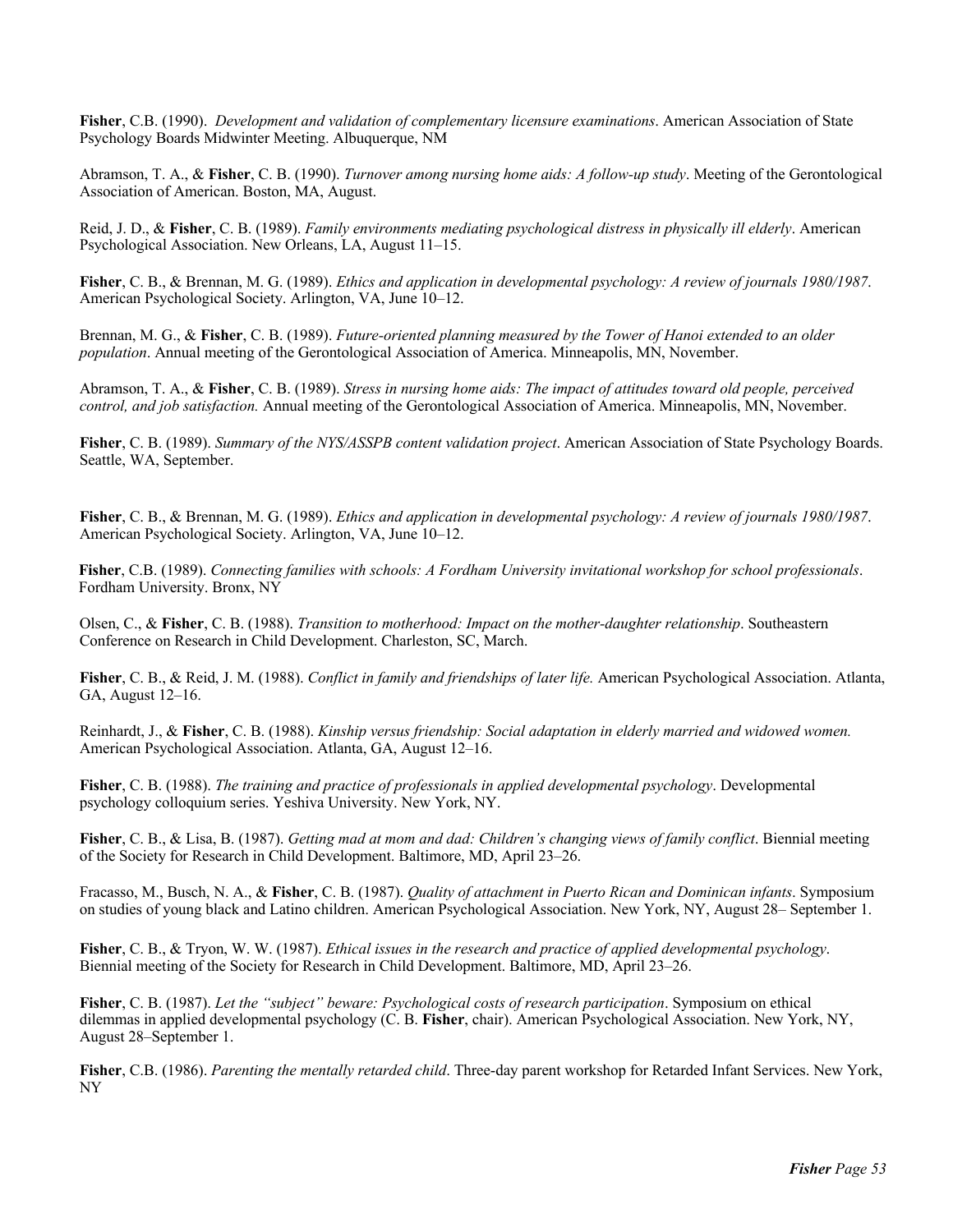**Fisher**, C.B. (1990). *Development and validation of complementary licensure examinations*. American Association of State Psychology Boards Midwinter Meeting. Albuquerque, NM

Abramson, T. A., & **Fisher**, C. B. (1990). *Turnover among nursing home aids: A follow-up study*. Meeting of the Gerontological Association of American. Boston, MA, August.

Reid, J. D., & **Fisher**, C. B. (1989). *Family environments mediating psychological distress in physically ill elderly*. American Psychological Association. New Orleans, LA, August 11–15.

**Fisher**, C. B., & Brennan, M. G. (1989). *Ethics and application in developmental psychology: A review of journals 1980/1987*. American Psychological Society. Arlington, VA, June 10–12.

Brennan, M. G., & **Fisher**, C. B. (1989). *Future-oriented planning measured by the Tower of Hanoi extended to an older population*. Annual meeting of the Gerontological Association of America. Minneapolis, MN, November.

Abramson, T. A., & **Fisher**, C. B. (1989). *Stress in nursing home aids: The impact of attitudes toward old people, perceived control, and job satisfaction.* Annual meeting of the Gerontological Association of America. Minneapolis, MN, November.

**Fisher**, C. B. (1989). *Summary of the NYS/ASSPB content validation project*. American Association of State Psychology Boards. Seattle, WA, September.

**Fisher**, C. B., & Brennan, M. G. (1989). *Ethics and application in developmental psychology: A review of journals 1980/1987*. American Psychological Society. Arlington, VA, June 10–12.

**Fisher**, C.B. (1989). *Connecting families with schools: A Fordham University invitational workshop for school professionals*. Fordham University. Bronx, NY

Olsen, C., & **Fisher**, C. B. (1988). *Transition to motherhood: Impact on the mother-daughter relationship*. Southeastern Conference on Research in Child Development. Charleston, SC, March.

**Fisher**, C. B., & Reid, J. M. (1988). *Conflict in family and friendships of later life.* American Psychological Association. Atlanta, GA, August 12–16.

Reinhardt, J., & **Fisher**, C. B. (1988). *Kinship versus friendship: Social adaptation in elderly married and widowed women.* American Psychological Association. Atlanta, GA, August 12–16.

**Fisher**, C. B. (1988). *The training and practice of professionals in applied developmental psychology*. Developmental psychology colloquium series. Yeshiva University. New York, NY.

**Fisher**, C. B., & Lisa, B. (1987). *Getting mad at mom and dad: Children's changing views of family conflict*. Biennial meeting of the Society for Research in Child Development. Baltimore, MD, April 23–26.

Fracasso, M., Busch, N. A., & **Fisher**, C. B. (1987). *Quality of attachment in Puerto Rican and Dominican infants*. Symposium on studies of young black and Latino children. American Psychological Association. New York, NY, August 28– September 1.

**Fisher**, C. B., & Tryon, W. W. (1987). *Ethical issues in the research and practice of applied developmental psychology*. Biennial meeting of the Society for Research in Child Development. Baltimore, MD, April 23–26.

**Fisher**, C. B. (1987). *Let the "subject" beware: Psychological costs of research participation*. Symposium on ethical dilemmas in applied developmental psychology (C. B. **Fisher**, chair). American Psychological Association. New York, NY, August 28–September 1.

**Fisher**, C.B. (1986). *Parenting the mentally retarded child*. Three-day parent workshop for Retarded Infant Services. New York, NY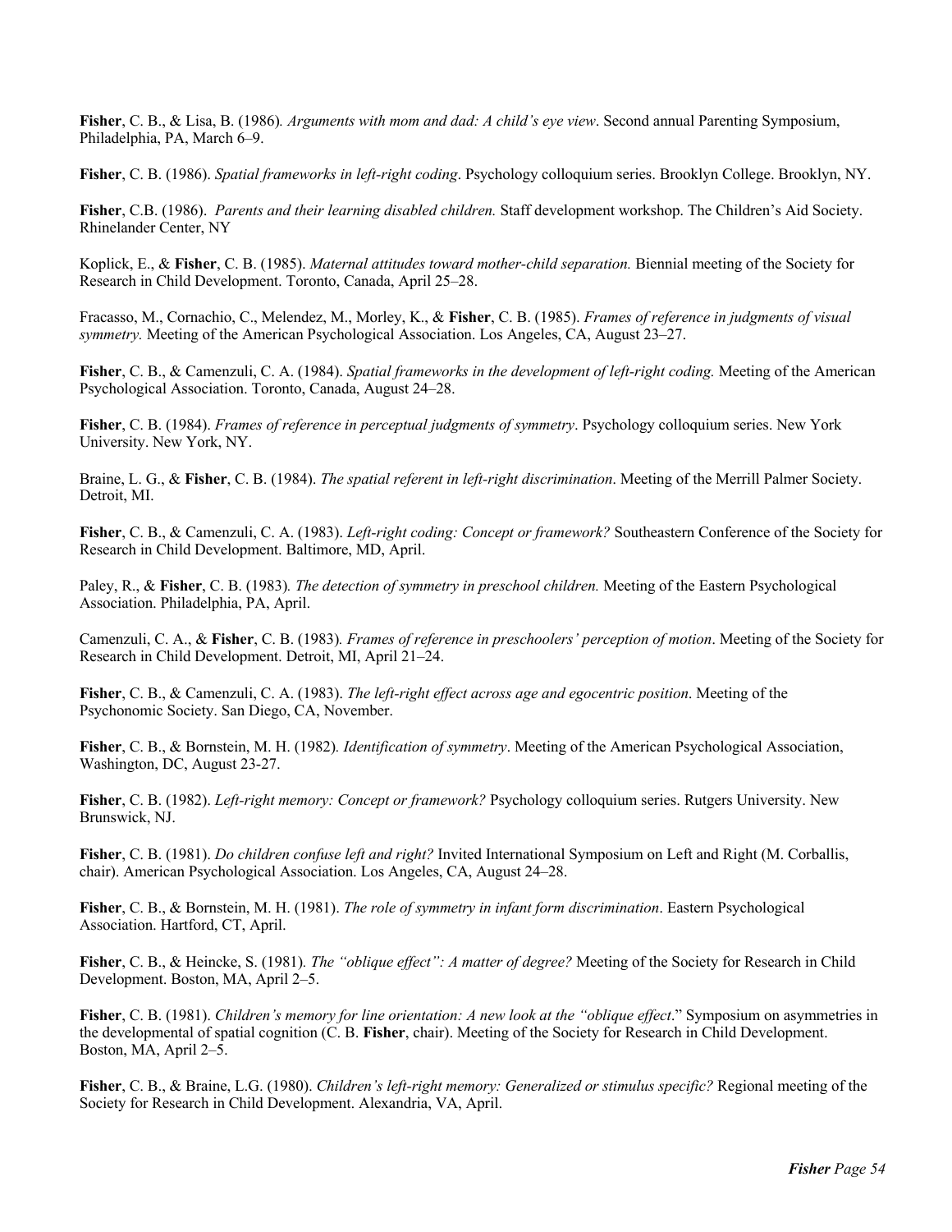**Fisher**, C. B., & Lisa, B. (1986). *Arguments with mom and dad: A child's eye view*. Second annual Parenting Symposium, Philadelphia, PA, March 6–9.

**Fisher**, C. B. (1986). *Spatial frameworks in left-right coding*. Psychology colloquium series. Brooklyn College. Brooklyn, NY.

**Fisher**, C.B. (1986). *Parents and their learning disabled children.* Staff development workshop. The Children's Aid Society. Rhinelander Center, NY

Koplick, E., & **Fisher**, C. B. (1985). *Maternal attitudes toward mother-child separation.* Biennial meeting of the Society for Research in Child Development. Toronto, Canada, April 25–28.

Fracasso, M., Cornachio, C., Melendez, M., Morley, K., & **Fisher**, C. B. (1985). *Frames of reference in judgments of visual symmetry.* Meeting of the American Psychological Association. Los Angeles, CA, August 23–27.

**Fisher**, C. B., & Camenzuli, C. A. (1984). *Spatial frameworks in the development of left-right coding.* Meeting of the American Psychological Association. Toronto, Canada, August 24–28.

**Fisher**, C. B. (1984). *Frames of reference in perceptual judgments of symmetry*. Psychology colloquium series. New York University. New York, NY.

Braine, L. G., & **Fisher**, C. B. (1984). *The spatial referent in left-right discrimination*. Meeting of the Merrill Palmer Society. Detroit, MI.

**Fisher**, C. B., & Camenzuli, C. A. (1983). *Left-right coding: Concept or framework?* Southeastern Conference of the Society for Research in Child Development. Baltimore, MD, April.

Paley, R., & **Fisher**, C. B. (1983). *The detection of symmetry in preschool children.* Meeting of the Eastern Psychological Association. Philadelphia, PA, April.

Camenzuli, C. A., & **Fisher**, C. B. (1983). *Frames of reference in preschoolers' perception of motion*. Meeting of the Society for Research in Child Development. Detroit, MI, April 21–24.

**Fisher**, C. B., & Camenzuli, C. A. (1983). *The left-right effect across age and egocentric position*. Meeting of the Psychonomic Society. San Diego, CA, November.

**Fisher**, C. B., & Bornstein, M. H. (1982). *Identification of symmetry*. Meeting of the American Psychological Association, Washington, DC, August 23-27.

**Fisher**, C. B. (1982). *Left-right memory: Concept or framework?* Psychology colloquium series. Rutgers University. New Brunswick, NJ.

**Fisher**, C. B. (1981). *Do children confuse left and right?* Invited International Symposium on Left and Right (M. Corballis, chair). American Psychological Association. Los Angeles, CA, August 24–28.

**Fisher**, C. B., & Bornstein, M. H. (1981). *The role of symmetry in infant form discrimination*. Eastern Psychological Association. Hartford, CT, April.

**Fisher**, C. B., & Heincke, S. (1981). *The "oblique effect": A matter of degree?* Meeting of the Society for Research in Child Development. Boston, MA, April 2–5.

**Fisher**, C. B. (1981). *Children's memory for line orientation: A new look at the "oblique effect*." Symposium on asymmetries in the developmental of spatial cognition (C. B. **Fisher**, chair). Meeting of the Society for Research in Child Development. Boston, MA, April 2–5.

**Fisher**, C. B., & Braine, L.G. (1980). *Children's left-right memory: Generalized or stimulus specific?* Regional meeting of the Society for Research in Child Development. Alexandria, VA, April.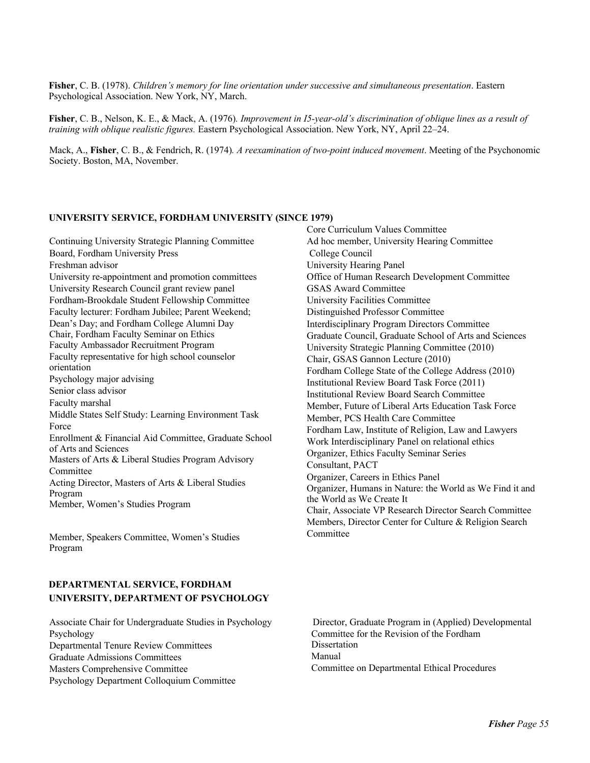**Fisher**, C. B. (1978). *Children's memory for line orientation under successive and simultaneous presentation*. Eastern Psychological Association. New York, NY, March.

**Fisher**, C. B., Nelson, K. E., & Mack, A. (1976). *Improvement in I5-year-old's discrimination of oblique lines as a result of training with oblique realistic figures.* Eastern Psychological Association. New York, NY, April 22–24.

Mack, A., **Fisher**, C. B., & Fendrich, R. (1974). *A reexamination of two-point induced movement*. Meeting of the Psychonomic Society. Boston, MA, November.

## UNIVERSITY SERVICE, FORDHAM UNIVERSITY (SINCE 1979)

Continuing University Strategic Planning Committee
Board, Fordham University Press
Freshman advisor
University re-appointment and promotion committees
University Research Council grant review panel
Fordham-Brookdale Student Fellowship Committee
Faculty lecturer: Fordham Jubilee; Parent Weekend; Dean's Day; and Fordham College Alumni Day
Chair, Fordham Faculty Seminar on Ethics
Faculty Ambassador Recruitment Program
Faculty representative for high school counselor orientation
Psychology major advising
Senior class advisor
Faculty marshal
Middle States Self Study: Learning Environment Task Force
Enrollment & Financial Aid Committee, Graduate School of Arts and Sciences
Masters of Arts & Liberal Studies Program Advisory Committee
Acting Director, Masters of Arts & Liberal Studies Program
Member, Women's Studies Program

Member, Speakers Committee, Women's Studies Program

Core Curriculum Values Committee
Ad hoc member, University Hearing Committee
College Council
University Hearing Panel
Office of Human Research Development Committee
GSAS Award Committee
University Facilities Committee
Distinguished Professor Committee
Interdisciplinary Program Directors Committee
Graduate Council, Graduate School of Arts and Sciences
University Strategic Planning Committee (2010)
Chair, GSAS Gannon Lecture (2010)
Fordham College State of the College Address (2010)
Institutional Review Board Task Force (2011)
Institutional Review Board Search Committee
Member, Future of Liberal Arts Education Task Force
Member, PCS Health Care Committee
Fordham Law, Institute of Religion, Law and Lawyers Work Interdisciplinary Panel on relational ethics
Organizer, Ethics Faculty Seminar Series
Consultant, PACT
Organizer, Careers in Ethics Panel
Organizer, Humans in Nature: the World as We Find it and the World as We Create It
Chair, Associate VP Research Director Search Committee
Members, Director Center for Culture & Religion Search Committee

## DEPARTMENTAL SERVICE, FORDHAM UNIVERSITY, DEPARTMENT OF PSYCHOLOGY

Associate Chair for Undergraduate Studies in Psychology
Psychology
Departmental Tenure Review Committees
Graduate Admissions Committees
Masters Comprehensive Committee
Psychology Department Colloquium Committee

Director, Graduate Program in (Applied) Developmental
Committee for the Revision of the Fordham Dissertation Manual
Committee on Departmental Ethical Procedures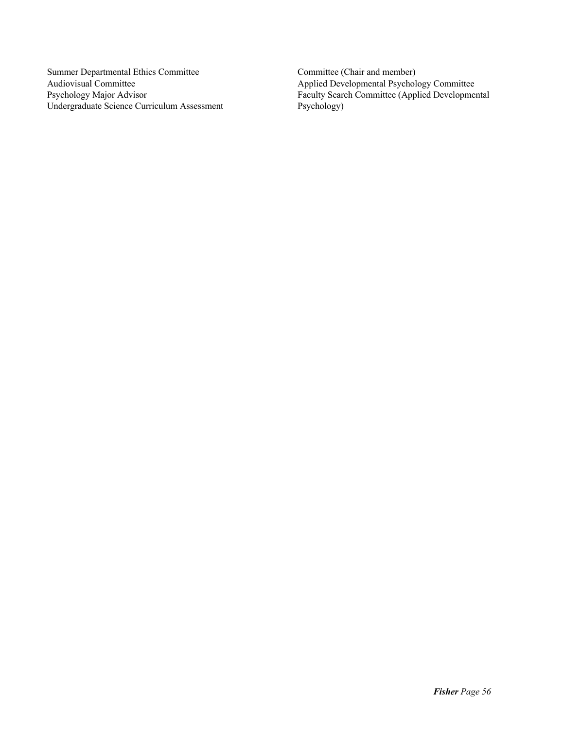Summer Departmental Ethics Committee
Audiovisual Committee
Psychology Major Advisor
Undergraduate Science Curriculum Assessment Committee (Chair and member)
Applied Developmental Psychology Committee
Faculty Search Committee (Applied Developmental Psychology)